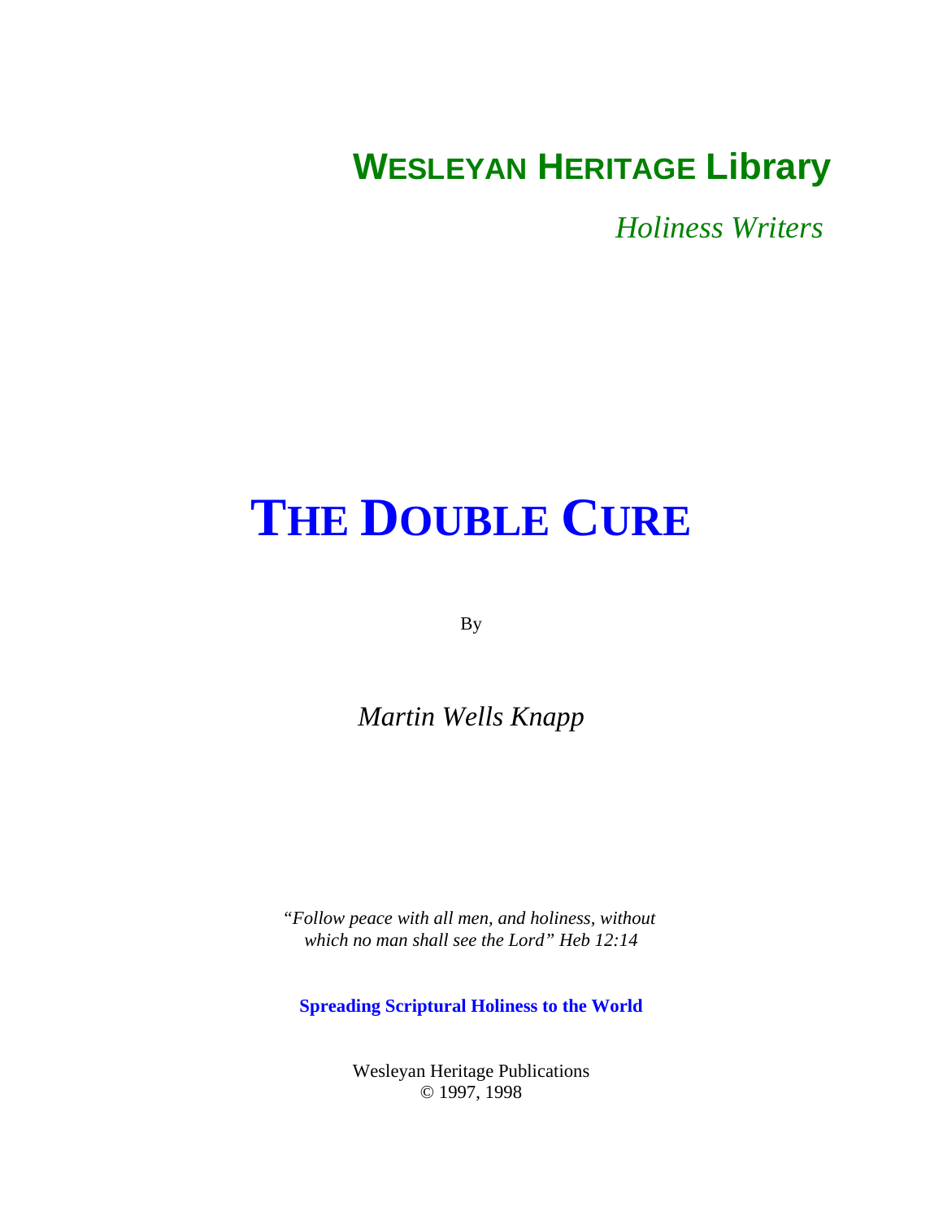**WESLEYAN HERITAGE Library**

*Holiness Writers*

# THE DOUBLE CURE

By

*Martin Wells Knapp*

*"Follow peace with all men, and holiness, without which no man shall see the Lord" Heb 12:14*

**Spreading Scriptural Holiness to the World**

Wesleyan Heritage Publications
© 1997, 1998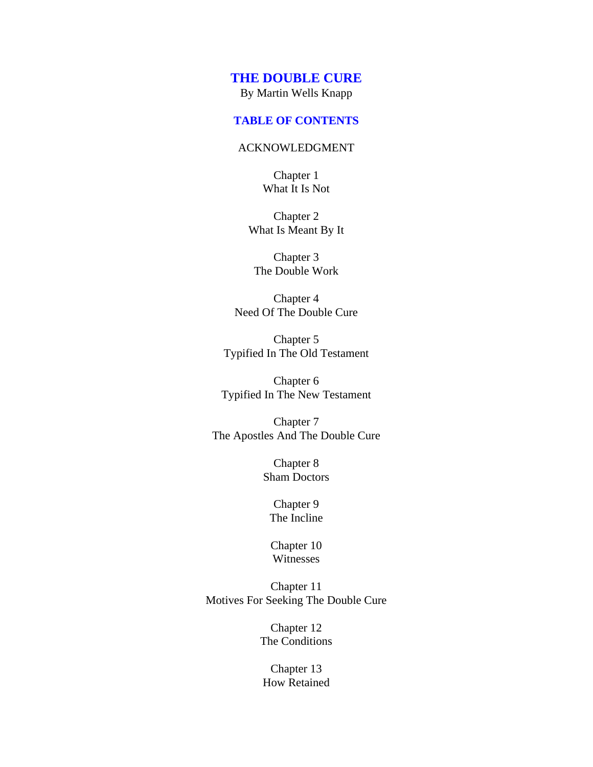# THE DOUBLE CURE

By Martin Wells Knapp

## TABLE OF CONTENTS

ACKNOWLEDGMENT

Chapter 1
What It Is Not

Chapter 2
What Is Meant By It

Chapter 3
The Double Work

Chapter 4
Need Of The Double Cure

Chapter 5
Typified In The Old Testament

Chapter 6
Typified In The New Testament

Chapter 7
The Apostles And The Double Cure

Chapter 8
Sham Doctors

Chapter 9
The Incline

Chapter 10
Witnesses

Chapter 11
Motives For Seeking The Double Cure

Chapter 12
The Conditions

Chapter 13
How Retained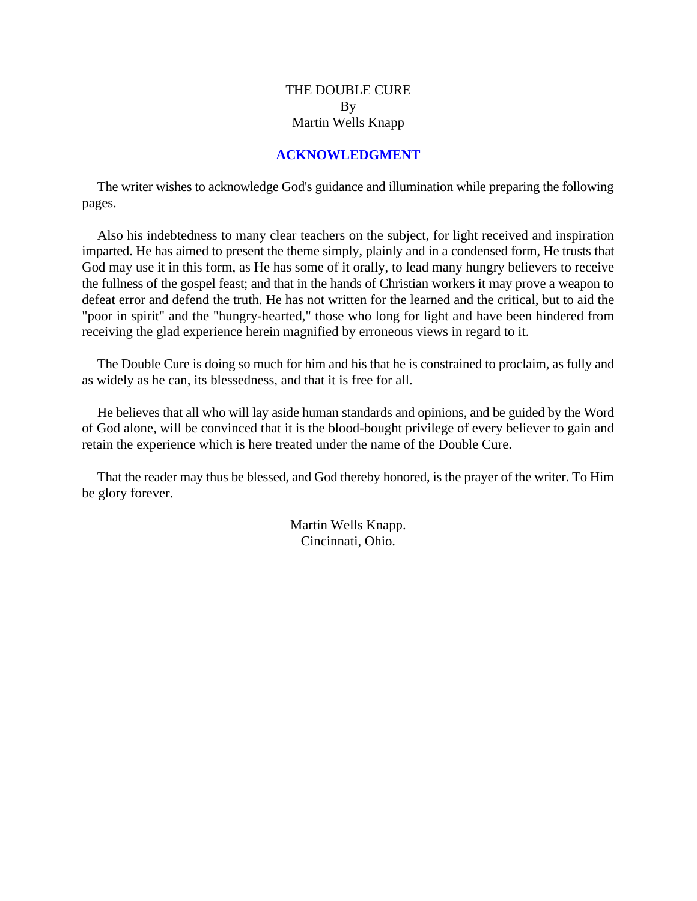THE DOUBLE CURE
By
Martin Wells Knapp

## ACKNOWLEDGMENT

The writer wishes to acknowledge God's guidance and illumination while preparing the following pages.

Also his indebtedness to many clear teachers on the subject, for light received and inspiration imparted. He has aimed to present the theme simply, plainly and in a condensed form, He trusts that God may use it in this form, as He has some of it orally, to lead many hungry believers to receive the fullness of the gospel feast; and that in the hands of Christian workers it may prove a weapon to defeat error and defend the truth. He has not written for the learned and the critical, but to aid the "poor in spirit" and the "hungry-hearted," those who long for light and have been hindered from receiving the glad experience herein magnified by erroneous views in regard to it.

The Double Cure is doing so much for him and his that he is constrained to proclaim, as fully and as widely as he can, its blessedness, and that it is free for all.

He believes that all who will lay aside human standards and opinions, and be guided by the Word of God alone, will be convinced that it is the blood-bought privilege of every believer to gain and retain the experience which is here treated under the name of the Double Cure.

That the reader may thus be blessed, and God thereby honored, is the prayer of the writer. To Him be glory forever.

Martin Wells Knapp.
Cincinnati, Ohio.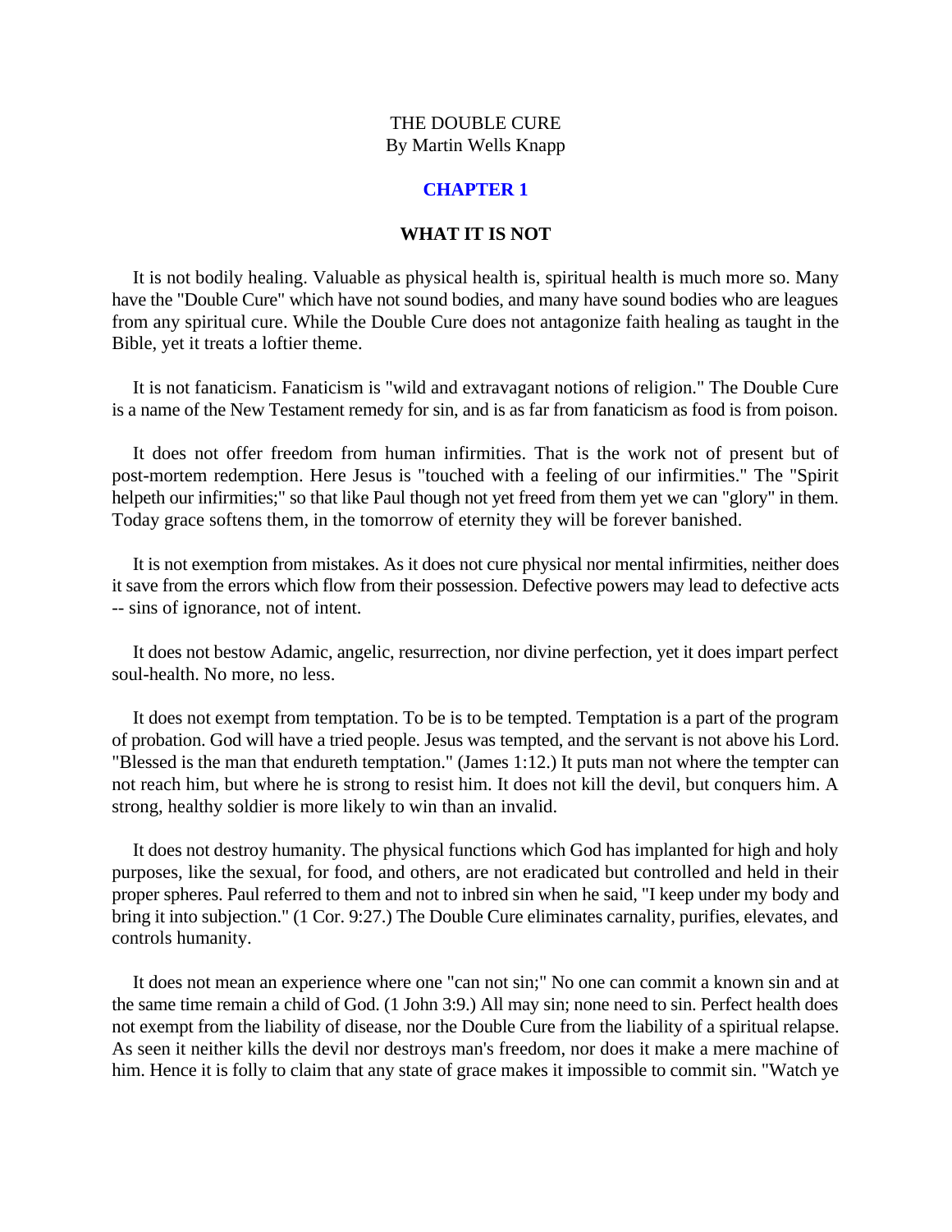THE DOUBLE CURE
By Martin Wells Knapp

## CHAPTER 1

### WHAT IT IS NOT

It is not bodily healing. Valuable as physical health is, spiritual health is much more so. Many have the "Double Cure" which have not sound bodies, and many have sound bodies who are leagues from any spiritual cure. While the Double Cure does not antagonize faith healing as taught in the Bible, yet it treats a loftier theme.

It is not fanaticism. Fanaticism is "wild and extravagant notions of religion." The Double Cure is a name of the New Testament remedy for sin, and is as far from fanaticism as food is from poison.

It does not offer freedom from human infirmities. That is the work not of present but of post-mortem redemption. Here Jesus is "touched with a feeling of our infirmities." The "Spirit helpeth our infirmities;" so that like Paul though not yet freed from them yet we can "glory" in them. Today grace softens them, in the tomorrow of eternity they will be forever banished.

It is not exemption from mistakes. As it does not cure physical nor mental infirmities, neither does it save from the errors which flow from their possession. Defective powers may lead to defective acts -- sins of ignorance, not of intent.

It does not bestow Adamic, angelic, resurrection, nor divine perfection, yet it does impart perfect soul-health. No more, no less.

It does not exempt from temptation. To be is to be tempted. Temptation is a part of the program of probation. God will have a tried people. Jesus was tempted, and the servant is not above his Lord. "Blessed is the man that endureth temptation." (James 1:12.) It puts man not where the tempter can not reach him, but where he is strong to resist him. It does not kill the devil, but conquers him. A strong, healthy soldier is more likely to win than an invalid.

It does not destroy humanity. The physical functions which God has implanted for high and holy purposes, like the sexual, for food, and others, are not eradicated but controlled and held in their proper spheres. Paul referred to them and not to inbred sin when he said, "I keep under my body and bring it into subjection." (1 Cor. 9:27.) The Double Cure eliminates carnality, purifies, elevates, and controls humanity.

It does not mean an experience where one "can not sin;" No one can commit a known sin and at the same time remain a child of God. (1 John 3:9.) All may sin; none need to sin. Perfect health does not exempt from the liability of disease, nor the Double Cure from the liability of a spiritual relapse. As seen it neither kills the devil nor destroys man's freedom, nor does it make a mere machine of him. Hence it is folly to claim that any state of grace makes it impossible to commit sin. "Watch ye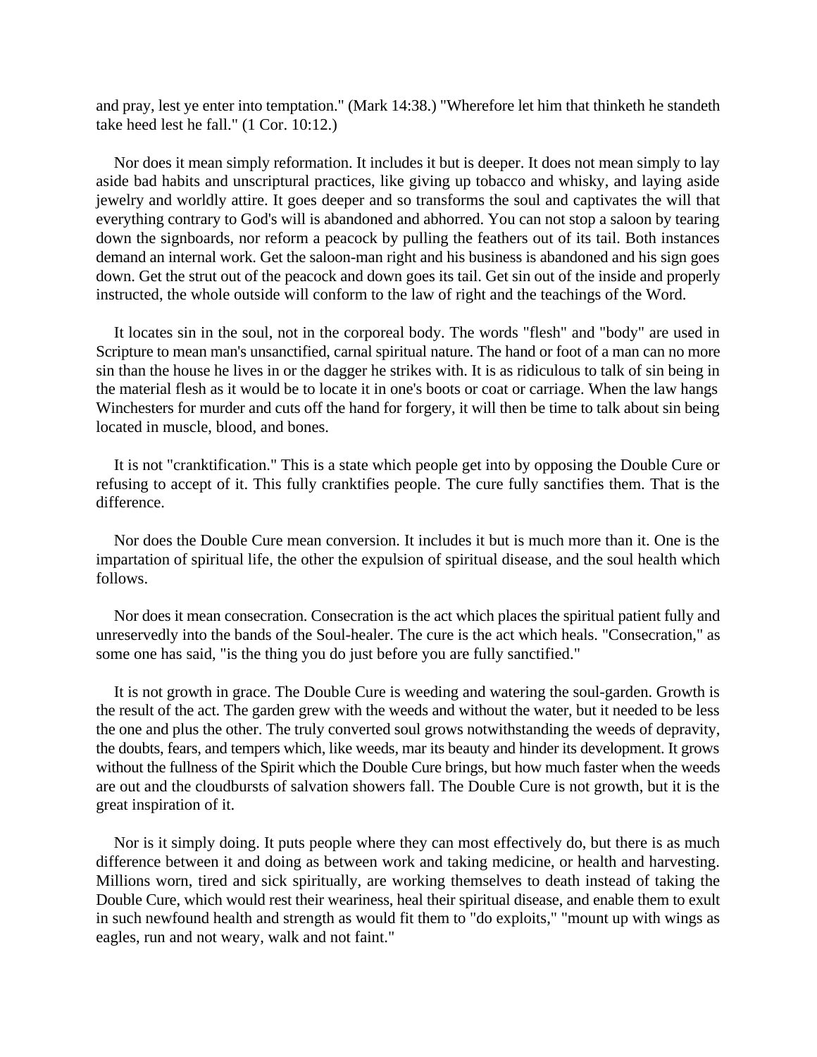and pray, lest ye enter into temptation." (Mark 14:38.) "Wherefore let him that thinketh he standeth take heed lest he fall." (1 Cor. 10:12.)

Nor does it mean simply reformation. It includes it but is deeper. It does not mean simply to lay aside bad habits and unscriptural practices, like giving up tobacco and whisky, and laying aside jewelry and worldly attire. It goes deeper and so transforms the soul and captivates the will that everything contrary to God's will is abandoned and abhorred. You can not stop a saloon by tearing down the signboards, nor reform a peacock by pulling the feathers out of its tail. Both instances demand an internal work. Get the saloon-man right and his business is abandoned and his sign goes down. Get the strut out of the peacock and down goes its tail. Get sin out of the inside and properly instructed, the whole outside will conform to the law of right and the teachings of the Word.

It locates sin in the soul, not in the corporeal body. The words "flesh" and "body" are used in Scripture to mean man's unsanctified, carnal spiritual nature. The hand or foot of a man can no more sin than the house he lives in or the dagger he strikes with. It is as ridiculous to talk of sin being in the material flesh as it would be to locate it in one's boots or coat or carriage. When the law hangs Winchesters for murder and cuts off the hand for forgery, it will then be time to talk about sin being located in muscle, blood, and bones.

It is not "cranktification." This is a state which people get into by opposing the Double Cure or refusing to accept of it. This fully cranktifies people. The cure fully sanctifies them. That is the difference.

Nor does the Double Cure mean conversion. It includes it but is much more than it. One is the impartation of spiritual life, the other the expulsion of spiritual disease, and the soul health which follows.

Nor does it mean consecration. Consecration is the act which places the spiritual patient fully and unreservedly into the bands of the Soul-healer. The cure is the act which heals. "Consecration," as some one has said, "is the thing you do just before you are fully sanctified."

It is not growth in grace. The Double Cure is weeding and watering the soul-garden. Growth is the result of the act. The garden grew with the weeds and without the water, but it needed to be less the one and plus the other. The truly converted soul grows notwithstanding the weeds of depravity, the doubts, fears, and tempers which, like weeds, mar its beauty and hinder its development. It grows without the fullness of the Spirit which the Double Cure brings, but how much faster when the weeds are out and the cloudbursts of salvation showers fall. The Double Cure is not growth, but it is the great inspiration of it.

Nor is it simply doing. It puts people where they can most effectively do, but there is as much difference between it and doing as between work and taking medicine, or health and harvesting. Millions worn, tired and sick spiritually, are working themselves to death instead of taking the Double Cure, which would rest their weariness, heal their spiritual disease, and enable them to exult in such newfound health and strength as would fit them to "do exploits," "mount up with wings as eagles, run and not weary, walk and not faint."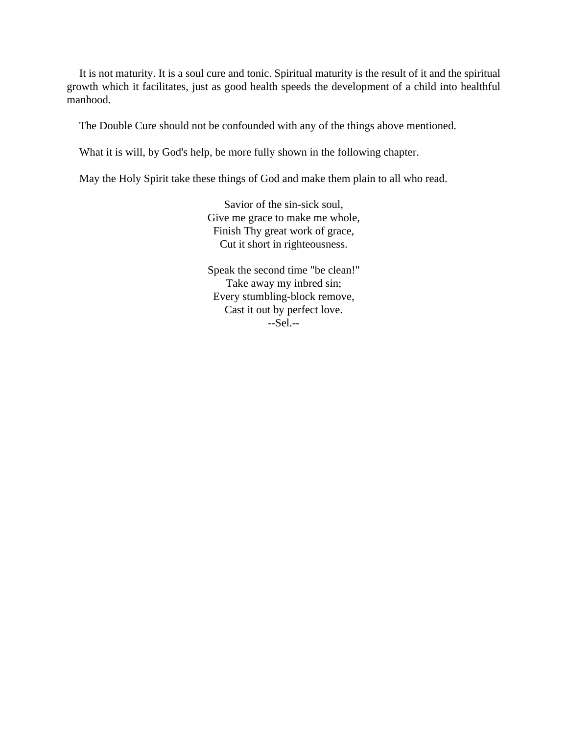It is not maturity. It is a soul cure and tonic. Spiritual maturity is the result of it and the spiritual growth which it facilitates, just as good health speeds the development of a child into healthful manhood.

The Double Cure should not be confounded with any of the things above mentioned.

What it is will, by God's help, be more fully shown in the following chapter.

May the Holy Spirit take these things of God and make them plain to all who read.

Savior of the sin-sick soul,  
Give me grace to make me whole,  
Finish Thy great work of grace,  
Cut it short in righteousness.

Speak the second time "be clean!"  
Take away my inbred sin;  
Every stumbling-block remove,  
Cast it out by perfect love.  
--Sel.--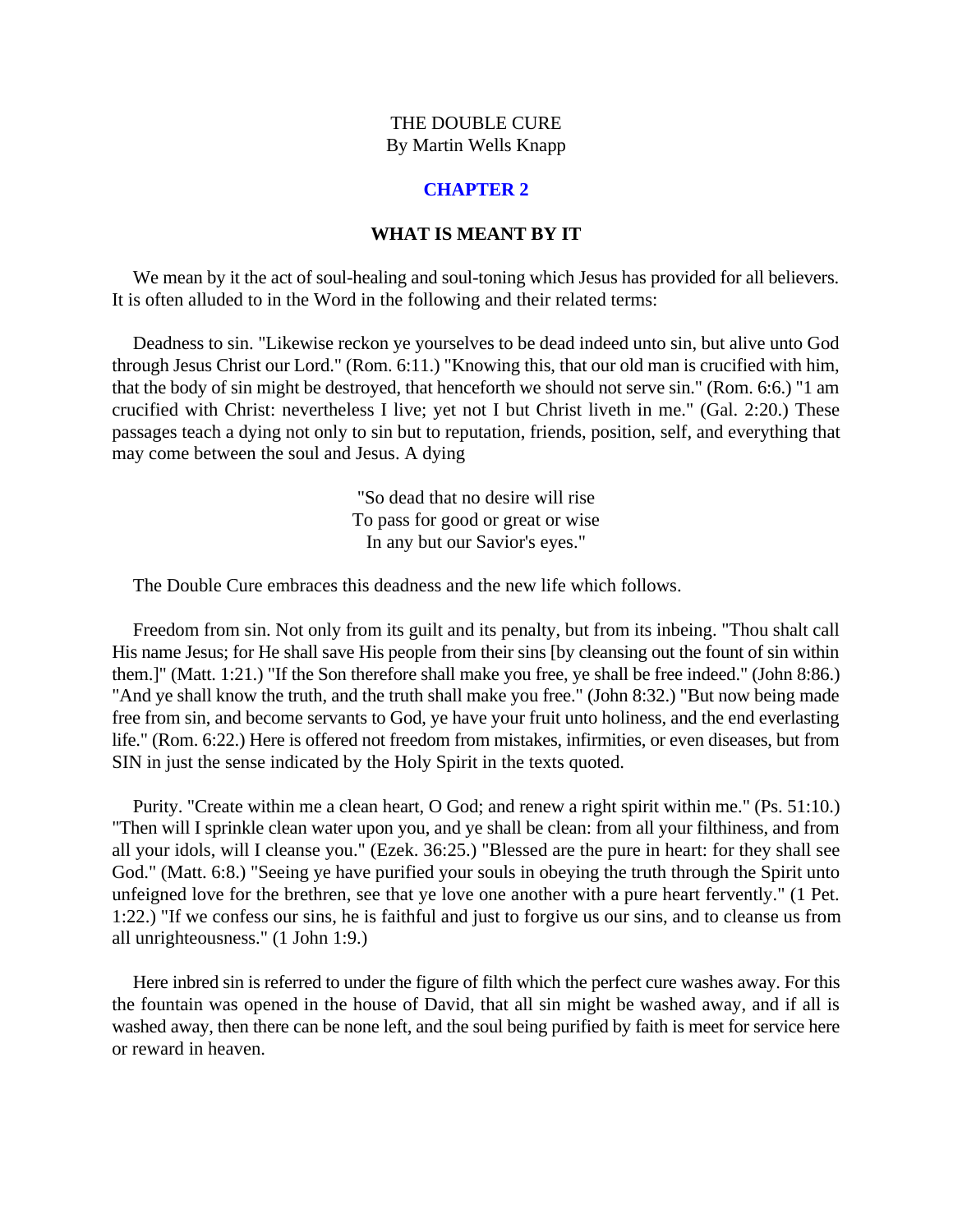THE DOUBLE CURE
By Martin Wells Knapp

## CHAPTER 2

### WHAT IS MEANT BY IT

We mean by it the act of soul-healing and soul-toning which Jesus has provided for all believers. It is often alluded to in the Word in the following and their related terms:

Deadness to sin. "Likewise reckon ye yourselves to be dead indeed unto sin, but alive unto God through Jesus Christ our Lord." (Rom. 6:11.) "Knowing this, that our old man is crucified with him, that the body of sin might be destroyed, that henceforth we should not serve sin." (Rom. 6:6.) "1 am crucified with Christ: nevertheless I live; yet not I but Christ liveth in me." (Gal. 2:20.) These passages teach a dying not only to sin but to reputation, friends, position, self, and everything that may come between the soul and Jesus. A dying

"So dead that no desire will rise
To pass for good or great or wise
In any but our Savior's eyes."

The Double Cure embraces this deadness and the new life which follows.

Freedom from sin. Not only from its guilt and its penalty, but from its inbeing. "Thou shalt call His name Jesus; for He shall save His people from their sins [by cleansing out the fount of sin within them.]" (Matt. 1:21.) "If the Son therefore shall make you free, ye shall be free indeed." (John 8:86.) "And ye shall know the truth, and the truth shall make you free." (John 8:32.) "But now being made free from sin, and become servants to God, ye have your fruit unto holiness, and the end everlasting life." (Rom. 6:22.) Here is offered not freedom from mistakes, infirmities, or even diseases, but from SIN in just the sense indicated by the Holy Spirit in the texts quoted.

Purity. "Create within me a clean heart, O God; and renew a right spirit within me." (Ps. 51:10.) "Then will I sprinkle clean water upon you, and ye shall be clean: from all your filthiness, and from all your idols, will I cleanse you." (Ezek. 36:25.) "Blessed are the pure in heart: for they shall see God." (Matt. 6:8.) "Seeing ye have purified your souls in obeying the truth through the Spirit unto unfeigned love for the brethren, see that ye love one another with a pure heart fervently." (1 Pet. 1:22.) "If we confess our sins, he is faithful and just to forgive us our sins, and to cleanse us from all unrighteousness." (1 John 1:9.)

Here inbred sin is referred to under the figure of filth which the perfect cure washes away. For this the fountain was opened in the house of David, that all sin might be washed away, and if all is washed away, then there can be none left, and the soul being purified by faith is meet for service here or reward in heaven.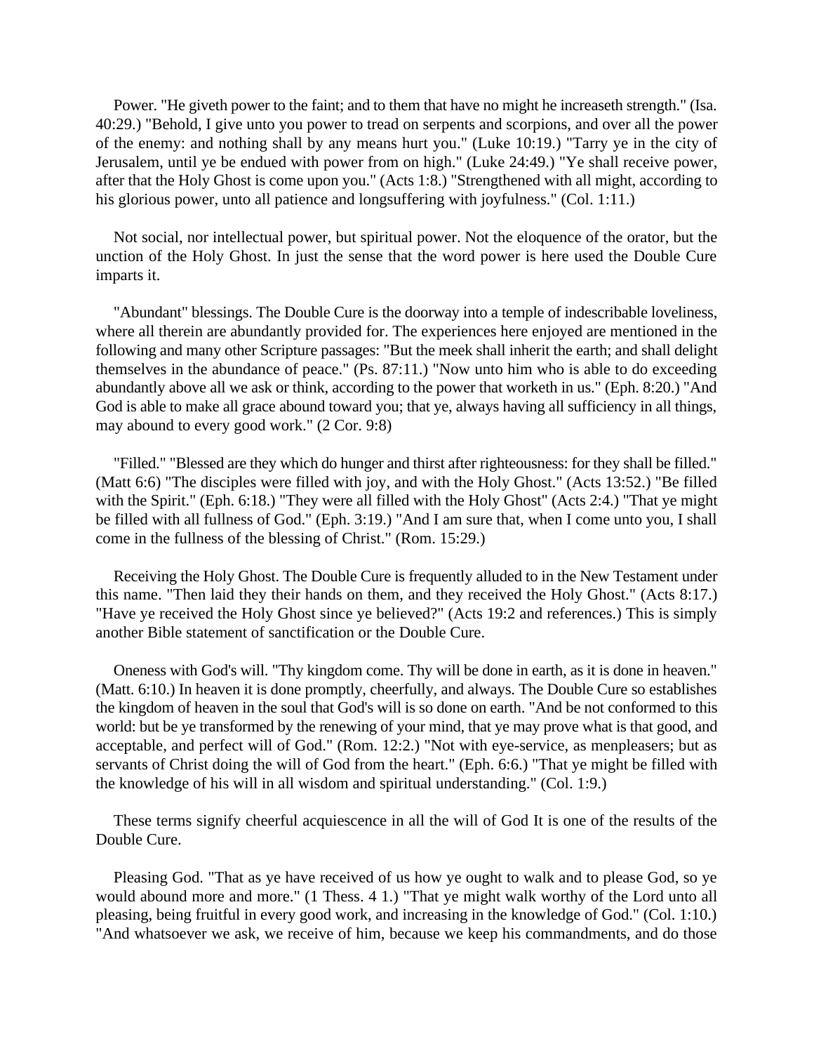Power. "He giveth power to the faint; and to them that have no might he increaseth strength." (Isa. 40:29.) "Behold, I give unto you power to tread on serpents and scorpions, and over all the power of the enemy: and nothing shall by any means hurt you." (Luke 10:19.) "Tarry ye in the city of Jerusalem, until ye be endued with power from on high." (Luke 24:49.) "Ye shall receive power, after that the Holy Ghost is come upon you." (Acts 1:8.) "Strengthened with all might, according to his glorious power, unto all patience and longsuffering with joyfulness." (Col. 1:11.)

Not social, nor intellectual power, but spiritual power. Not the eloquence of the orator, but the unction of the Holy Ghost. In just the sense that the word power is here used the Double Cure imparts it.

"Abundant" blessings. The Double Cure is the doorway into a temple of indescribable loveliness, where all therein are abundantly provided for. The experiences here enjoyed are mentioned in the following and many other Scripture passages: "But the meek shall inherit the earth; and shall delight themselves in the abundance of peace." (Ps. 87:11.) "Now unto him who is able to do exceeding abundantly above all we ask or think, according to the power that worketh in us." (Eph. 8:20.) "And God is able to make all grace abound toward you; that ye, always having all sufficiency in all things, may abound to every good work." (2 Cor. 9:8)

"Filled." "Blessed are they which do hunger and thirst after righteousness: for they shall be filled." (Matt 6:6) "The disciples were filled with joy, and with the Holy Ghost." (Acts 13:52.) "Be filled with the Spirit." (Eph. 6:18.) "They were all filled with the Holy Ghost" (Acts 2:4.) "That ye might be filled with all fullness of God." (Eph. 3:19.) "And I am sure that, when I come unto you, I shall come in the fullness of the blessing of Christ." (Rom. 15:29.)

Receiving the Holy Ghost. The Double Cure is frequently alluded to in the New Testament under this name. "Then laid they their hands on them, and they received the Holy Ghost." (Acts 8:17.) "Have ye received the Holy Ghost since ye believed?" (Acts 19:2 and references.) This is simply another Bible statement of sanctification or the Double Cure.

Oneness with God's will. "Thy kingdom come. Thy will be done in earth, as it is done in heaven." (Matt. 6:10.) In heaven it is done promptly, cheerfully, and always. The Double Cure so establishes the kingdom of heaven in the soul that God's will is so done on earth. "And be not conformed to this world: but be ye transformed by the renewing of your mind, that ye may prove what is that good, and acceptable, and perfect will of God." (Rom. 12:2.) "Not with eye-service, as menpleasers; but as servants of Christ doing the will of God from the heart." (Eph. 6:6.) "That ye might be filled with the knowledge of his will in all wisdom and spiritual understanding." (Col. 1:9.)

These terms signify cheerful acquiescence in all the will of God It is one of the results of the Double Cure.

Pleasing God. "That as ye have received of us how ye ought to walk and to please God, so ye would abound more and more." (1 Thess. 4 1.) "That ye might walk worthy of the Lord unto all pleasing, being fruitful in every good work, and increasing in the knowledge of God." (Col. 1:10.) "And whatsoever we ask, we receive of him, because we keep his commandments, and do those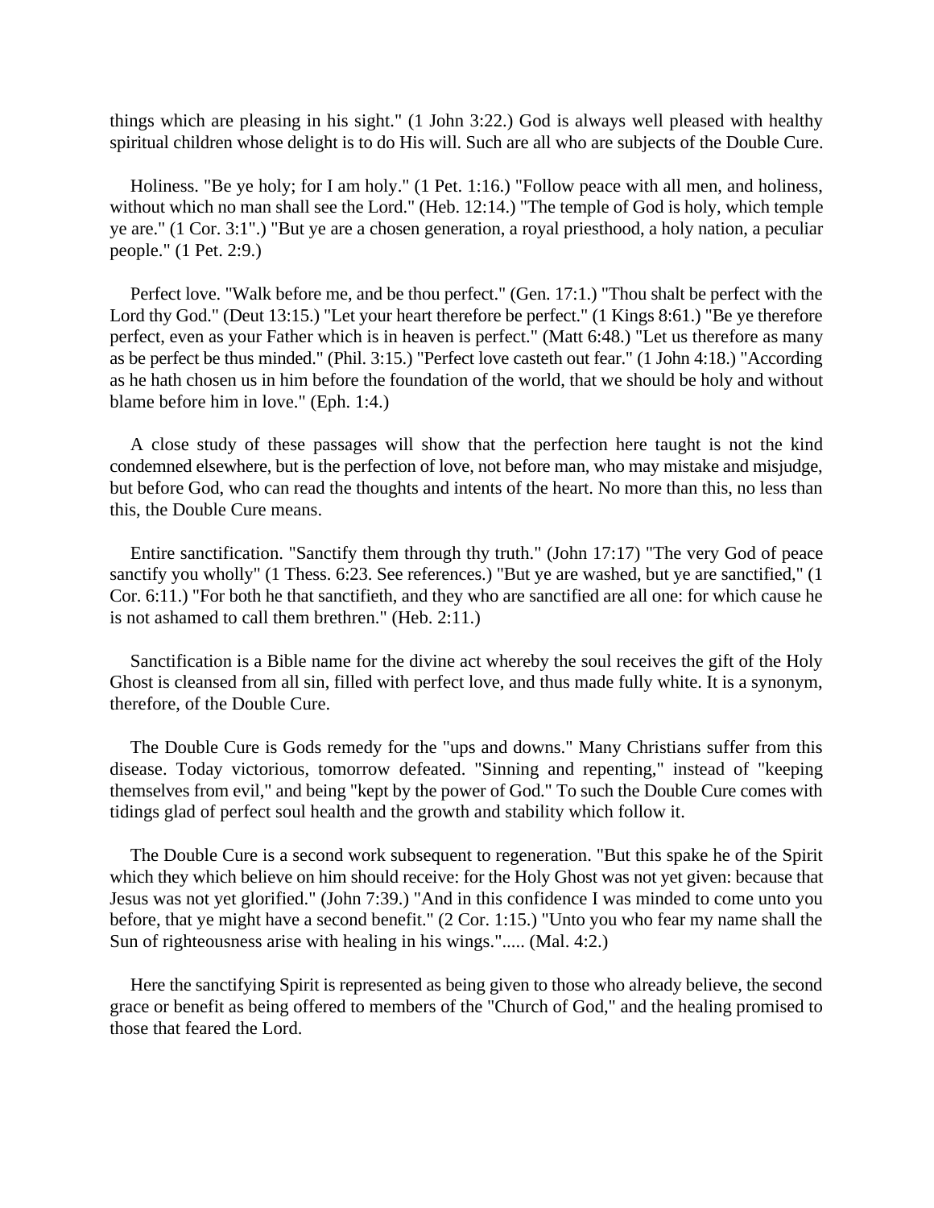things which are pleasing in his sight." (1 John 3:22.) God is always well pleased with healthy spiritual children whose delight is to do His will. Such are all who are subjects of the Double Cure.

Holiness. "Be ye holy; for I am holy." (1 Pet. 1:16.) "Follow peace with all men, and holiness, without which no man shall see the Lord." (Heb. 12:14.) "The temple of God is holy, which temple ye are." (1 Cor. 3:1".) "But ye are a chosen generation, a royal priesthood, a holy nation, a peculiar people." (1 Pet. 2:9.)

Perfect love. "Walk before me, and be thou perfect." (Gen. 17:1.) "Thou shalt be perfect with the Lord thy God." (Deut 13:15.) "Let your heart therefore be perfect." (1 Kings 8:61.) "Be ye therefore perfect, even as your Father which is in heaven is perfect." (Matt 6:48.) "Let us therefore as many as be perfect be thus minded." (Phil. 3:15.) "Perfect love casteth out fear." (1 John 4:18.) "According as he hath chosen us in him before the foundation of the world, that we should be holy and without blame before him in love." (Eph. 1:4.)

A close study of these passages will show that the perfection here taught is not the kind condemned elsewhere, but is the perfection of love, not before man, who may mistake and misjudge, but before God, who can read the thoughts and intents of the heart. No more than this, no less than this, the Double Cure means.

Entire sanctification. "Sanctify them through thy truth." (John 17:17) "The very God of peace sanctify you wholly" (1 Thess. 6:23. See references.) "But ye are washed, but ye are sanctified," (1 Cor. 6:11.) "For both he that sanctifieth, and they who are sanctified are all one: for which cause he is not ashamed to call them brethren." (Heb. 2:11.)

Sanctification is a Bible name for the divine act whereby the soul receives the gift of the Holy Ghost is cleansed from all sin, filled with perfect love, and thus made fully white. It is a synonym, therefore, of the Double Cure.

The Double Cure is Gods remedy for the "ups and downs." Many Christians suffer from this disease. Today victorious, tomorrow defeated. "Sinning and repenting," instead of "keeping themselves from evil," and being "kept by the power of God." To such the Double Cure comes with tidings glad of perfect soul health and the growth and stability which follow it.

The Double Cure is a second work subsequent to regeneration. "But this spake he of the Spirit which they which believe on him should receive: for the Holy Ghost was not yet given: because that Jesus was not yet glorified." (John 7:39.) "And in this confidence I was minded to come unto you before, that ye might have a second benefit." (2 Cor. 1:15.) "Unto you who fear my name shall the Sun of righteousness arise with healing in his wings."..... (Mal. 4:2.)

Here the sanctifying Spirit is represented as being given to those who already believe, the second grace or benefit as being offered to members of the "Church of God," and the healing promised to those that feared the Lord.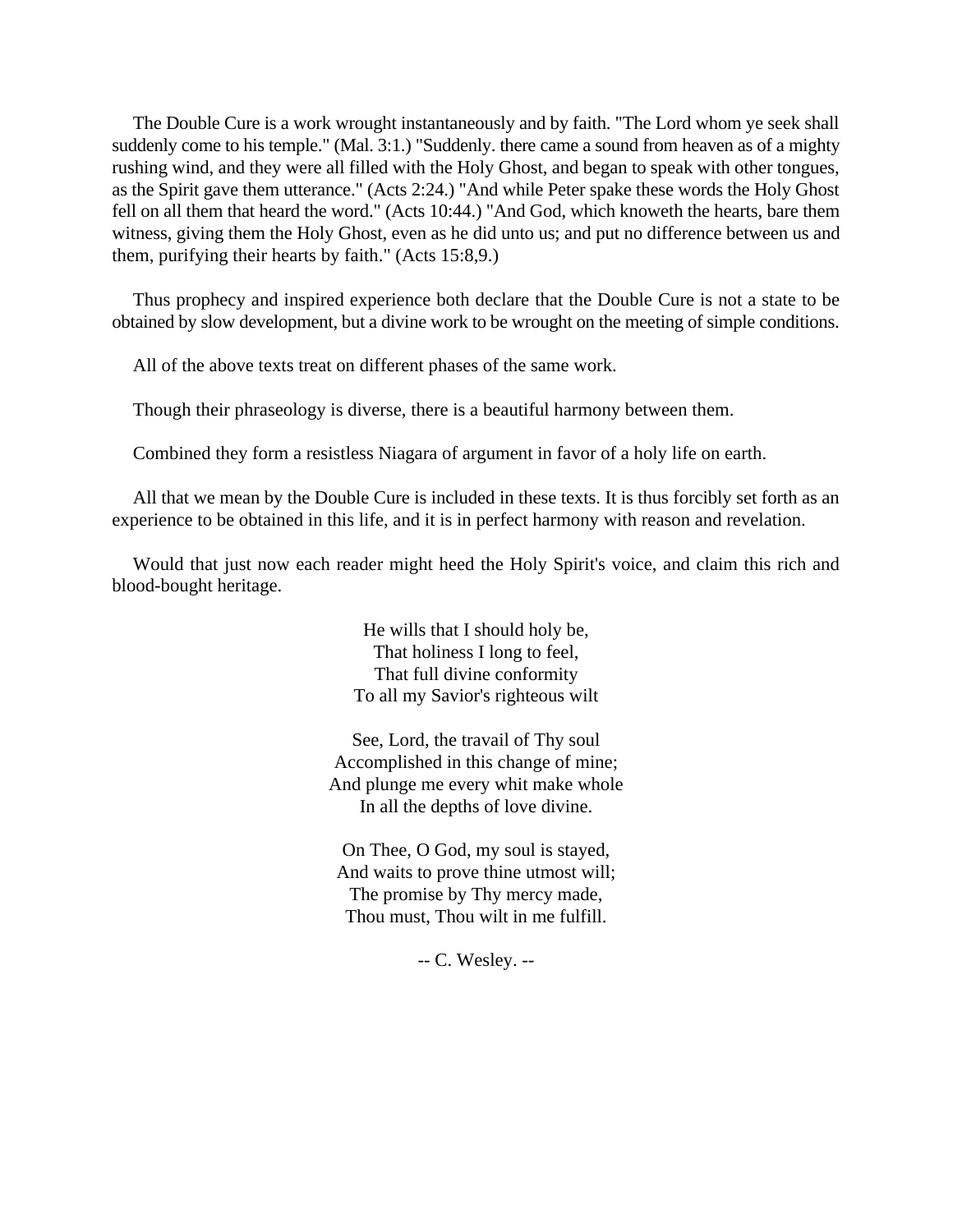The Double Cure is a work wrought instantaneously and by faith. "The Lord whom ye seek shall suddenly come to his temple." (Mal. 3:1.) "Suddenly. there came a sound from heaven as of a mighty rushing wind, and they were all filled with the Holy Ghost, and began to speak with other tongues, as the Spirit gave them utterance." (Acts 2:24.) "And while Peter spake these words the Holy Ghost fell on all them that heard the word." (Acts 10:44.) "And God, which knoweth the hearts, bare them witness, giving them the Holy Ghost, even as he did unto us; and put no difference between us and them, purifying their hearts by faith." (Acts 15:8,9.)

Thus prophecy and inspired experience both declare that the Double Cure is not a state to be obtained by slow development, but a divine work to be wrought on the meeting of simple conditions.

All of the above texts treat on different phases of the same work.

Though their phraseology is diverse, there is a beautiful harmony between them.

Combined they form a resistless Niagara of argument in favor of a holy life on earth.

All that we mean by the Double Cure is included in these texts. It is thus forcibly set forth as an experience to be obtained in this life, and it is in perfect harmony with reason and revelation.

Would that just now each reader might heed the Holy Spirit's voice, and claim this rich and blood-bought heritage.

He wills that I should holy be,  
That holiness I long to feel,  
That full divine conformity  
To all my Savior's righteous wilt

See, Lord, the travail of Thy soul  
Accomplished in this change of mine;  
And plunge me every whit make whole  
In all the depths of love divine.

On Thee, O God, my soul is stayed,  
And waits to prove thine utmost will;  
The promise by Thy mercy made,  
Thou must, Thou wilt in me fulfill.

-- C. Wesley. --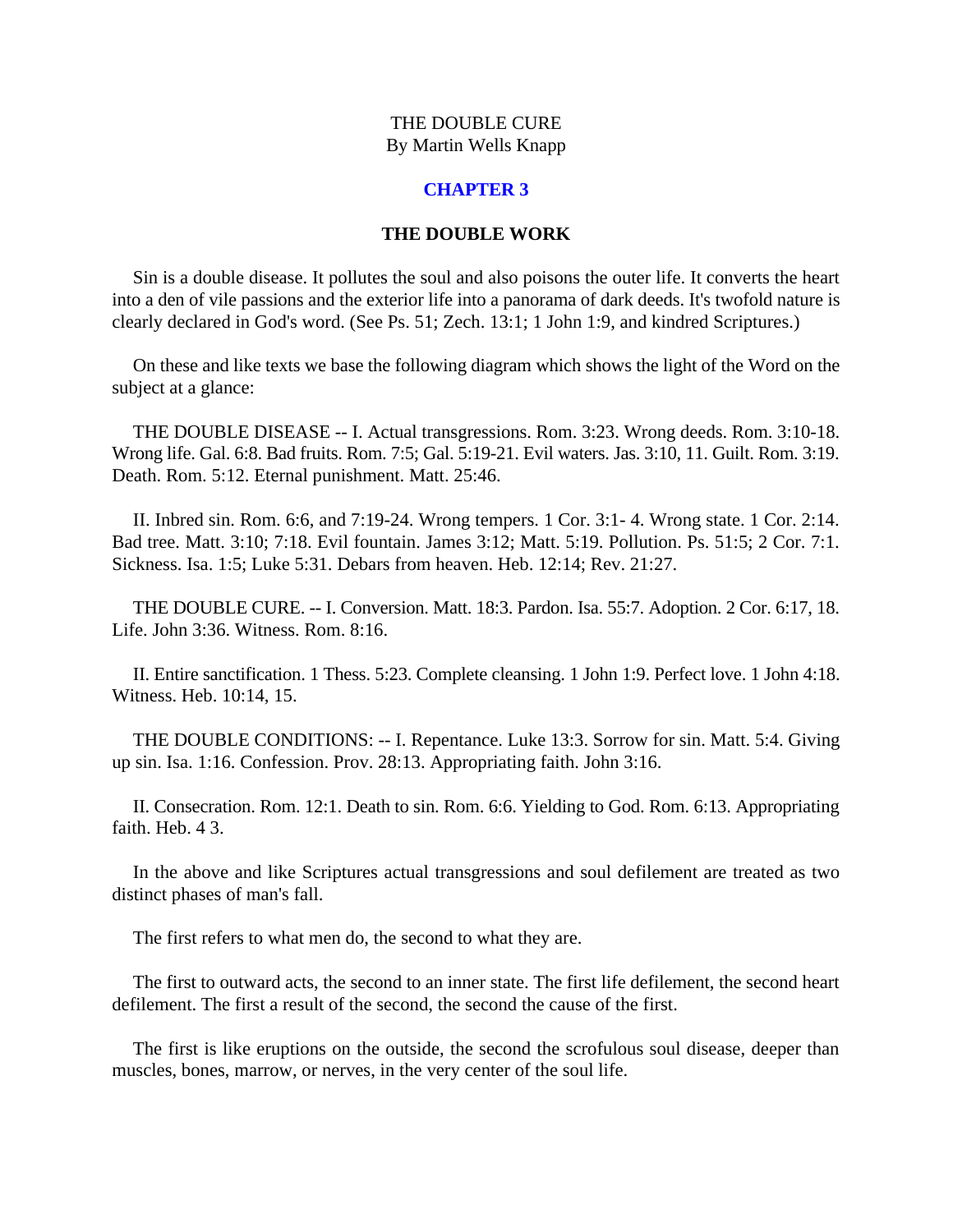THE DOUBLE CURE
By Martin Wells Knapp

## CHAPTER 3

### THE DOUBLE WORK

Sin is a double disease. It pollutes the soul and also poisons the outer life. It converts the heart into a den of vile passions and the exterior life into a panorama of dark deeds. It's twofold nature is clearly declared in God's word. (See Ps. 51; Zech. 13:1; 1 John 1:9, and kindred Scriptures.)

On these and like texts we base the following diagram which shows the light of the Word on the subject at a glance:

THE DOUBLE DISEASE -- I. Actual transgressions. Rom. 3:23. Wrong deeds. Rom. 3:10-18. Wrong life. Gal. 6:8. Bad fruits. Rom. 7:5; Gal. 5:19-21. Evil waters. Jas. 3:10, 11. Guilt. Rom. 3:19. Death. Rom. 5:12. Eternal punishment. Matt. 25:46.

II. Inbred sin. Rom. 6:6, and 7:19-24. Wrong tempers. 1 Cor. 3:1- 4. Wrong state. 1 Cor. 2:14. Bad tree. Matt. 3:10; 7:18. Evil fountain. James 3:12; Matt. 5:19. Pollution. Ps. 51:5; 2 Cor. 7:1. Sickness. Isa. 1:5; Luke 5:31. Debars from heaven. Heb. 12:14; Rev. 21:27.

THE DOUBLE CURE. -- I. Conversion. Matt. 18:3. Pardon. Isa. 55:7. Adoption. 2 Cor. 6:17, 18. Life. John 3:36. Witness. Rom. 8:16.

II. Entire sanctification. 1 Thess. 5:23. Complete cleansing. 1 John 1:9. Perfect love. 1 John 4:18. Witness. Heb. 10:14, 15.

THE DOUBLE CONDITIONS: -- I. Repentance. Luke 13:3. Sorrow for sin. Matt. 5:4. Giving up sin. Isa. 1:16. Confession. Prov. 28:13. Appropriating faith. John 3:16.

II. Consecration. Rom. 12:1. Death to sin. Rom. 6:6. Yielding to God. Rom. 6:13. Appropriating faith. Heb. 4 3.

In the above and like Scriptures actual transgressions and soul defilement are treated as two distinct phases of man's fall.

The first refers to what men do, the second to what they are.

The first to outward acts, the second to an inner state. The first life defilement, the second heart defilement. The first a result of the second, the second the cause of the first.

The first is like eruptions on the outside, the second the scrofulous soul disease, deeper than muscles, bones, marrow, or nerves, in the very center of the soul life.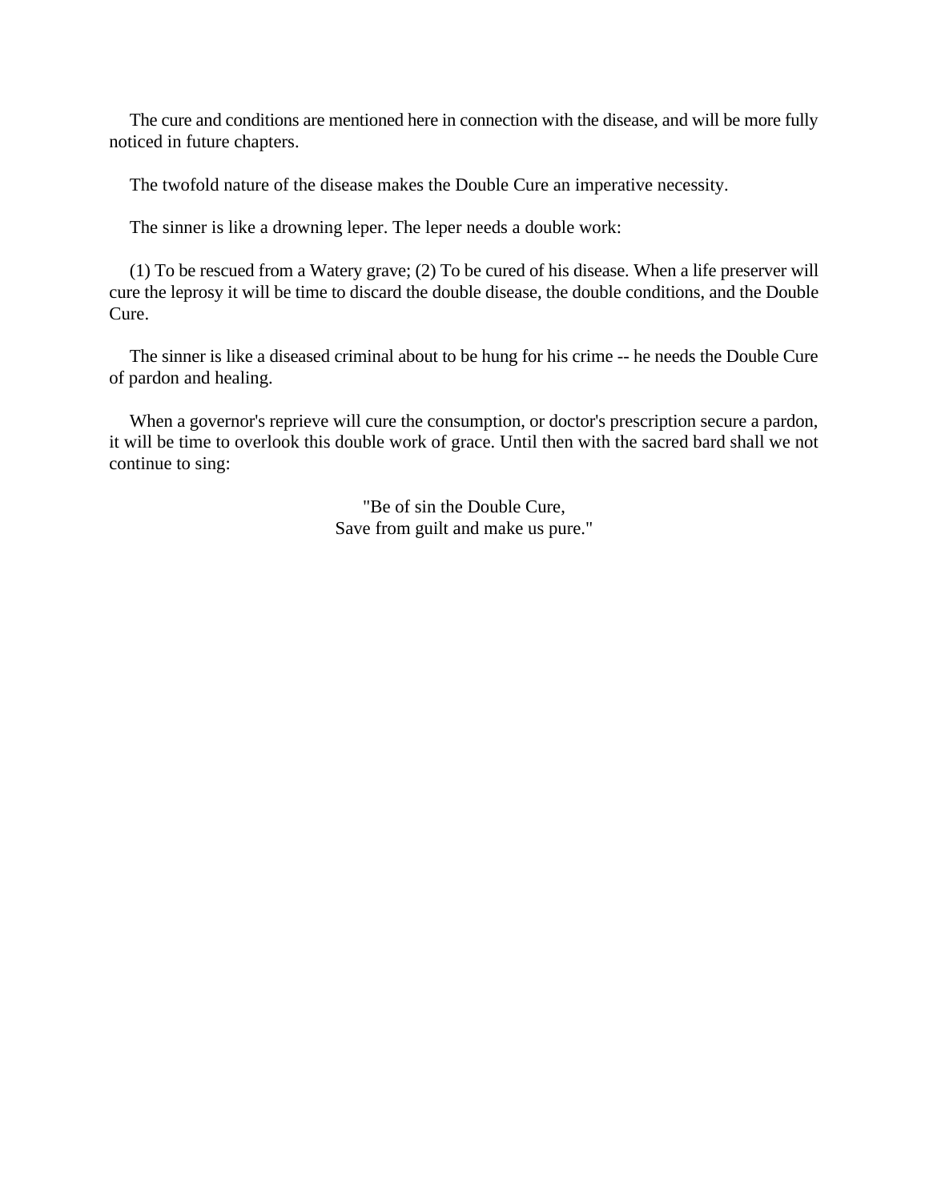The cure and conditions are mentioned here in connection with the disease, and will be more fully noticed in future chapters.

The twofold nature of the disease makes the Double Cure an imperative necessity.

The sinner is like a drowning leper. The leper needs a double work:

(1) To be rescued from a Watery grave; (2) To be cured of his disease. When a life preserver will cure the leprosy it will be time to discard the double disease, the double conditions, and the Double Cure.

The sinner is like a diseased criminal about to be hung for his crime -- he needs the Double Cure of pardon and healing.

When a governor's reprieve will cure the consumption, or doctor's prescription secure a pardon, it will be time to overlook this double work of grace. Until then with the sacred bard shall we not continue to sing:

"Be of sin the Double Cure,
Save from guilt and make us pure."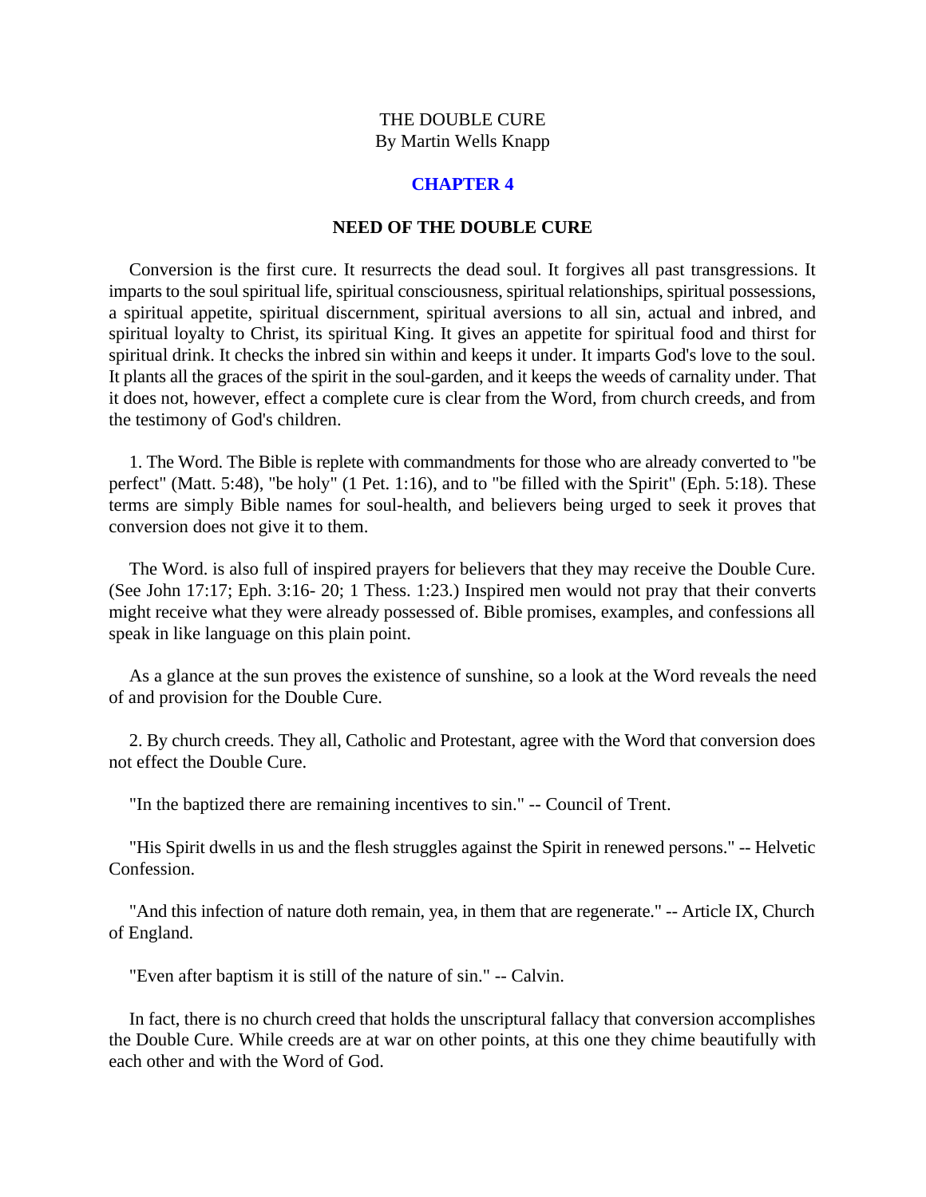THE DOUBLE CURE
By Martin Wells Knapp

## CHAPTER 4

### NEED OF THE DOUBLE CURE

Conversion is the first cure. It resurrects the dead soul. It forgives all past transgressions. It imparts to the soul spiritual life, spiritual consciousness, spiritual relationships, spiritual possessions, a spiritual appetite, spiritual discernment, spiritual aversions to all sin, actual and inbred, and spiritual loyalty to Christ, its spiritual King. It gives an appetite for spiritual food and thirst for spiritual drink. It checks the inbred sin within and keeps it under. It imparts God's love to the soul. It plants all the graces of the spirit in the soul-garden, and it keeps the weeds of carnality under. That it does not, however, effect a complete cure is clear from the Word, from church creeds, and from the testimony of God's children.

1. The Word. The Bible is replete with commandments for those who are already converted to "be perfect" (Matt. 5:48), "be holy" (1 Pet. 1:16), and to "be filled with the Spirit" (Eph. 5:18). These terms are simply Bible names for soul-health, and believers being urged to seek it proves that conversion does not give it to them.

The Word. is also full of inspired prayers for believers that they may receive the Double Cure. (See John 17:17; Eph. 3:16- 20; 1 Thess. 1:23.) Inspired men would not pray that their converts might receive what they were already possessed of. Bible promises, examples, and confessions all speak in like language on this plain point.

As a glance at the sun proves the existence of sunshine, so a look at the Word reveals the need of and provision for the Double Cure.

2. By church creeds. They all, Catholic and Protestant, agree with the Word that conversion does not effect the Double Cure.

"In the baptized there are remaining incentives to sin." -- Council of Trent.

"His Spirit dwells in us and the flesh struggles against the Spirit in renewed persons." -- Helvetic Confession.

"And this infection of nature doth remain, yea, in them that are regenerate." -- Article IX, Church of England.

"Even after baptism it is still of the nature of sin." -- Calvin.

In fact, there is no church creed that holds the unscriptural fallacy that conversion accomplishes the Double Cure. While creeds are at war on other points, at this one they chime beautifully with each other and with the Word of God.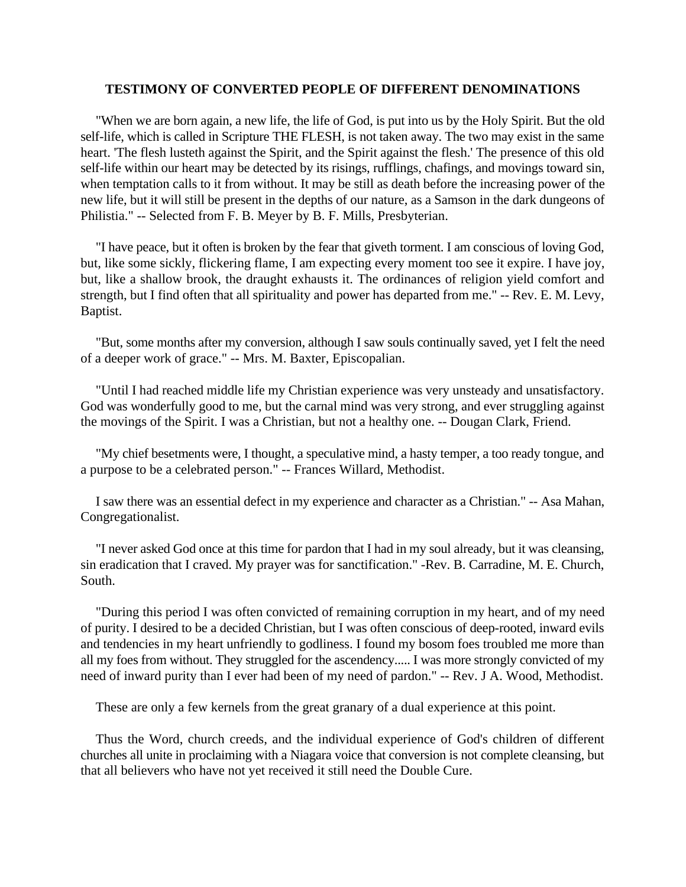### TESTIMONY OF CONVERTED PEOPLE OF DIFFERENT DENOMINATIONS

"When we are born again, a new life, the life of God, is put into us by the Holy Spirit. But the old self-life, which is called in Scripture THE FLESH, is not taken away. The two may exist in the same heart. 'The flesh lusteth against the Spirit, and the Spirit against the flesh.' The presence of this old self-life within our heart may be detected by its risings, rufflings, chafings, and movings toward sin, when temptation calls to it from without. It may be still as death before the increasing power of the new life, but it will still be present in the depths of our nature, as a Samson in the dark dungeons of Philistia." -- Selected from F. B. Meyer by B. F. Mills, Presbyterian.

"I have peace, but it often is broken by the fear that giveth torment. I am conscious of loving God, but, like some sickly, flickering flame, I am expecting every moment too see it expire. I have joy, but, like a shallow brook, the draught exhausts it. The ordinances of religion yield comfort and strength, but I find often that all spirituality and power has departed from me." -- Rev. E. M. Levy, Baptist.

"But, some months after my conversion, although I saw souls continually saved, yet I felt the need of a deeper work of grace." -- Mrs. M. Baxter, Episcopalian.

"Until I had reached middle life my Christian experience was very unsteady and unsatisfactory. God was wonderfully good to me, but the carnal mind was very strong, and ever struggling against the movings of the Spirit. I was a Christian, but not a healthy one. -- Dougan Clark, Friend.

"My chief besetments were, I thought, a speculative mind, a hasty temper, a too ready tongue, and a purpose to be a celebrated person." -- Frances Willard, Methodist.

I saw there was an essential defect in my experience and character as a Christian." -- Asa Mahan, Congregationalist.

"I never asked God once at this time for pardon that I had in my soul already, but it was cleansing, sin eradication that I craved. My prayer was for sanctification." -Rev. B. Carradine, M. E. Church, South.

"During this period I was often convicted of remaining corruption in my heart, and of my need of purity. I desired to be a decided Christian, but I was often conscious of deep-rooted, inward evils and tendencies in my heart unfriendly to godliness. I found my bosom foes troubled me more than all my foes from without. They struggled for the ascendency..... I was more strongly convicted of my need of inward purity than I ever had been of my need of pardon." -- Rev. J A. Wood, Methodist.

These are only a few kernels from the great granary of a dual experience at this point.

Thus the Word, church creeds, and the individual experience of God's children of different churches all unite in proclaiming with a Niagara voice that conversion is not complete cleansing, but that all believers who have not yet received it still need the Double Cure.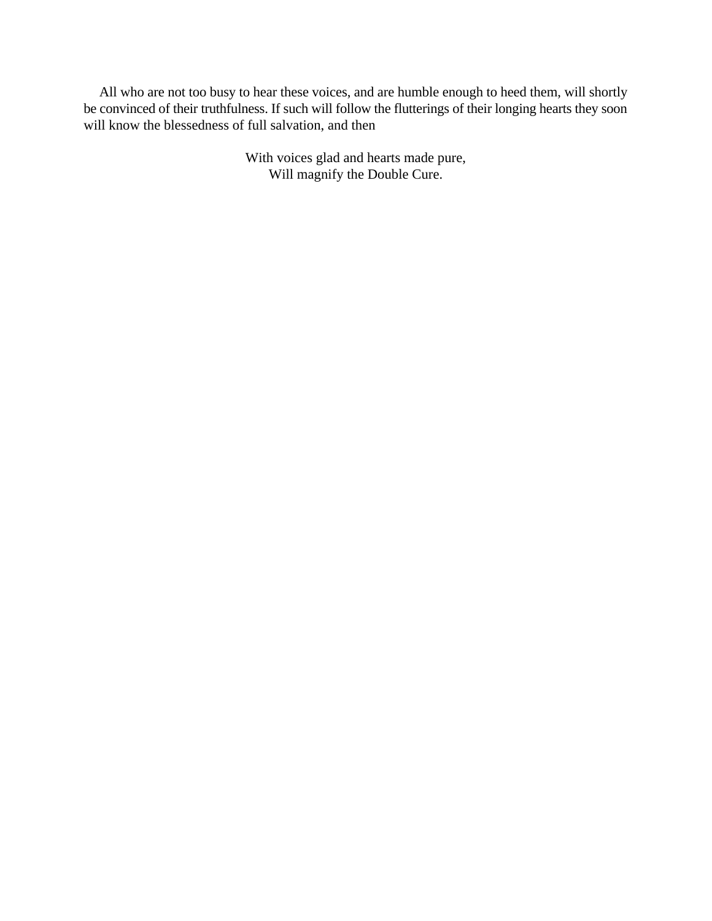All who are not too busy to hear these voices, and are humble enough to heed them, will shortly be convinced of their truthfulness. If such will follow the flutterings of their longing hearts they soon will know the blessedness of full salvation, and then

> With voices glad and hearts made pure,
> Will magnify the Double Cure.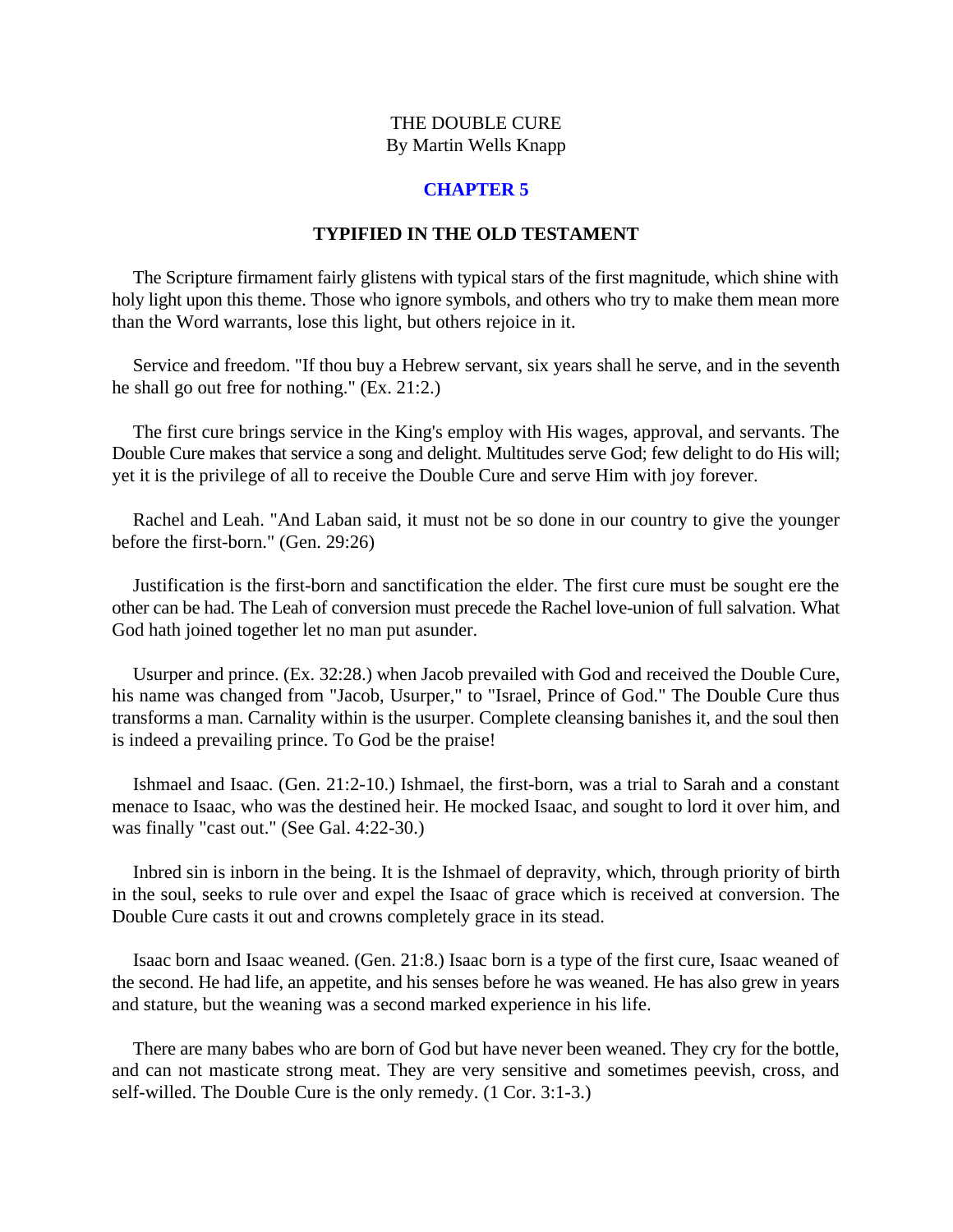THE DOUBLE CURE
By Martin Wells Knapp

## CHAPTER 5

### TYPIFIED IN THE OLD TESTAMENT

The Scripture firmament fairly glistens with typical stars of the first magnitude, which shine with holy light upon this theme. Those who ignore symbols, and others who try to make them mean more than the Word warrants, lose this light, but others rejoice in it.

Service and freedom. "If thou buy a Hebrew servant, six years shall he serve, and in the seventh he shall go out free for nothing." (Ex. 21:2.)

The first cure brings service in the King's employ with His wages, approval, and servants. The Double Cure makes that service a song and delight. Multitudes serve God; few delight to do His will; yet it is the privilege of all to receive the Double Cure and serve Him with joy forever.

Rachel and Leah. "And Laban said, it must not be so done in our country to give the younger before the first-born." (Gen. 29:26)

Justification is the first-born and sanctification the elder. The first cure must be sought ere the other can be had. The Leah of conversion must precede the Rachel love-union of full salvation. What God hath joined together let no man put asunder.

Usurper and prince. (Ex. 32:28.) when Jacob prevailed with God and received the Double Cure, his name was changed from "Jacob, Usurper," to "Israel, Prince of God." The Double Cure thus transforms a man. Carnality within is the usurper. Complete cleansing banishes it, and the soul then is indeed a prevailing prince. To God be the praise!

Ishmael and Isaac. (Gen. 21:2-10.) Ishmael, the first-born, was a trial to Sarah and a constant menace to Isaac, who was the destined heir. He mocked Isaac, and sought to lord it over him, and was finally "cast out." (See Gal. 4:22-30.)

Inbred sin is inborn in the being. It is the Ishmael of depravity, which, through priority of birth in the soul, seeks to rule over and expel the Isaac of grace which is received at conversion. The Double Cure casts it out and crowns completely grace in its stead.

Isaac born and Isaac weaned. (Gen. 21:8.) Isaac born is a type of the first cure, Isaac weaned of the second. He had life, an appetite, and his senses before he was weaned. He has also grew in years and stature, but the weaning was a second marked experience in his life.

There are many babes who are born of God but have never been weaned. They cry for the bottle, and can not masticate strong meat. They are very sensitive and sometimes peevish, cross, and self-willed. The Double Cure is the only remedy. (1 Cor. 3:1-3.)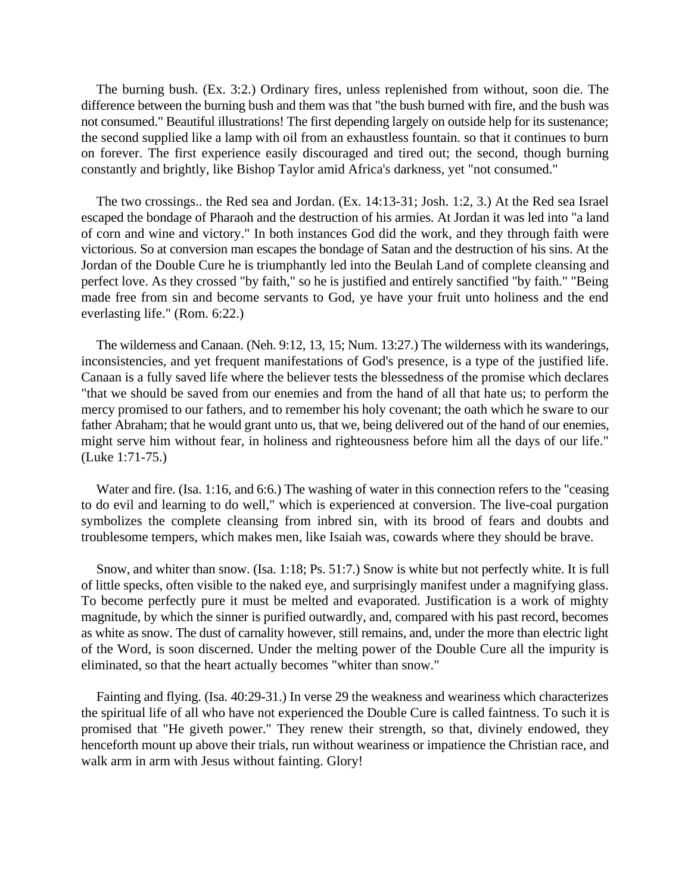The burning bush. (Ex. 3:2.) Ordinary fires, unless replenished from without, soon die. The difference between the burning bush and them was that "the bush burned with fire, and the bush was not consumed." Beautiful illustrations! The first depending largely on outside help for its sustenance; the second supplied like a lamp with oil from an exhaustless fountain. so that it continues to burn on forever. The first experience easily discouraged and tired out; the second, though burning constantly and brightly, like Bishop Taylor amid Africa's darkness, yet "not consumed."

The two crossings.. the Red sea and Jordan. (Ex. 14:13-31; Josh. 1:2, 3.) At the Red sea Israel escaped the bondage of Pharaoh and the destruction of his armies. At Jordan it was led into "a land of corn and wine and victory." In both instances God did the work, and they through faith were victorious. So at conversion man escapes the bondage of Satan and the destruction of his sins. At the Jordan of the Double Cure he is triumphantly led into the Beulah Land of complete cleansing and perfect love. As they crossed "by faith," so he is justified and entirely sanctified "by faith." "Being made free from sin and become servants to God, ye have your fruit unto holiness and the end everlasting life." (Rom. 6:22.)

The wilderness and Canaan. (Neh. 9:12, 13, 15; Num. 13:27.) The wilderness with its wanderings, inconsistencies, and yet frequent manifestations of God's presence, is a type of the justified life. Canaan is a fully saved life where the believer tests the blessedness of the promise which declares "that we should be saved from our enemies and from the hand of all that hate us; to perform the mercy promised to our fathers, and to remember his holy covenant; the oath which he sware to our father Abraham; that he would grant unto us, that we, being delivered out of the hand of our enemies, might serve him without fear, in holiness and righteousness before him all the days of our life." (Luke 1:71-75.)

Water and fire. (Isa. 1:16, and 6:6.) The washing of water in this connection refers to the "ceasing to do evil and learning to do well," which is experienced at conversion. The live-coal purgation symbolizes the complete cleansing from inbred sin, with its brood of fears and doubts and troublesome tempers, which makes men, like Isaiah was, cowards where they should be brave.

Snow, and whiter than snow. (Isa. 1:18; Ps. 51:7.) Snow is white but not perfectly white. It is full of little specks, often visible to the naked eye, and surprisingly manifest under a magnifying glass. To become perfectly pure it must be melted and evaporated. Justification is a work of mighty magnitude, by which the sinner is purified outwardly, and, compared with his past record, becomes as white as snow. The dust of carnality however, still remains, and, under the more than electric light of the Word, is soon discerned. Under the melting power of the Double Cure all the impurity is eliminated, so that the heart actually becomes "whiter than snow."

Fainting and flying. (Isa. 40:29-31.) In verse 29 the weakness and weariness which characterizes the spiritual life of all who have not experienced the Double Cure is called faintness. To such it is promised that "He giveth power." They renew their strength, so that, divinely endowed, they henceforth mount up above their trials, run without weariness or impatience the Christian race, and walk arm in arm with Jesus without fainting. Glory!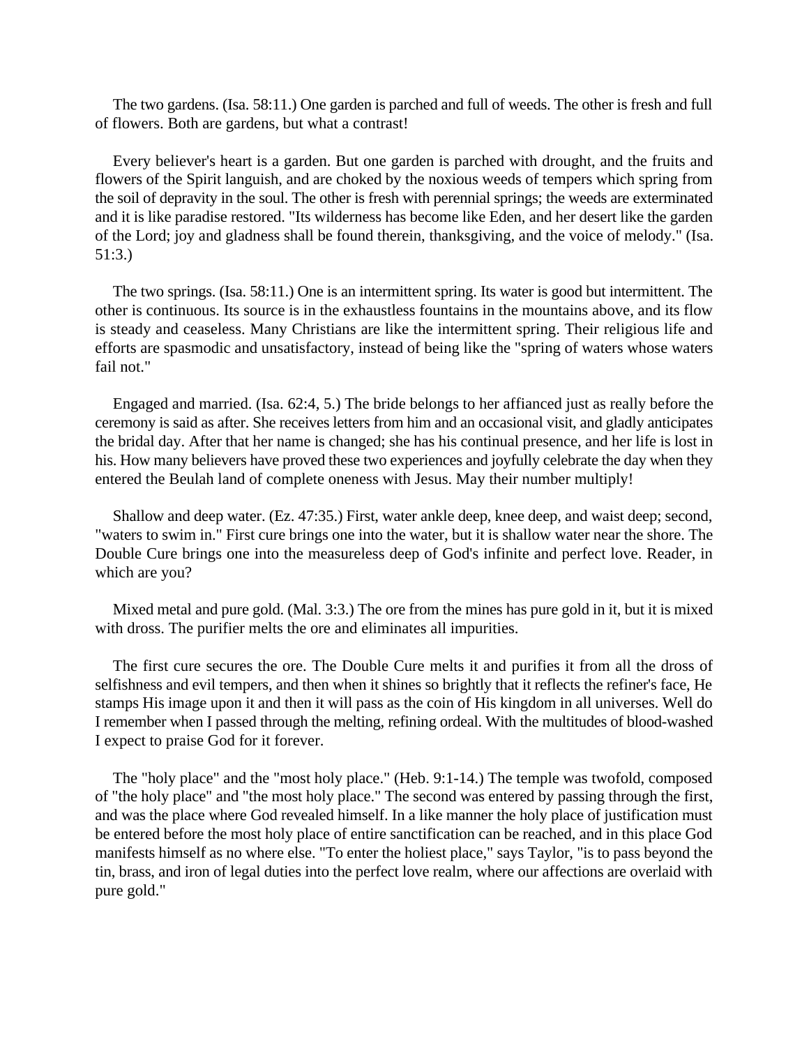The two gardens. (Isa. 58:11.) One garden is parched and full of weeds. The other is fresh and full of flowers. Both are gardens, but what a contrast!

Every believer's heart is a garden. But one garden is parched with drought, and the fruits and flowers of the Spirit languish, and are choked by the noxious weeds of tempers which spring from the soil of depravity in the soul. The other is fresh with perennial springs; the weeds are exterminated and it is like paradise restored. "Its wilderness has become like Eden, and her desert like the garden of the Lord; joy and gladness shall be found therein, thanksgiving, and the voice of melody." (Isa. 51:3.)

The two springs. (Isa. 58:11.) One is an intermittent spring. Its water is good but intermittent. The other is continuous. Its source is in the exhaustless fountains in the mountains above, and its flow is steady and ceaseless. Many Christians are like the intermittent spring. Their religious life and efforts are spasmodic and unsatisfactory, instead of being like the "spring of waters whose waters fail not."

Engaged and married. (Isa. 62:4, 5.) The bride belongs to her affianced just as really before the ceremony is said as after. She receives letters from him and an occasional visit, and gladly anticipates the bridal day. After that her name is changed; she has his continual presence, and her life is lost in his. How many believers have proved these two experiences and joyfully celebrate the day when they entered the Beulah land of complete oneness with Jesus. May their number multiply!

Shallow and deep water. (Ez. 47:35.) First, water ankle deep, knee deep, and waist deep; second, "waters to swim in." First cure brings one into the water, but it is shallow water near the shore. The Double Cure brings one into the measureless deep of God's infinite and perfect love. Reader, in which are you?

Mixed metal and pure gold. (Mal. 3:3.) The ore from the mines has pure gold in it, but it is mixed with dross. The purifier melts the ore and eliminates all impurities.

The first cure secures the ore. The Double Cure melts it and purifies it from all the dross of selfishness and evil tempers, and then when it shines so brightly that it reflects the refiner's face, He stamps His image upon it and then it will pass as the coin of His kingdom in all universes. Well do I remember when I passed through the melting, refining ordeal. With the multitudes of blood-washed I expect to praise God for it forever.

The "holy place" and the "most holy place." (Heb. 9:1-14.) The temple was twofold, composed of "the holy place" and "the most holy place." The second was entered by passing through the first, and was the place where God revealed himself. In a like manner the holy place of justification must be entered before the most holy place of entire sanctification can be reached, and in this place God manifests himself as no where else. "To enter the holiest place," says Taylor, "is to pass beyond the tin, brass, and iron of legal duties into the perfect love realm, where our affections are overlaid with pure gold."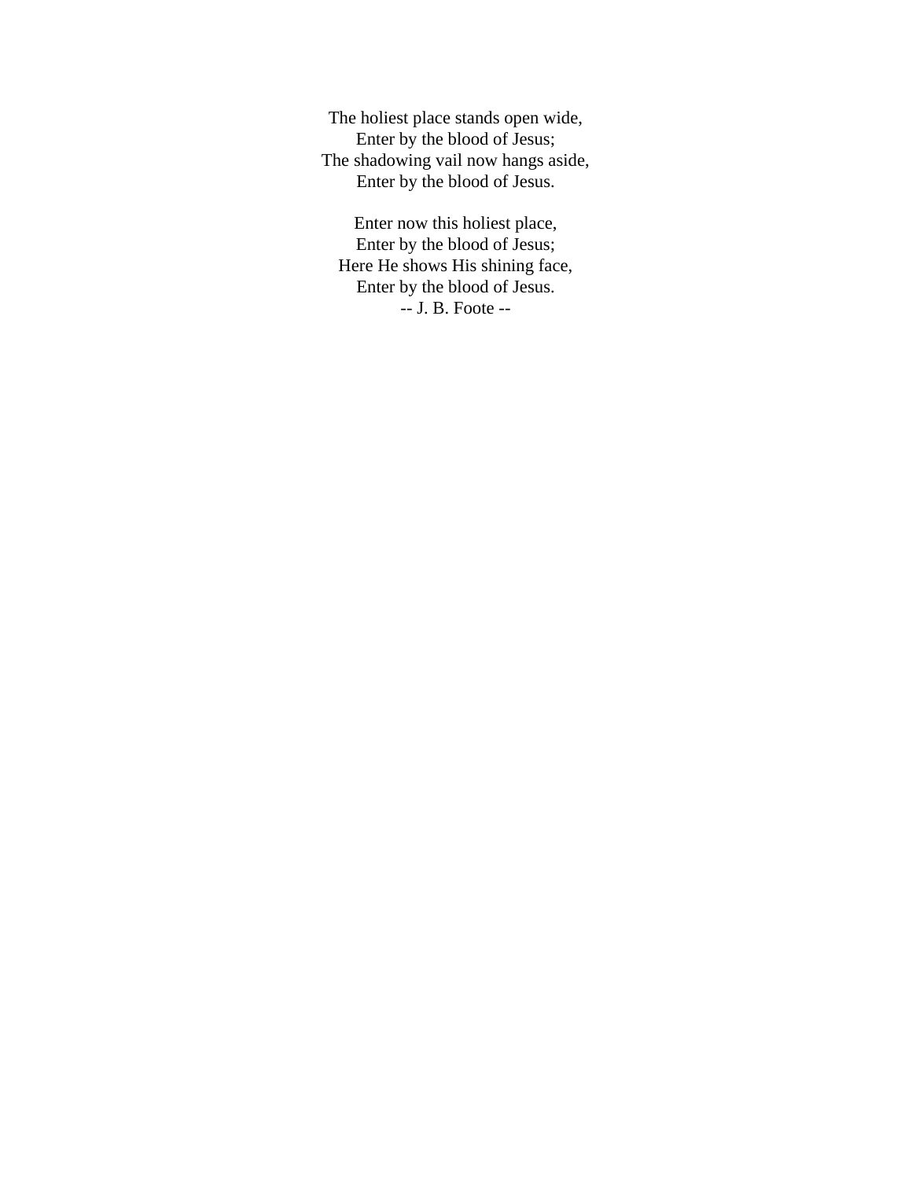The holiest place stands open wide,  
Enter by the blood of Jesus;  
The shadowing vail now hangs aside,  
Enter by the blood of Jesus.

Enter now this holiest place,  
Enter by the blood of Jesus;  
Here He shows His shining face,  
Enter by the blood of Jesus.  
-- J. B. Foote --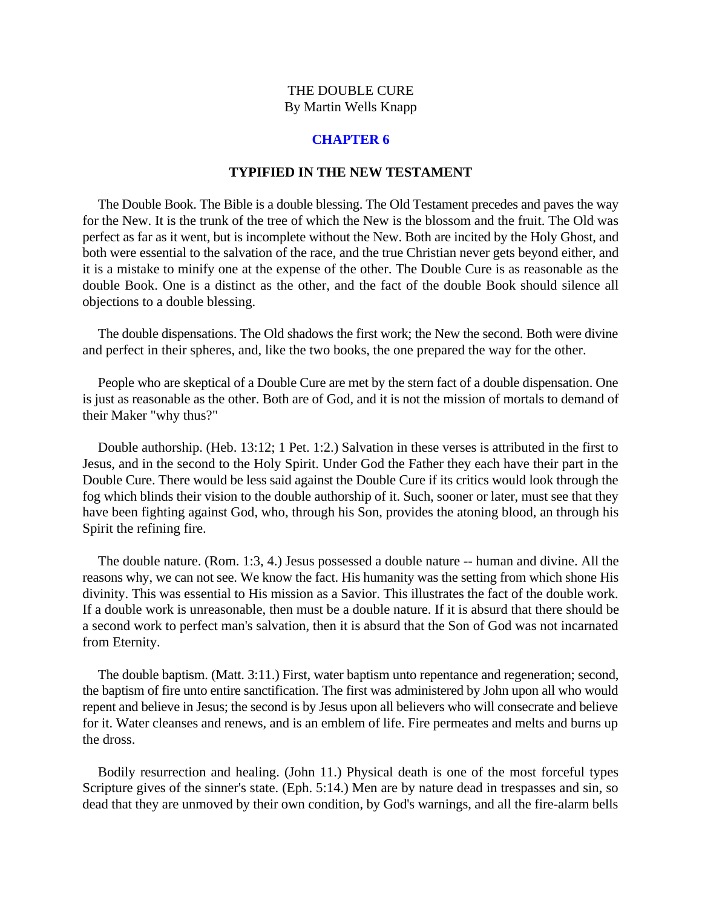THE DOUBLE CURE
By Martin Wells Knapp

## CHAPTER 6

### TYPIFIED IN THE NEW TESTAMENT

The Double Book. The Bible is a double blessing. The Old Testament precedes and paves the way for the New. It is the trunk of the tree of which the New is the blossom and the fruit. The Old was perfect as far as it went, but is incomplete without the New. Both are incited by the Holy Ghost, and both were essential to the salvation of the race, and the true Christian never gets beyond either, and it is a mistake to minify one at the expense of the other. The Double Cure is as reasonable as the double Book. One is a distinct as the other, and the fact of the double Book should silence all objections to a double blessing.

The double dispensations. The Old shadows the first work; the New the second. Both were divine and perfect in their spheres, and, like the two books, the one prepared the way for the other.

People who are skeptical of a Double Cure are met by the stern fact of a double dispensation. One is just as reasonable as the other. Both are of God, and it is not the mission of mortals to demand of their Maker "why thus?"

Double authorship. (Heb. 13:12; 1 Pet. 1:2.) Salvation in these verses is attributed in the first to Jesus, and in the second to the Holy Spirit. Under God the Father they each have their part in the Double Cure. There would be less said against the Double Cure if its critics would look through the fog which blinds their vision to the double authorship of it. Such, sooner or later, must see that they have been fighting against God, who, through his Son, provides the atoning blood, an through his Spirit the refining fire.

The double nature. (Rom. 1:3, 4.) Jesus possessed a double nature -- human and divine. All the reasons why, we can not see. We know the fact. His humanity was the setting from which shone His divinity. This was essential to His mission as a Savior. This illustrates the fact of the double work. If a double work is unreasonable, then must be a double nature. If it is absurd that there should be a second work to perfect man's salvation, then it is absurd that the Son of God was not incarnated from Eternity.

The double baptism. (Matt. 3:11.) First, water baptism unto repentance and regeneration; second, the baptism of fire unto entire sanctification. The first was administered by John upon all who would repent and believe in Jesus; the second is by Jesus upon all believers who will consecrate and believe for it. Water cleanses and renews, and is an emblem of life. Fire permeates and melts and burns up the dross.

Bodily resurrection and healing. (John 11.) Physical death is one of the most forceful types Scripture gives of the sinner's state. (Eph. 5:14.) Men are by nature dead in trespasses and sin, so dead that they are unmoved by their own condition, by God's warnings, and all the fire-alarm bells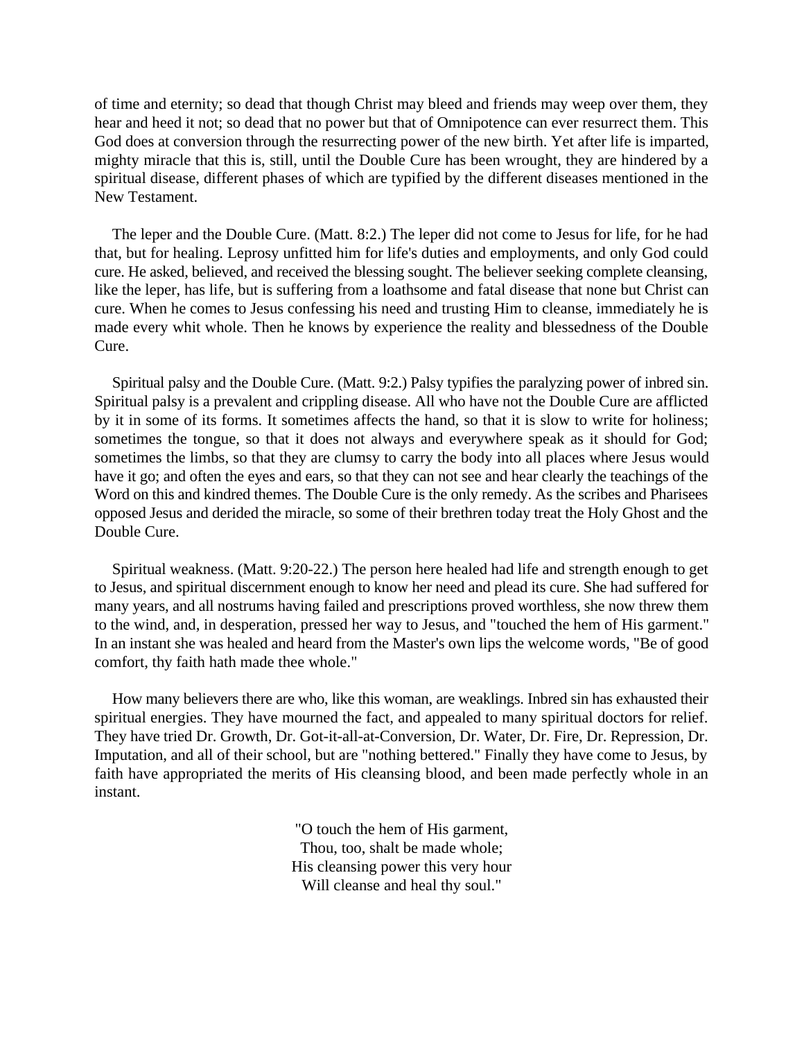of time and eternity; so dead that though Christ may bleed and friends may weep over them, they hear and heed it not; so dead that no power but that of Omnipotence can ever resurrect them. This God does at conversion through the resurrecting power of the new birth. Yet after life is imparted, mighty miracle that this is, still, until the Double Cure has been wrought, they are hindered by a spiritual disease, different phases of which are typified by the different diseases mentioned in the New Testament.

The leper and the Double Cure. (Matt. 8:2.) The leper did not come to Jesus for life, for he had that, but for healing. Leprosy unfitted him for life's duties and employments, and only God could cure. He asked, believed, and received the blessing sought. The believer seeking complete cleansing, like the leper, has life, but is suffering from a loathsome and fatal disease that none but Christ can cure. When he comes to Jesus confessing his need and trusting Him to cleanse, immediately he is made every whit whole. Then he knows by experience the reality and blessedness of the Double Cure.

Spiritual palsy and the Double Cure. (Matt. 9:2.) Palsy typifies the paralyzing power of inbred sin. Spiritual palsy is a prevalent and crippling disease. All who have not the Double Cure are afflicted by it in some of its forms. It sometimes affects the hand, so that it is slow to write for holiness; sometimes the tongue, so that it does not always and everywhere speak as it should for God; sometimes the limbs, so that they are clumsy to carry the body into all places where Jesus would have it go; and often the eyes and ears, so that they can not see and hear clearly the teachings of the Word on this and kindred themes. The Double Cure is the only remedy. As the scribes and Pharisees opposed Jesus and derided the miracle, so some of their brethren today treat the Holy Ghost and the Double Cure.

Spiritual weakness. (Matt. 9:20-22.) The person here healed had life and strength enough to get to Jesus, and spiritual discernment enough to know her need and plead its cure. She had suffered for many years, and all nostrums having failed and prescriptions proved worthless, she now threw them to the wind, and, in desperation, pressed her way to Jesus, and "touched the hem of His garment." In an instant she was healed and heard from the Master's own lips the welcome words, "Be of good comfort, thy faith hath made thee whole."

How many believers there are who, like this woman, are weaklings. Inbred sin has exhausted their spiritual energies. They have mourned the fact, and appealed to many spiritual doctors for relief. They have tried Dr. Growth, Dr. Got-it-all-at-Conversion, Dr. Water, Dr. Fire, Dr. Repression, Dr. Imputation, and all of their school, but are "nothing bettered." Finally they have come to Jesus, by faith have appropriated the merits of His cleansing blood, and been made perfectly whole in an instant.

"O touch the hem of His garment,  
Thou, too, shalt be made whole;  
His cleansing power this very hour  
Will cleanse and heal thy soul."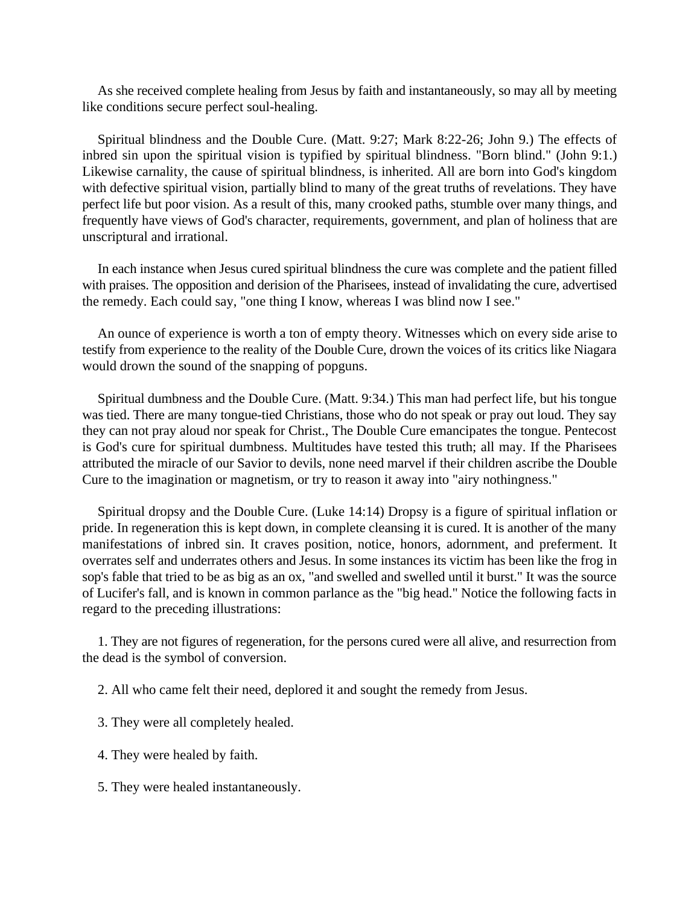As she received complete healing from Jesus by faith and instantaneously, so may all by meeting like conditions secure perfect soul-healing.

Spiritual blindness and the Double Cure. (Matt. 9:27; Mark 8:22-26; John 9.) The effects of inbred sin upon the spiritual vision is typified by spiritual blindness. "Born blind." (John 9:1.) Likewise carnality, the cause of spiritual blindness, is inherited. All are born into God's kingdom with defective spiritual vision, partially blind to many of the great truths of revelations. They have perfect life but poor vision. As a result of this, many crooked paths, stumble over many things, and frequently have views of God's character, requirements, government, and plan of holiness that are unscriptural and irrational.

In each instance when Jesus cured spiritual blindness the cure was complete and the patient filled with praises. The opposition and derision of the Pharisees, instead of invalidating the cure, advertised the remedy. Each could say, "one thing I know, whereas I was blind now I see."

An ounce of experience is worth a ton of empty theory. Witnesses which on every side arise to testify from experience to the reality of the Double Cure, drown the voices of its critics like Niagara would drown the sound of the snapping of popguns.

Spiritual dumbness and the Double Cure. (Matt. 9:34.) This man had perfect life, but his tongue was tied. There are many tongue-tied Christians, those who do not speak or pray out loud. They say they can not pray aloud nor speak for Christ., The Double Cure emancipates the tongue. Pentecost is God's cure for spiritual dumbness. Multitudes have tested this truth; all may. If the Pharisees attributed the miracle of our Savior to devils, none need marvel if their children ascribe the Double Cure to the imagination or magnetism, or try to reason it away into "airy nothingness."

Spiritual dropsy and the Double Cure. (Luke 14:14) Dropsy is a figure of spiritual inflation or pride. In regeneration this is kept down, in complete cleansing it is cured. It is another of the many manifestations of inbred sin. It craves position, notice, honors, adornment, and preferment. It overrates self and underrates others and Jesus. In some instances its victim has been like the frog in sop's fable that tried to be as big as an ox, "and swelled and swelled until it burst." It was the source of Lucifer's fall, and is known in common parlance as the "big head." Notice the following facts in regard to the preceding illustrations:

1. They are not figures of regeneration, for the persons cured were all alive, and resurrection from the dead is the symbol of conversion.

2. All who came felt their need, deplored it and sought the remedy from Jesus.

3. They were all completely healed.

4. They were healed by faith.

5. They were healed instantaneously.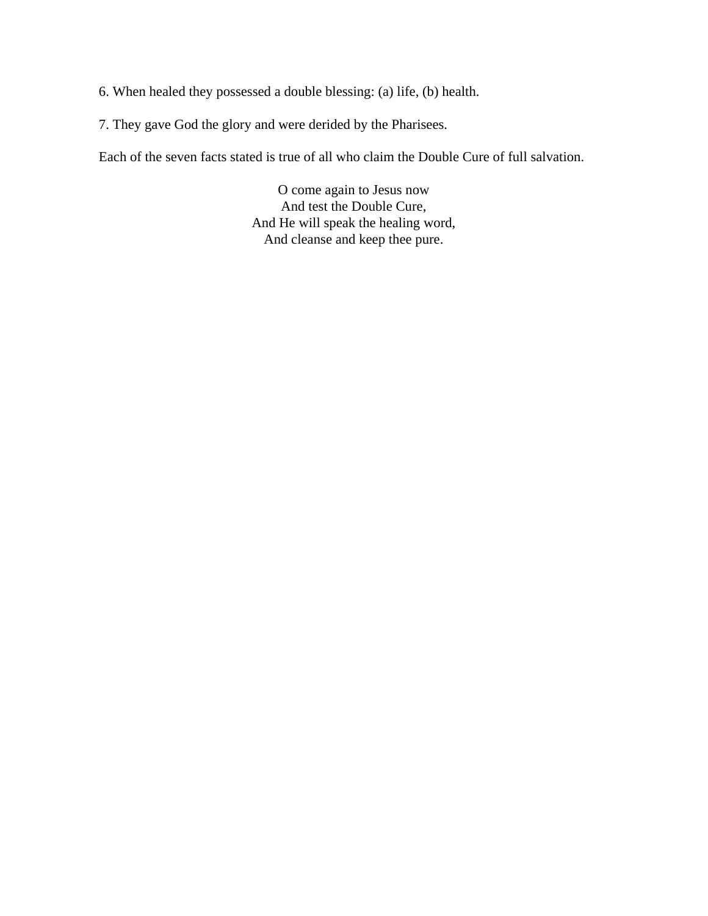6. When healed they possessed a double blessing: (a) life, (b) health.

7. They gave God the glory and were derided by the Pharisees.

Each of the seven facts stated is true of all who claim the Double Cure of full salvation.

O come again to Jesus now  
And test the Double Cure,  
And He will speak the healing word,  
And cleanse and keep thee pure.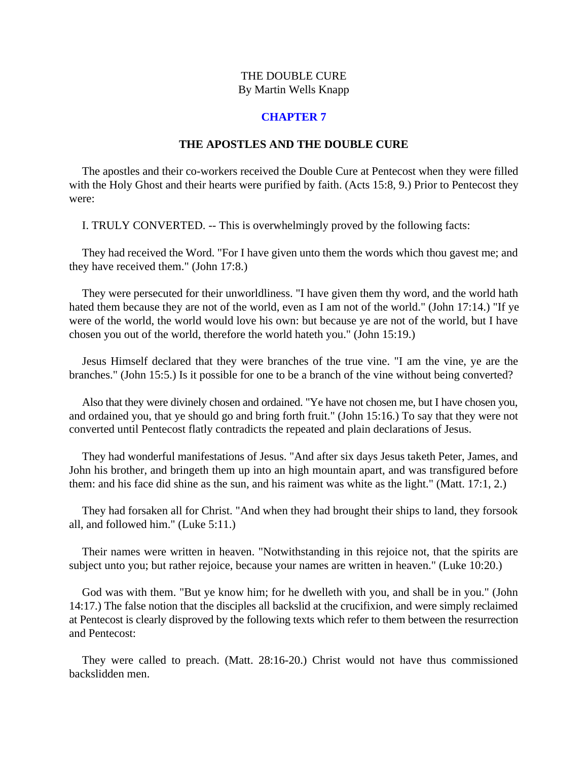THE DOUBLE CURE
By Martin Wells Knapp

## CHAPTER 7

### THE APOSTLES AND THE DOUBLE CURE

The apostles and their co-workers received the Double Cure at Pentecost when they were filled with the Holy Ghost and their hearts were purified by faith. (Acts 15:8, 9.) Prior to Pentecost they were:

I. TRULY CONVERTED. -- This is overwhelmingly proved by the following facts:

They had received the Word. "For I have given unto them the words which thou gavest me; and they have received them." (John 17:8.)

They were persecuted for their unworldliness. "I have given them thy word, and the world hath hated them because they are not of the world, even as I am not of the world." (John 17:14.) "If ye were of the world, the world would love his own: but because ye are not of the world, but I have chosen you out of the world, therefore the world hateth you." (John 15:19.)

Jesus Himself declared that they were branches of the true vine. "I am the vine, ye are the branches." (John 15:5.) Is it possible for one to be a branch of the vine without being converted?

Also that they were divinely chosen and ordained. "Ye have not chosen me, but I have chosen you, and ordained you, that ye should go and bring forth fruit." (John 15:16.) To say that they were not converted until Pentecost flatly contradicts the repeated and plain declarations of Jesus.

They had wonderful manifestations of Jesus. "And after six days Jesus taketh Peter, James, and John his brother, and bringeth them up into an high mountain apart, and was transfigured before them: and his face did shine as the sun, and his raiment was white as the light." (Matt. 17:1, 2.)

They had forsaken all for Christ. "And when they had brought their ships to land, they forsook all, and followed him." (Luke 5:11.)

Their names were written in heaven. "Notwithstanding in this rejoice not, that the spirits are subject unto you; but rather rejoice, because your names are written in heaven." (Luke 10:20.)

God was with them. "But ye know him; for he dwelleth with you, and shall be in you." (John 14:17.) The false notion that the disciples all backslid at the crucifixion, and were simply reclaimed at Pentecost is clearly disproved by the following texts which refer to them between the resurrection and Pentecost:

They were called to preach. (Matt. 28:16-20.) Christ would not have thus commissioned backslidden men.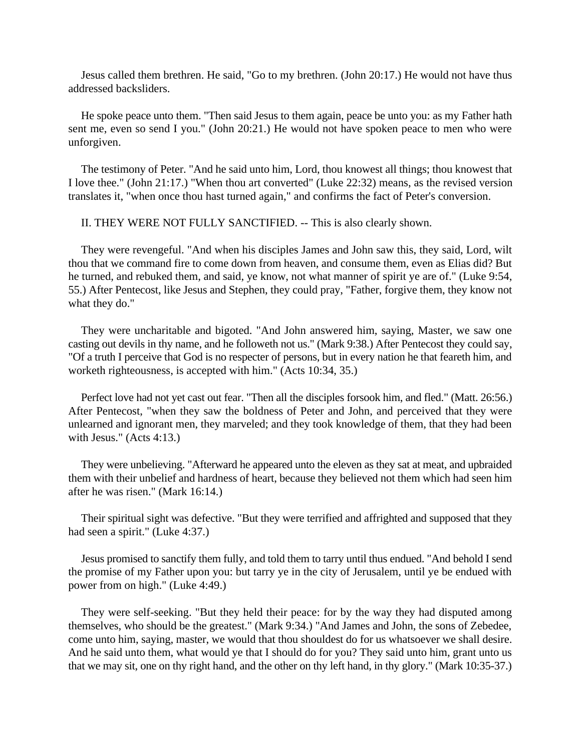Jesus called them brethren. He said, "Go to my brethren. (John 20:17.) He would not have thus addressed backsliders.

He spoke peace unto them. "Then said Jesus to them again, peace be unto you: as my Father hath sent me, even so send I you." (John 20:21.) He would not have spoken peace to men who were unforgiven.

The testimony of Peter. "And he said unto him, Lord, thou knowest all things; thou knowest that I love thee." (John 21:17.) "When thou art converted" (Luke 22:32) means, as the revised version translates it, "when once thou hast turned again," and confirms the fact of Peter's conversion.

II. THEY WERE NOT FULLY SANCTIFIED. -- This is also clearly shown.

They were revengeful. "And when his disciples James and John saw this, they said, Lord, wilt thou that we command fire to come down from heaven, and consume them, even as Elias did? But he turned, and rebuked them, and said, ye know, not what manner of spirit ye are of." (Luke 9:54, 55.) After Pentecost, like Jesus and Stephen, they could pray, "Father, forgive them, they know not what they do."

They were uncharitable and bigoted. "And John answered him, saying, Master, we saw one casting out devils in thy name, and he followeth not us." (Mark 9:38.) After Pentecost they could say, "Of a truth I perceive that God is no respecter of persons, but in every nation he that feareth him, and worketh righteousness, is accepted with him." (Acts 10:34, 35.)

Perfect love had not yet cast out fear. "Then all the disciples forsook him, and fled." (Matt. 26:56.) After Pentecost, "when they saw the boldness of Peter and John, and perceived that they were unlearned and ignorant men, they marveled; and they took knowledge of them, that they had been with Jesus." (Acts 4:13.)

They were unbelieving. "Afterward he appeared unto the eleven as they sat at meat, and upbraided them with their unbelief and hardness of heart, because they believed not them which had seen him after he was risen." (Mark 16:14.)

Their spiritual sight was defective. "But they were terrified and affrighted and supposed that they had seen a spirit." (Luke 4:37.)

Jesus promised to sanctify them fully, and told them to tarry until thus endued. "And behold I send the promise of my Father upon you: but tarry ye in the city of Jerusalem, until ye be endued with power from on high." (Luke 4:49.)

They were self-seeking. "But they held their peace: for by the way they had disputed among themselves, who should be the greatest." (Mark 9:34.) "And James and John, the sons of Zebedee, come unto him, saying, master, we would that thou shouldest do for us whatsoever we shall desire. And he said unto them, what would ye that I should do for you? They said unto him, grant unto us that we may sit, one on thy right hand, and the other on thy left hand, in thy glory." (Mark 10:35-37.)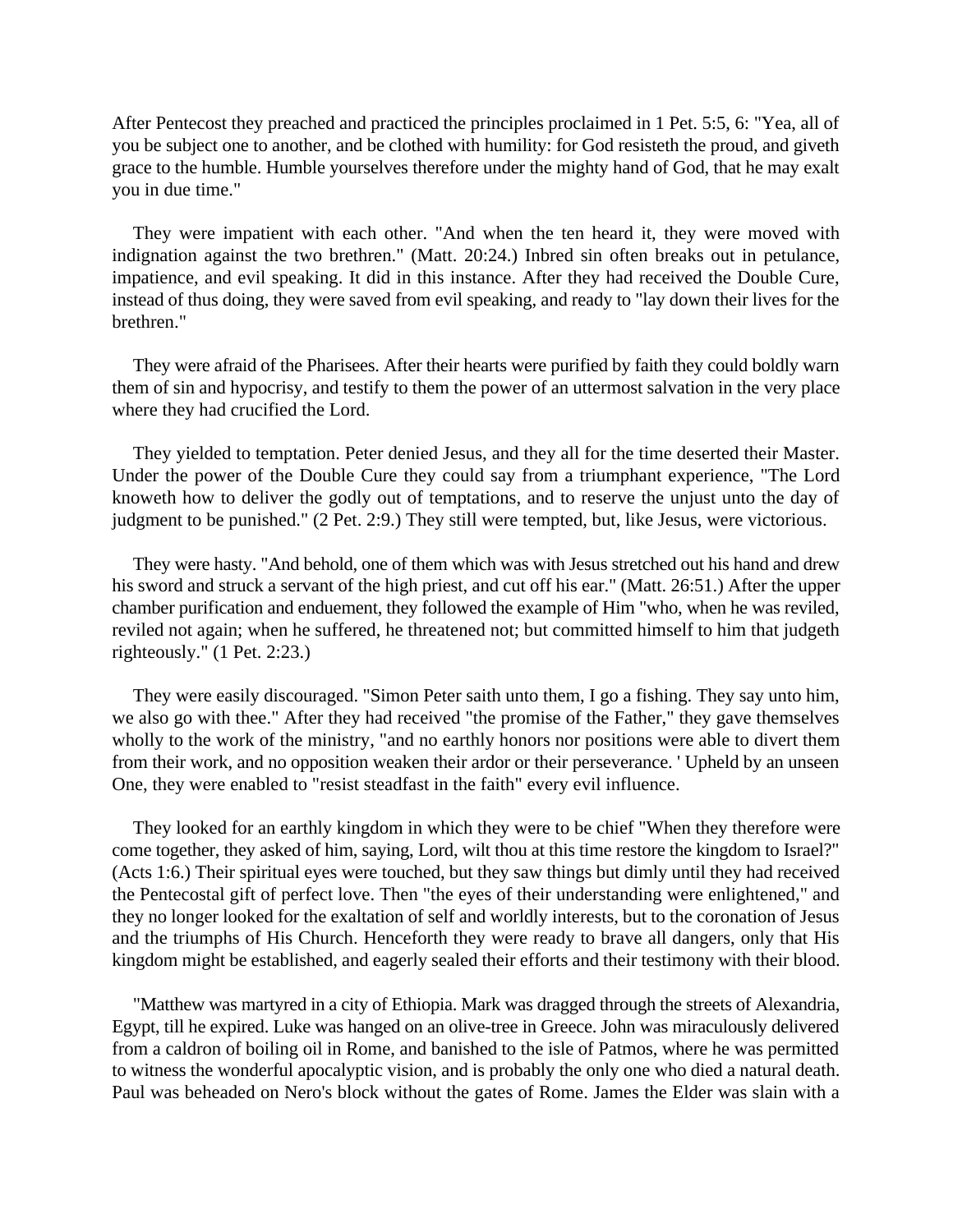After Pentecost they preached and practiced the principles proclaimed in 1 Pet. 5:5, 6: "Yea, all of you be subject one to another, and be clothed with humility: for God resisteth the proud, and giveth grace to the humble. Humble yourselves therefore under the mighty hand of God, that he may exalt you in due time."

They were impatient with each other. "And when the ten heard it, they were moved with indignation against the two brethren." (Matt. 20:24.) Inbred sin often breaks out in petulance, impatience, and evil speaking. It did in this instance. After they had received the Double Cure, instead of thus doing, they were saved from evil speaking, and ready to "lay down their lives for the brethren."

They were afraid of the Pharisees. After their hearts were purified by faith they could boldly warn them of sin and hypocrisy, and testify to them the power of an uttermost salvation in the very place where they had crucified the Lord.

They yielded to temptation. Peter denied Jesus, and they all for the time deserted their Master. Under the power of the Double Cure they could say from a triumphant experience, "The Lord knoweth how to deliver the godly out of temptations, and to reserve the unjust unto the day of judgment to be punished." (2 Pet. 2:9.) They still were tempted, but, like Jesus, were victorious.

They were hasty. "And behold, one of them which was with Jesus stretched out his hand and drew his sword and struck a servant of the high priest, and cut off his ear." (Matt. 26:51.) After the upper chamber purification and enduement, they followed the example of Him "who, when he was reviled, reviled not again; when he suffered, he threatened not; but committed himself to him that judgeth righteously." (1 Pet. 2:23.)

They were easily discouraged. "Simon Peter saith unto them, I go a fishing. They say unto him, we also go with thee." After they had received "the promise of the Father," they gave themselves wholly to the work of the ministry, "and no earthly honors nor positions were able to divert them from their work, and no opposition weaken their ardor or their perseverance. ' Upheld by an unseen One, they were enabled to "resist steadfast in the faith" every evil influence.

They looked for an earthly kingdom in which they were to be chief "When they therefore were come together, they asked of him, saying, Lord, wilt thou at this time restore the kingdom to Israel?" (Acts 1:6.) Their spiritual eyes were touched, but they saw things but dimly until they had received the Pentecostal gift of perfect love. Then "the eyes of their understanding were enlightened," and they no longer looked for the exaltation of self and worldly interests, but to the coronation of Jesus and the triumphs of His Church. Henceforth they were ready to brave all dangers, only that His kingdom might be established, and eagerly sealed their efforts and their testimony with their blood.

"Matthew was martyred in a city of Ethiopia. Mark was dragged through the streets of Alexandria, Egypt, till he expired. Luke was hanged on an olive-tree in Greece. John was miraculously delivered from a caldron of boiling oil in Rome, and banished to the isle of Patmos, where he was permitted to witness the wonderful apocalyptic vision, and is probably the only one who died a natural death. Paul was beheaded on Nero's block without the gates of Rome. James the Elder was slain with a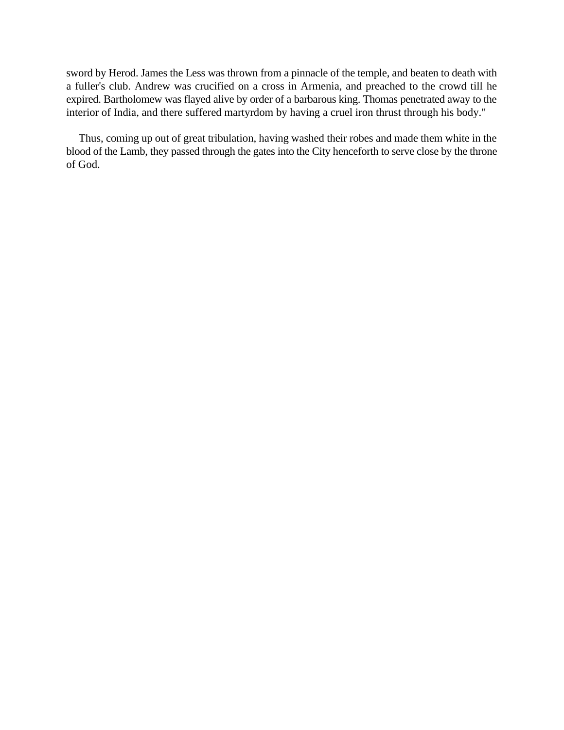sword by Herod. James the Less was thrown from a pinnacle of the temple, and beaten to death with a fuller's club. Andrew was crucified on a cross in Armenia, and preached to the crowd till he expired. Bartholomew was flayed alive by order of a barbarous king. Thomas penetrated away to the interior of India, and there suffered martyrdom by having a cruel iron thrust through his body."

Thus, coming up out of great tribulation, having washed their robes and made them white in the blood of the Lamb, they passed through the gates into the City henceforth to serve close by the throne of God.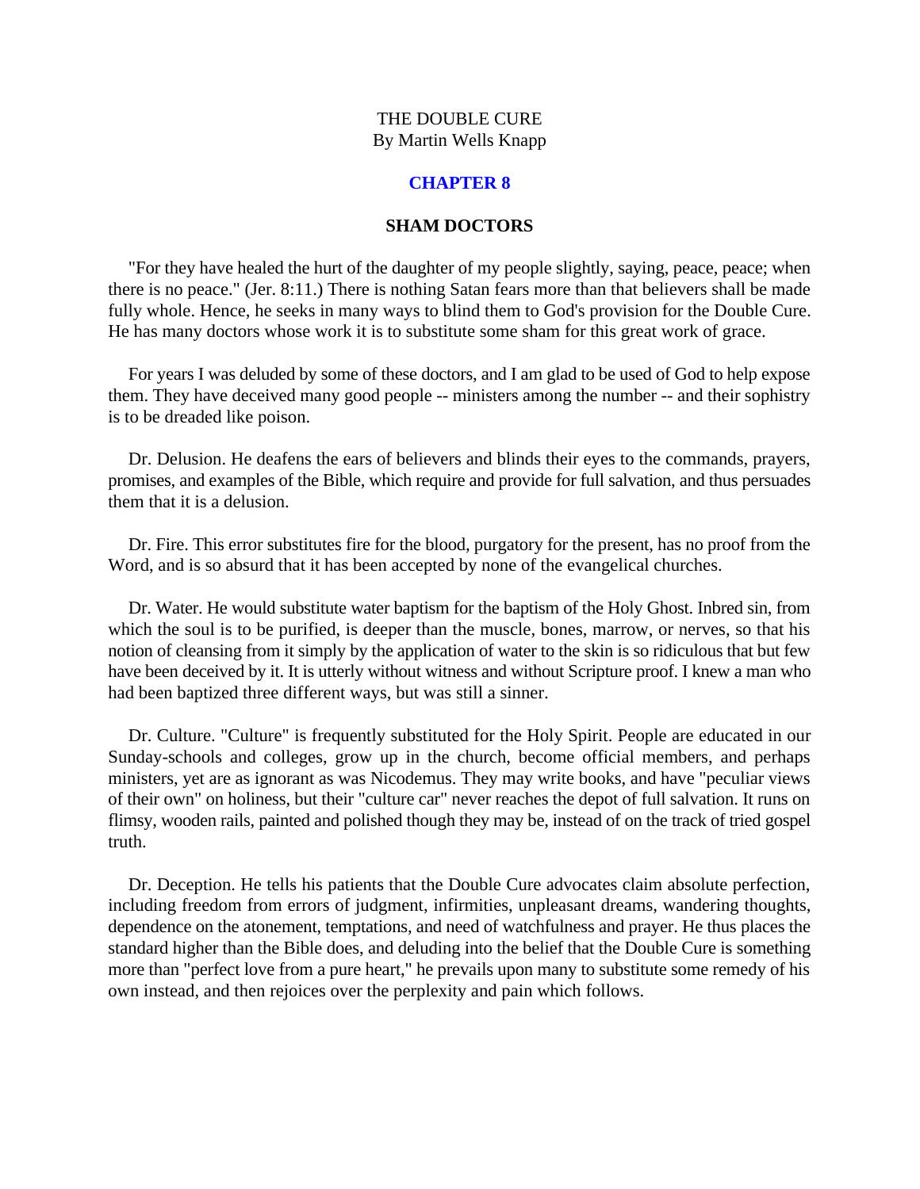THE DOUBLE CURE
By Martin Wells Knapp

## CHAPTER 8

### SHAM DOCTORS

"For they have healed the hurt of the daughter of my people slightly, saying, peace, peace; when there is no peace." (Jer. 8:11.) There is nothing Satan fears more than that believers shall be made fully whole. Hence, he seeks in many ways to blind them to God's provision for the Double Cure. He has many doctors whose work it is to substitute some sham for this great work of grace.

For years I was deluded by some of these doctors, and I am glad to be used of God to help expose them. They have deceived many good people -- ministers among the number -- and their sophistry is to be dreaded like poison.

Dr. Delusion. He deafens the ears of believers and blinds their eyes to the commands, prayers, promises, and examples of the Bible, which require and provide for full salvation, and thus persuades them that it is a delusion.

Dr. Fire. This error substitutes fire for the blood, purgatory for the present, has no proof from the Word, and is so absurd that it has been accepted by none of the evangelical churches.

Dr. Water. He would substitute water baptism for the baptism of the Holy Ghost. Inbred sin, from which the soul is to be purified, is deeper than the muscle, bones, marrow, or nerves, so that his notion of cleansing from it simply by the application of water to the skin is so ridiculous that but few have been deceived by it. It is utterly without witness and without Scripture proof. I knew a man who had been baptized three different ways, but was still a sinner.

Dr. Culture. "Culture" is frequently substituted for the Holy Spirit. People are educated in our Sunday-schools and colleges, grow up in the church, become official members, and perhaps ministers, yet are as ignorant as was Nicodemus. They may write books, and have "peculiar views of their own" on holiness, but their "culture car" never reaches the depot of full salvation. It runs on flimsy, wooden rails, painted and polished though they may be, instead of on the track of tried gospel truth.

Dr. Deception. He tells his patients that the Double Cure advocates claim absolute perfection, including freedom from errors of judgment, infirmities, unpleasant dreams, wandering thoughts, dependence on the atonement, temptations, and need of watchfulness and prayer. He thus places the standard higher than the Bible does, and deluding into the belief that the Double Cure is something more than "perfect love from a pure heart," he prevails upon many to substitute some remedy of his own instead, and then rejoices over the perplexity and pain which follows.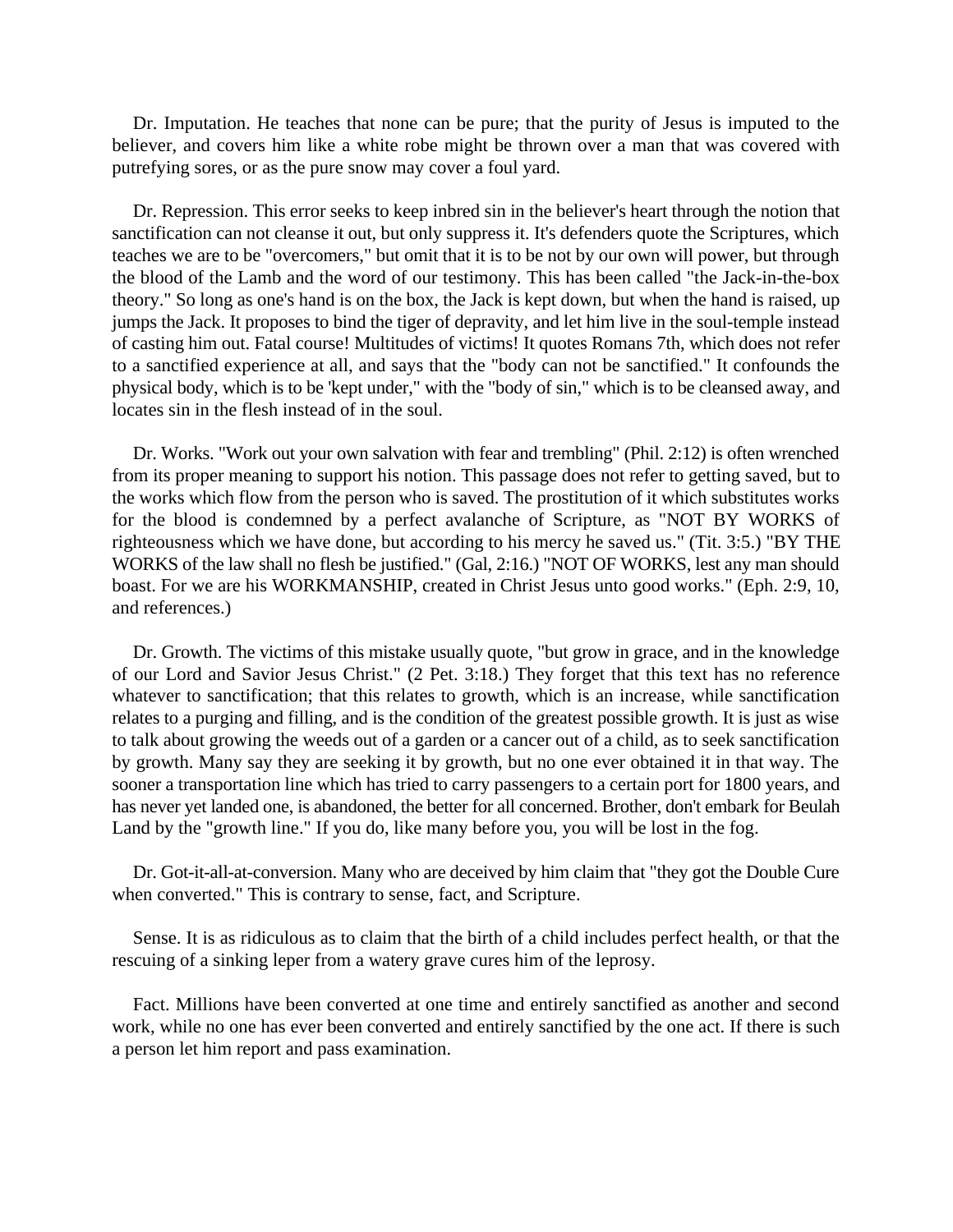Dr. Imputation. He teaches that none can be pure; that the purity of Jesus is imputed to the believer, and covers him like a white robe might be thrown over a man that was covered with putrefying sores, or as the pure snow may cover a foul yard.

Dr. Repression. This error seeks to keep inbred sin in the believer's heart through the notion that sanctification can not cleanse it out, but only suppress it. It's defenders quote the Scriptures, which teaches we are to be "overcomers," but omit that it is to be not by our own will power, but through the blood of the Lamb and the word of our testimony. This has been called "the Jack-in-the-box theory." So long as one's hand is on the box, the Jack is kept down, but when the hand is raised, up jumps the Jack. It proposes to bind the tiger of depravity, and let him live in the soul-temple instead of casting him out. Fatal course! Multitudes of victims! It quotes Romans 7th, which does not refer to a sanctified experience at all, and says that the "body can not be sanctified." It confounds the physical body, which is to be 'kept under," with the "body of sin," which is to be cleansed away, and locates sin in the flesh instead of in the soul.

Dr. Works. "Work out your own salvation with fear and trembling" (Phil. 2:12) is often wrenched from its proper meaning to support his notion. This passage does not refer to getting saved, but to the works which flow from the person who is saved. The prostitution of it which substitutes works for the blood is condemned by a perfect avalanche of Scripture, as "NOT BY WORKS of righteousness which we have done, but according to his mercy he saved us." (Tit. 3:5.) "BY THE WORKS of the law shall no flesh be justified." (Gal, 2:16.) "NOT OF WORKS, lest any man should boast. For we are his WORKMANSHIP, created in Christ Jesus unto good works." (Eph. 2:9, 10, and references.)

Dr. Growth. The victims of this mistake usually quote, "but grow in grace, and in the knowledge of our Lord and Savior Jesus Christ." (2 Pet. 3:18.) They forget that this text has no reference whatever to sanctification; that this relates to growth, which is an increase, while sanctification relates to a purging and filling, and is the condition of the greatest possible growth. It is just as wise to talk about growing the weeds out of a garden or a cancer out of a child, as to seek sanctification by growth. Many say they are seeking it by growth, but no one ever obtained it in that way. The sooner a transportation line which has tried to carry passengers to a certain port for 1800 years, and has never yet landed one, is abandoned, the better for all concerned. Brother, don't embark for Beulah Land by the "growth line." If you do, like many before you, you will be lost in the fog.

Dr. Got-it-all-at-conversion. Many who are deceived by him claim that "they got the Double Cure when converted." This is contrary to sense, fact, and Scripture.

Sense. It is as ridiculous as to claim that the birth of a child includes perfect health, or that the rescuing of a sinking leper from a watery grave cures him of the leprosy.

Fact. Millions have been converted at one time and entirely sanctified as another and second work, while no one has ever been converted and entirely sanctified by the one act. If there is such a person let him report and pass examination.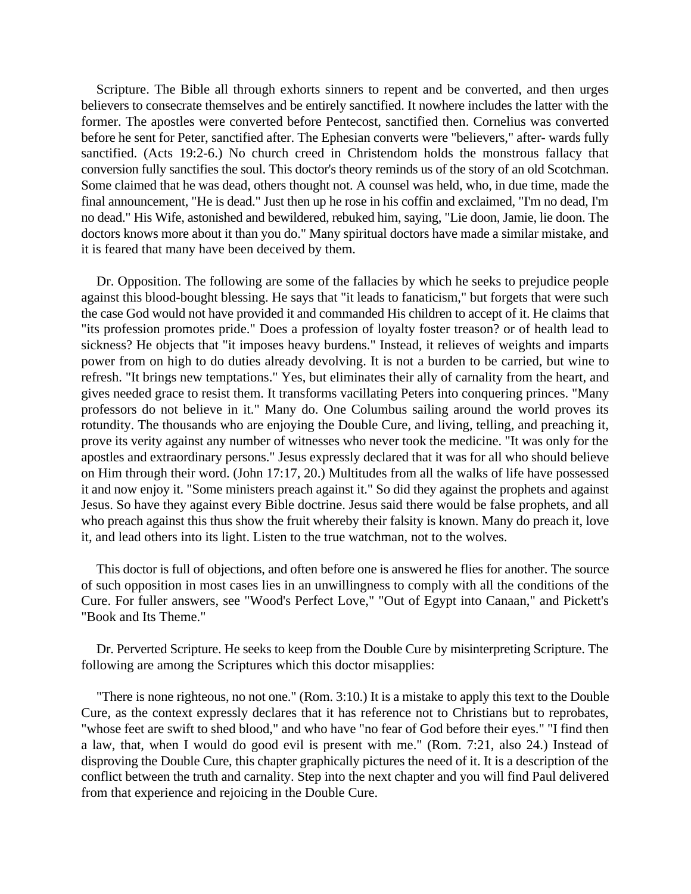Scripture. The Bible all through exhorts sinners to repent and be converted, and then urges believers to consecrate themselves and be entirely sanctified. It nowhere includes the latter with the former. The apostles were converted before Pentecost, sanctified then. Cornelius was converted before he sent for Peter, sanctified after. The Ephesian converts were "believers," after- wards fully sanctified. (Acts 19:2-6.) No church creed in Christendom holds the monstrous fallacy that conversion fully sanctifies the soul. This doctor's theory reminds us of the story of an old Scotchman. Some claimed that he was dead, others thought not. A counsel was held, who, in due time, made the final announcement, "He is dead." Just then up he rose in his coffin and exclaimed, "I'm no dead, I'm no dead." His Wife, astonished and bewildered, rebuked him, saying, "Lie doon, Jamie, lie doon. The doctors knows more about it than you do." Many spiritual doctors have made a similar mistake, and it is feared that many have been deceived by them.

Dr. Opposition. The following are some of the fallacies by which he seeks to prejudice people against this blood-bought blessing. He says that "it leads to fanaticism," but forgets that were such the case God would not have provided it and commanded His children to accept of it. He claims that "its profession promotes pride." Does a profession of loyalty foster treason? or of health lead to sickness? He objects that "it imposes heavy burdens." Instead, it relieves of weights and imparts power from on high to do duties already devolving. It is not a burden to be carried, but wine to refresh. "It brings new temptations." Yes, but eliminates their ally of carnality from the heart, and gives needed grace to resist them. It transforms vacillating Peters into conquering princes. "Many professors do not believe in it." Many do. One Columbus sailing around the world proves its rotundity. The thousands who are enjoying the Double Cure, and living, telling, and preaching it, prove its verity against any number of witnesses who never took the medicine. "It was only for the apostles and extraordinary persons." Jesus expressly declared that it was for all who should believe on Him through their word. (John 17:17, 20.) Multitudes from all the walks of life have possessed it and now enjoy it. "Some ministers preach against it." So did they against the prophets and against Jesus. So have they against every Bible doctrine. Jesus said there would be false prophets, and all who preach against this thus show the fruit whereby their falsity is known. Many do preach it, love it, and lead others into its light. Listen to the true watchman, not to the wolves.

This doctor is full of objections, and often before one is answered he flies for another. The source of such opposition in most cases lies in an unwillingness to comply with all the conditions of the Cure. For fuller answers, see "Wood's Perfect Love," "Out of Egypt into Canaan," and Pickett's "Book and Its Theme."

Dr. Perverted Scripture. He seeks to keep from the Double Cure by misinterpreting Scripture. The following are among the Scriptures which this doctor misapplies:

"There is none righteous, no not one." (Rom. 3:10.) It is a mistake to apply this text to the Double Cure, as the context expressly declares that it has reference not to Christians but to reprobates, "whose feet are swift to shed blood," and who have "no fear of God before their eyes." "I find then a law, that, when I would do good evil is present with me." (Rom. 7:21, also 24.) Instead of disproving the Double Cure, this chapter graphically pictures the need of it. It is a description of the conflict between the truth and carnality. Step into the next chapter and you will find Paul delivered from that experience and rejoicing in the Double Cure.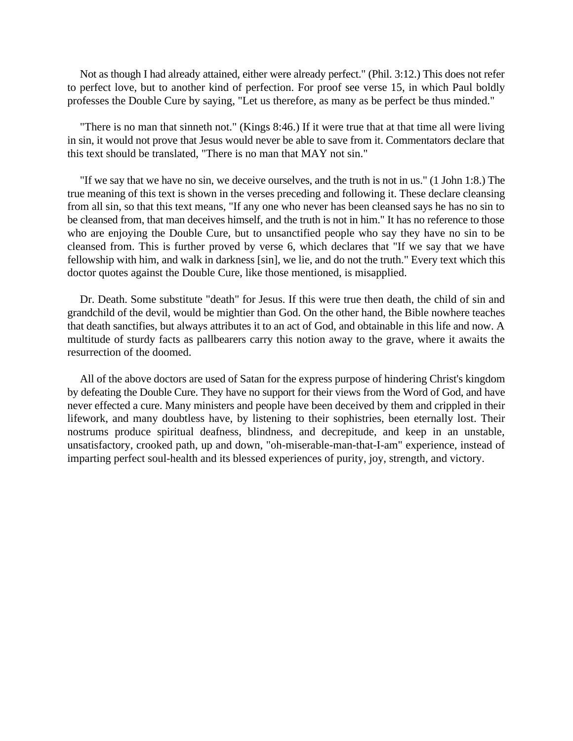Not as though I had already attained, either were already perfect." (Phil. 3:12.) This does not refer to perfect love, but to another kind of perfection. For proof see verse 15, in which Paul boldly professes the Double Cure by saying, "Let us therefore, as many as be perfect be thus minded."

"There is no man that sinneth not." (Kings 8:46.) If it were true that at that time all were living in sin, it would not prove that Jesus would never be able to save from it. Commentators declare that this text should be translated, "There is no man that MAY not sin."

"If we say that we have no sin, we deceive ourselves, and the truth is not in us." (1 John 1:8.) The true meaning of this text is shown in the verses preceding and following it. These declare cleansing from all sin, so that this text means, "If any one who never has been cleansed says he has no sin to be cleansed from, that man deceives himself, and the truth is not in him." It has no reference to those who are enjoying the Double Cure, but to unsanctified people who say they have no sin to be cleansed from. This is further proved by verse 6, which declares that "If we say that we have fellowship with him, and walk in darkness [sin], we lie, and do not the truth." Every text which this doctor quotes against the Double Cure, like those mentioned, is misapplied.

Dr. Death. Some substitute "death" for Jesus. If this were true then death, the child of sin and grandchild of the devil, would be mightier than God. On the other hand, the Bible nowhere teaches that death sanctifies, but always attributes it to an act of God, and obtainable in this life and now. A multitude of sturdy facts as pallbearers carry this notion away to the grave, where it awaits the resurrection of the doomed.

All of the above doctors are used of Satan for the express purpose of hindering Christ's kingdom by defeating the Double Cure. They have no support for their views from the Word of God, and have never effected a cure. Many ministers and people have been deceived by them and crippled in their lifework, and many doubtless have, by listening to their sophistries, been eternally lost. Their nostrums produce spiritual deafness, blindness, and decrepitude, and keep in an unstable, unsatisfactory, crooked path, up and down, "oh-miserable-man-that-I-am" experience, instead of imparting perfect soul-health and its blessed experiences of purity, joy, strength, and victory.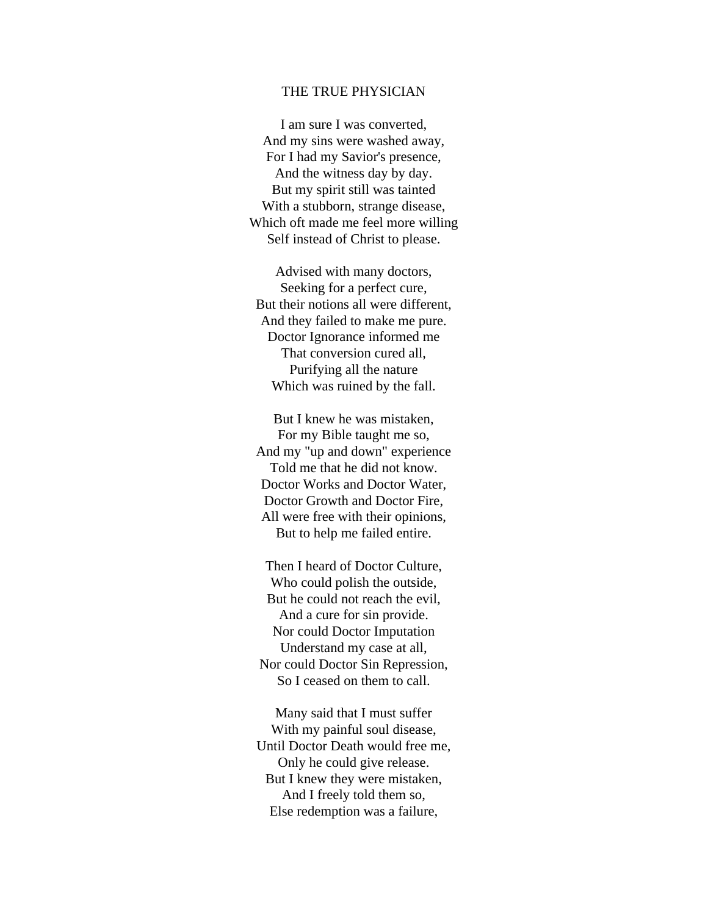## THE TRUE PHYSICIAN

I am sure I was converted,  
And my sins were washed away,  
For I had my Savior's presence,  
And the witness day by day.  
But my spirit still was tainted  
With a stubborn, strange disease,  
Which oft made me feel more willing  
Self instead of Christ to please.

Advised with many doctors,  
Seeking for a perfect cure,  
But their notions all were different,  
And they failed to make me pure.  
Doctor Ignorance informed me  
That conversion cured all,  
Purifying all the nature  
Which was ruined by the fall.

But I knew he was mistaken,  
For my Bible taught me so,  
And my "up and down" experience  
Told me that he did not know.  
Doctor Works and Doctor Water,  
Doctor Growth and Doctor Fire,  
All were free with their opinions,  
But to help me failed entire.

Then I heard of Doctor Culture,  
Who could polish the outside,  
But he could not reach the evil,  
And a cure for sin provide.  
Nor could Doctor Imputation  
Understand my case at all,  
Nor could Doctor Sin Repression,  
So I ceased on them to call.

Many said that I must suffer  
With my painful soul disease,  
Until Doctor Death would free me,  
Only he could give release.  
But I knew they were mistaken,  
And I freely told them so,  
Else redemption was a failure,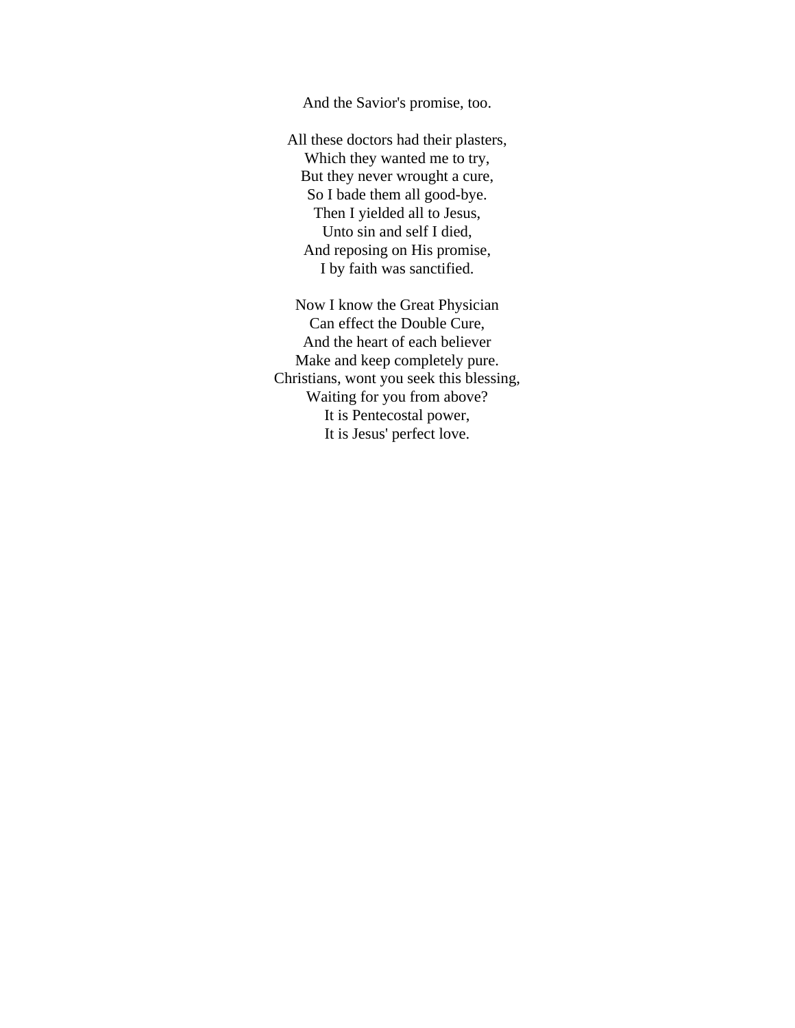And the Savior's promise, too.

All these doctors had their plasters,  
Which they wanted me to try,  
But they never wrought a cure,  
So I bade them all good-bye.  
Then I yielded all to Jesus,  
Unto sin and self I died,  
And reposing on His promise,  
I by faith was sanctified.

Now I know the Great Physician  
Can effect the Double Cure,  
And the heart of each believer  
Make and keep completely pure.  
Christians, wont you seek this blessing,  
Waiting for you from above?  
It is Pentecostal power,  
It is Jesus' perfect love.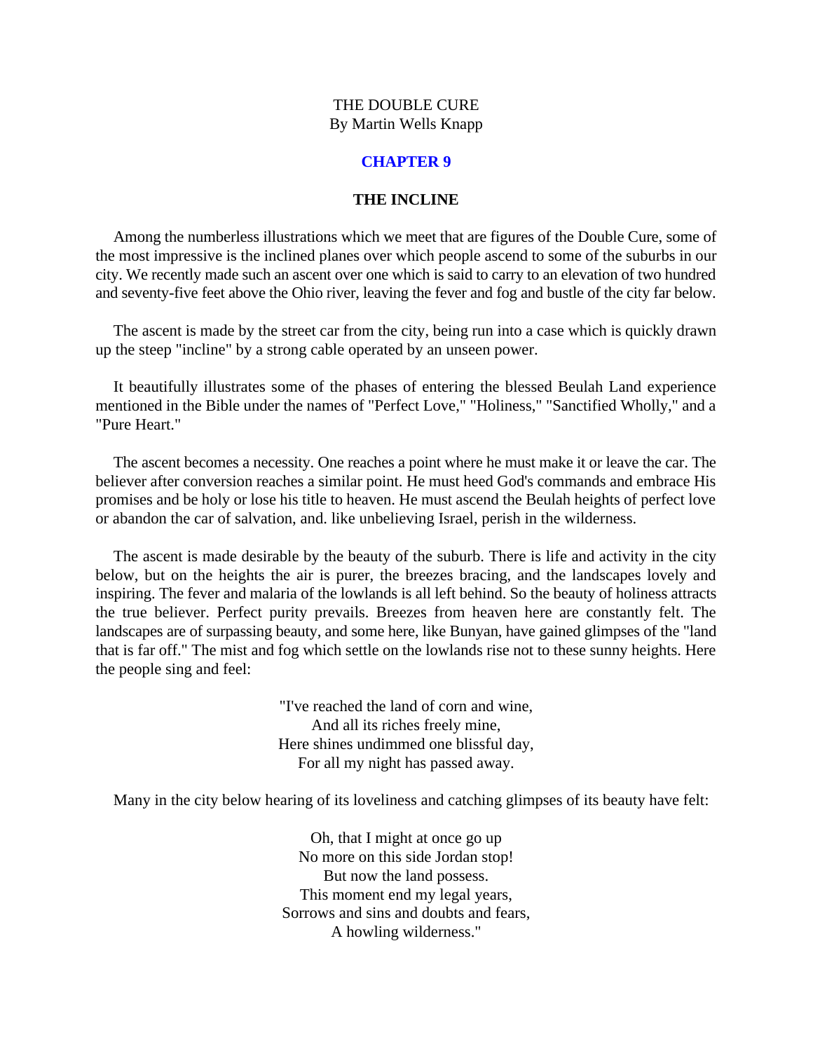THE DOUBLE CURE
By Martin Wells Knapp

## CHAPTER 9

### THE INCLINE

Among the numberless illustrations which we meet that are figures of the Double Cure, some of the most impressive is the inclined planes over which people ascend to some of the suburbs in our city. We recently made such an ascent over one which is said to carry to an elevation of two hundred and seventy-five feet above the Ohio river, leaving the fever and fog and bustle of the city far below.

The ascent is made by the street car from the city, being run into a case which is quickly drawn up the steep "incline" by a strong cable operated by an unseen power.

It beautifully illustrates some of the phases of entering the blessed Beulah Land experience mentioned in the Bible under the names of "Perfect Love," "Holiness," "Sanctified Wholly," and a "Pure Heart."

The ascent becomes a necessity. One reaches a point where he must make it or leave the car. The believer after conversion reaches a similar point. He must heed God's commands and embrace His promises and be holy or lose his title to heaven. He must ascend the Beulah heights of perfect love or abandon the car of salvation, and. like unbelieving Israel, perish in the wilderness.

The ascent is made desirable by the beauty of the suburb. There is life and activity in the city below, but on the heights the air is purer, the breezes bracing, and the landscapes lovely and inspiring. The fever and malaria of the lowlands is all left behind. So the beauty of holiness attracts the true believer. Perfect purity prevails. Breezes from heaven here are constantly felt. The landscapes are of surpassing beauty, and some here, like Bunyan, have gained glimpses of the "land that is far off." The mist and fog which settle on the lowlands rise not to these sunny heights. Here the people sing and feel:

"I've reached the land of corn and wine,
And all its riches freely mine,
Here shines undimmed one blissful day,
For all my night has passed away.

Many in the city below hearing of its loveliness and catching glimpses of its beauty have felt:

Oh, that I might at once go up
No more on this side Jordan stop!
But now the land possess.
This moment end my legal years,
Sorrows and sins and doubts and fears,
A howling wilderness."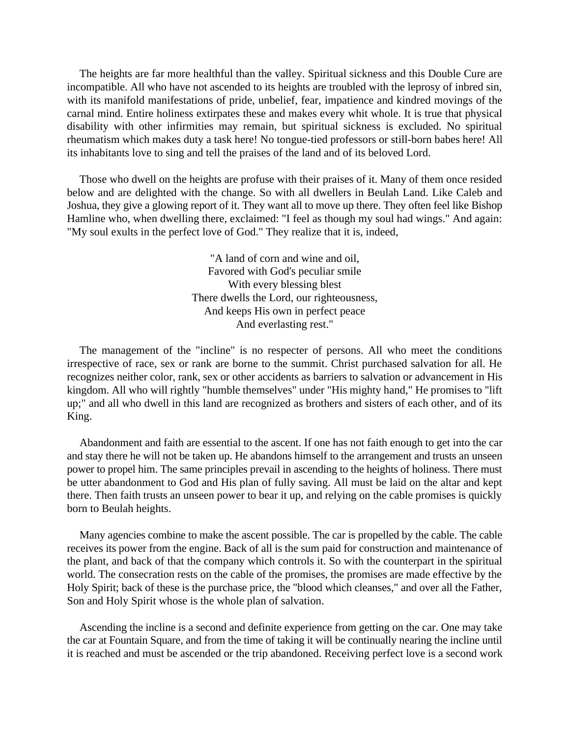The heights are far more healthful than the valley. Spiritual sickness and this Double Cure are incompatible. All who have not ascended to its heights are troubled with the leprosy of inbred sin, with its manifold manifestations of pride, unbelief, fear, impatience and kindred movings of the carnal mind. Entire holiness extirpates these and makes every whit whole. It is true that physical disability with other infirmities may remain, but spiritual sickness is excluded. No spiritual rheumatism which makes duty a task here! No tongue-tied professors or still-born babes here! All its inhabitants love to sing and tell the praises of the land and of its beloved Lord.

Those who dwell on the heights are profuse with their praises of it. Many of them once resided below and are delighted with the change. So with all dwellers in Beulah Land. Like Caleb and Joshua, they give a glowing report of it. They want all to move up there. They often feel like Bishop Hamline who, when dwelling there, exclaimed: "I feel as though my soul had wings." And again: "My soul exults in the perfect love of God." They realize that it is, indeed,

"A land of corn and wine and oil,  
Favored with God's peculiar smile  
With every blessing blest  
There dwells the Lord, our righteousness,  
And keeps His own in perfect peace  
And everlasting rest."

The management of the "incline" is no respecter of persons. All who meet the conditions irrespective of race, sex or rank are borne to the summit. Christ purchased salvation for all. He recognizes neither color, rank, sex or other accidents as barriers to salvation or advancement in His kingdom. All who will rightly "humble themselves" under "His mighty hand," He promises to "lift up;" and all who dwell in this land are recognized as brothers and sisters of each other, and of its King.

Abandonment and faith are essential to the ascent. If one has not faith enough to get into the car and stay there he will not be taken up. He abandons himself to the arrangement and trusts an unseen power to propel him. The same principles prevail in ascending to the heights of holiness. There must be utter abandonment to God and His plan of fully saving. All must be laid on the altar and kept there. Then faith trusts an unseen power to bear it up, and relying on the cable promises is quickly born to Beulah heights.

Many agencies combine to make the ascent possible. The car is propelled by the cable. The cable receives its power from the engine. Back of all is the sum paid for construction and maintenance of the plant, and back of that the company which controls it. So with the counterpart in the spiritual world. The consecration rests on the cable of the promises, the promises are made effective by the Holy Spirit; back of these is the purchase price, the "blood which cleanses," and over all the Father, Son and Holy Spirit whose is the whole plan of salvation.

Ascending the incline is a second and definite experience from getting on the car. One may take the car at Fountain Square, and from the time of taking it will be continually nearing the incline until it is reached and must be ascended or the trip abandoned. Receiving perfect love is a second work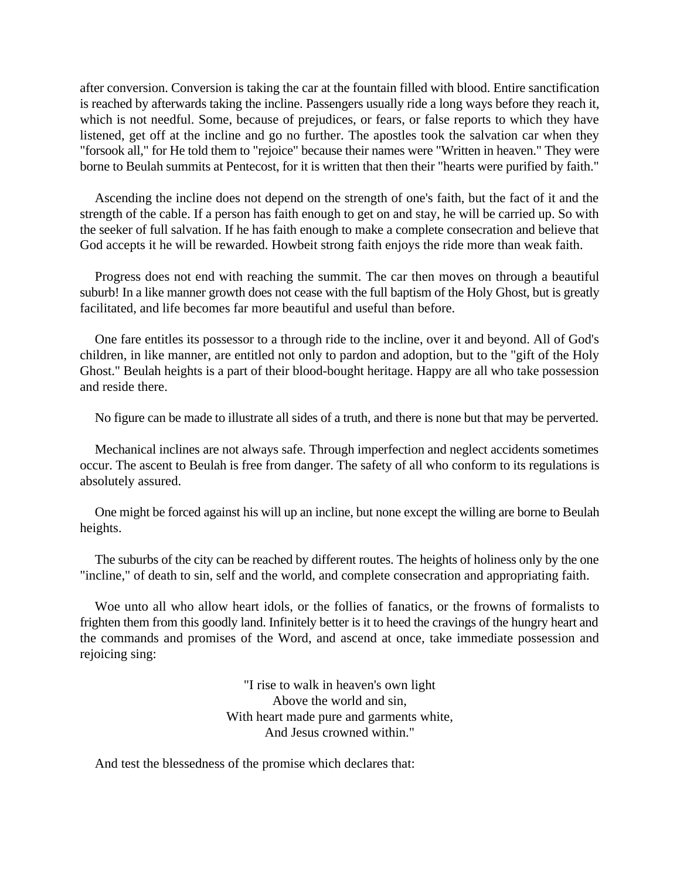after conversion. Conversion is taking the car at the fountain filled with blood. Entire sanctification is reached by afterwards taking the incline. Passengers usually ride a long ways before they reach it, which is not needful. Some, because of prejudices, or fears, or false reports to which they have listened, get off at the incline and go no further. The apostles took the salvation car when they "forsook all," for He told them to "rejoice" because their names were "Written in heaven." They were borne to Beulah summits at Pentecost, for it is written that then their "hearts were purified by faith."

Ascending the incline does not depend on the strength of one's faith, but the fact of it and the strength of the cable. If a person has faith enough to get on and stay, he will be carried up. So with the seeker of full salvation. If he has faith enough to make a complete consecration and believe that God accepts it he will be rewarded. Howbeit strong faith enjoys the ride more than weak faith.

Progress does not end with reaching the summit. The car then moves on through a beautiful suburb! In a like manner growth does not cease with the full baptism of the Holy Ghost, but is greatly facilitated, and life becomes far more beautiful and useful than before.

One fare entitles its possessor to a through ride to the incline, over it and beyond. All of God's children, in like manner, are entitled not only to pardon and adoption, but to the "gift of the Holy Ghost." Beulah heights is a part of their blood-bought heritage. Happy are all who take possession and reside there.

No figure can be made to illustrate all sides of a truth, and there is none but that may be perverted.

Mechanical inclines are not always safe. Through imperfection and neglect accidents sometimes occur. The ascent to Beulah is free from danger. The safety of all who conform to its regulations is absolutely assured.

One might be forced against his will up an incline, but none except the willing are borne to Beulah heights.

The suburbs of the city can be reached by different routes. The heights of holiness only by the one "incline," of death to sin, self and the world, and complete consecration and appropriating faith.

Woe unto all who allow heart idols, or the follies of fanatics, or the frowns of formalists to frighten them from this goodly land. Infinitely better is it to heed the cravings of the hungry heart and the commands and promises of the Word, and ascend at once, take immediate possession and rejoicing sing:

"I rise to walk in heaven's own light  
Above the world and sin,  
With heart made pure and garments white,  
And Jesus crowned within."

And test the blessedness of the promise which declares that: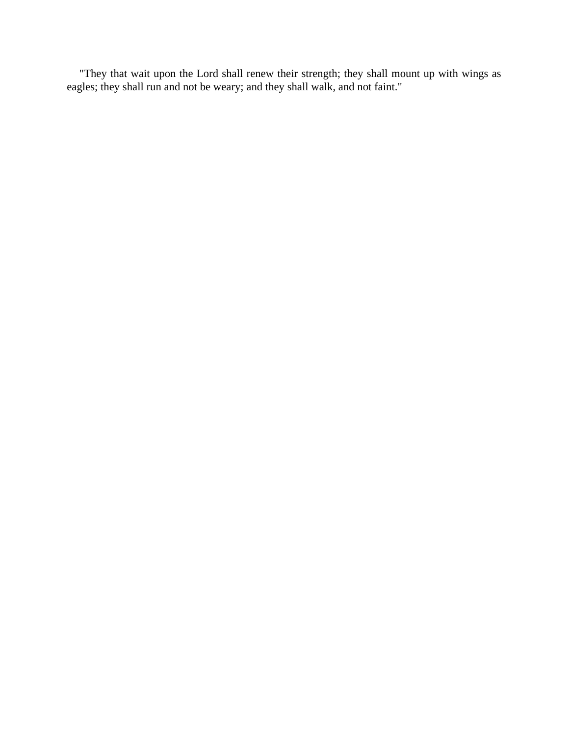"They that wait upon the Lord shall renew their strength; they shall mount up with wings as eagles; they shall run and not be weary; and they shall walk, and not faint."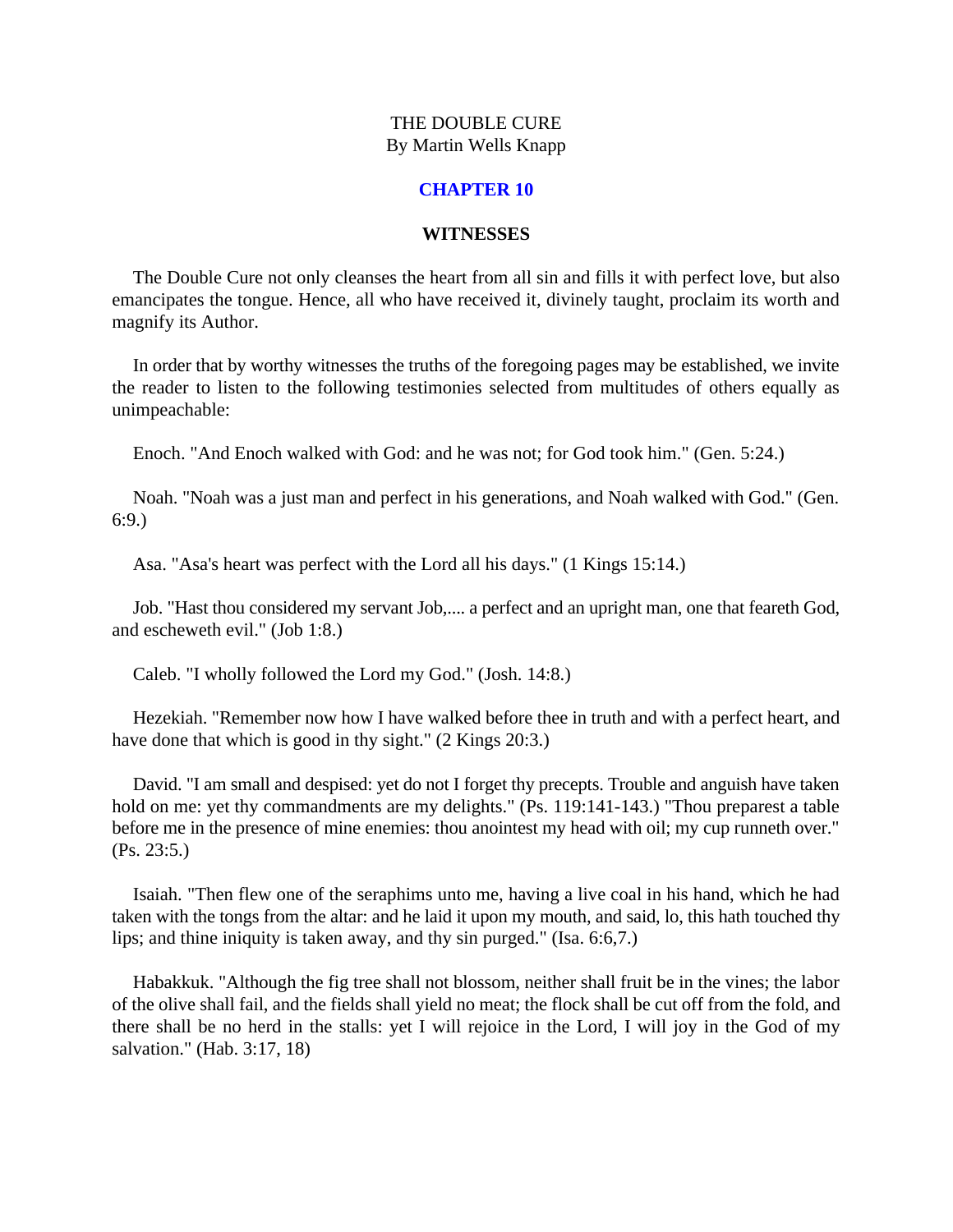THE DOUBLE CURE
By Martin Wells Knapp

## CHAPTER 10

### WITNESSES

The Double Cure not only cleanses the heart from all sin and fills it with perfect love, but also emancipates the tongue. Hence, all who have received it, divinely taught, proclaim its worth and magnify its Author.

In order that by worthy witnesses the truths of the foregoing pages may be established, we invite the reader to listen to the following testimonies selected from multitudes of others equally as unimpeachable:

Enoch. "And Enoch walked with God: and he was not; for God took him." (Gen. 5:24.)

Noah. "Noah was a just man and perfect in his generations, and Noah walked with God." (Gen. 6:9.)

Asa. "Asa's heart was perfect with the Lord all his days." (1 Kings 15:14.)

Job. "Hast thou considered my servant Job,.... a perfect and an upright man, one that feareth God, and escheweth evil." (Job 1:8.)

Caleb. "I wholly followed the Lord my God." (Josh. 14:8.)

Hezekiah. "Remember now how I have walked before thee in truth and with a perfect heart, and have done that which is good in thy sight." (2 Kings 20:3.)

David. "I am small and despised: yet do not I forget thy precepts. Trouble and anguish have taken hold on me: yet thy commandments are my delights." (Ps. 119:141-143.) "Thou preparest a table before me in the presence of mine enemies: thou anointest my head with oil; my cup runneth over." (Ps. 23:5.)

Isaiah. "Then flew one of the seraphims unto me, having a live coal in his hand, which he had taken with the tongs from the altar: and he laid it upon my mouth, and said, lo, this hath touched thy lips; and thine iniquity is taken away, and thy sin purged." (Isa. 6:6,7.)

Habakkuk. "Although the fig tree shall not blossom, neither shall fruit be in the vines; the labor of the olive shall fail, and the fields shall yield no meat; the flock shall be cut off from the fold, and there shall be no herd in the stalls: yet I will rejoice in the Lord, I will joy in the God of my salvation." (Hab. 3:17, 18)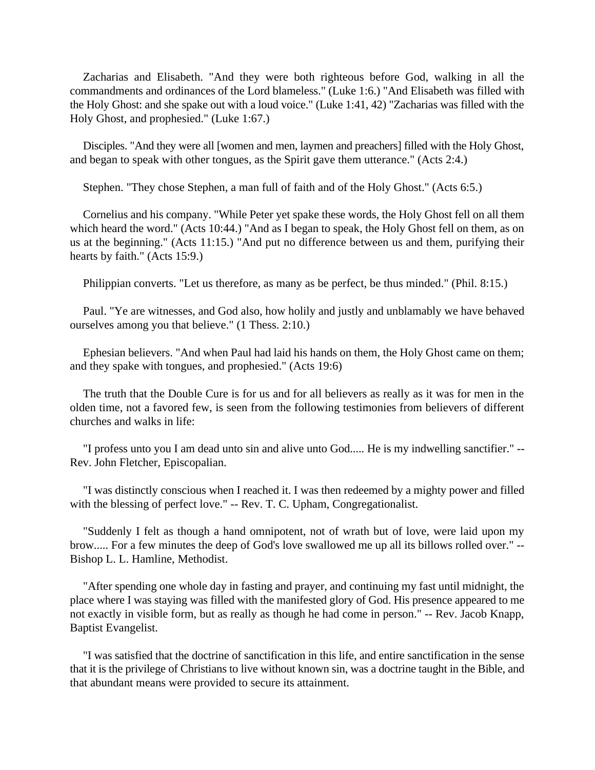Zacharias and Elisabeth. "And they were both righteous before God, walking in all the commandments and ordinances of the Lord blameless." (Luke 1:6.) "And Elisabeth was filled with the Holy Ghost: and she spake out with a loud voice." (Luke 1:41, 42) "Zacharias was filled with the Holy Ghost, and prophesied." (Luke 1:67.)

Disciples. "And they were all [women and men, laymen and preachers] filled with the Holy Ghost, and began to speak with other tongues, as the Spirit gave them utterance." (Acts 2:4.)

Stephen. "They chose Stephen, a man full of faith and of the Holy Ghost." (Acts 6:5.)

Cornelius and his company. "While Peter yet spake these words, the Holy Ghost fell on all them which heard the word." (Acts 10:44.) "And as I began to speak, the Holy Ghost fell on them, as on us at the beginning." (Acts 11:15.) "And put no difference between us and them, purifying their hearts by faith." (Acts 15:9.)

Philippian converts. "Let us therefore, as many as be perfect, be thus minded." (Phil. 8:15.)

Paul. "Ye are witnesses, and God also, how holily and justly and unblamably we have behaved ourselves among you that believe." (1 Thess. 2:10.)

Ephesian believers. "And when Paul had laid his hands on them, the Holy Ghost came on them; and they spake with tongues, and prophesied." (Acts 19:6)

The truth that the Double Cure is for us and for all believers as really as it was for men in the olden time, not a favored few, is seen from the following testimonies from believers of different churches and walks in life:

"I profess unto you I am dead unto sin and alive unto God..... He is my indwelling sanctifier." -- Rev. John Fletcher, Episcopalian.

"I was distinctly conscious when I reached it. I was then redeemed by a mighty power and filled with the blessing of perfect love." -- Rev. T. C. Upham, Congregationalist.

"Suddenly I felt as though a hand omnipotent, not of wrath but of love, were laid upon my brow..... For a few minutes the deep of God's love swallowed me up all its billows rolled over." -- Bishop L. L. Hamline, Methodist.

"After spending one whole day in fasting and prayer, and continuing my fast until midnight, the place where I was staying was filled with the manifested glory of God. His presence appeared to me not exactly in visible form, but as really as though he had come in person." -- Rev. Jacob Knapp, Baptist Evangelist.

"I was satisfied that the doctrine of sanctification in this life, and entire sanctification in the sense that it is the privilege of Christians to live without known sin, was a doctrine taught in the Bible, and that abundant means were provided to secure its attainment.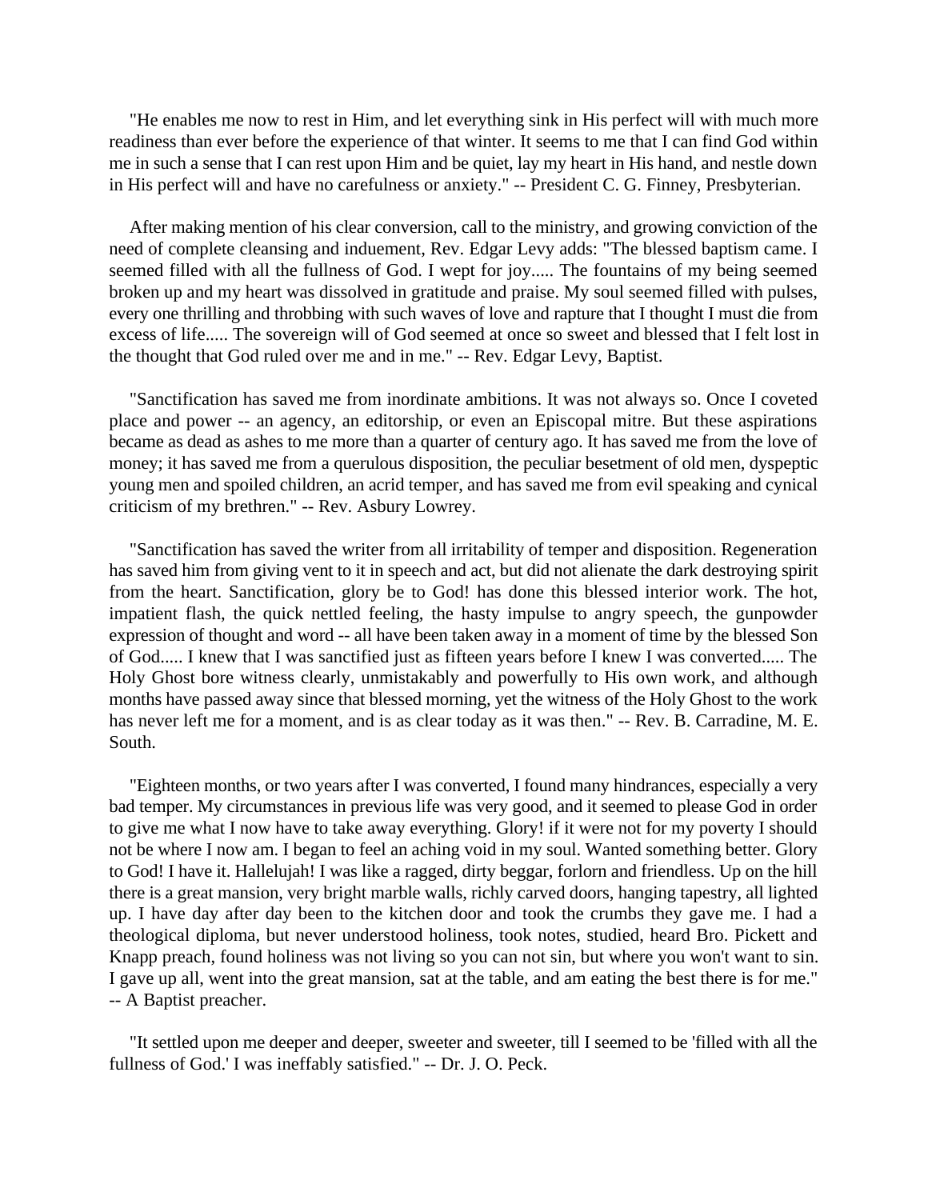"He enables me now to rest in Him, and let everything sink in His perfect will with much more readiness than ever before the experience of that winter. It seems to me that I can find God within me in such a sense that I can rest upon Him and be quiet, lay my heart in His hand, and nestle down in His perfect will and have no carefulness or anxiety." -- President C. G. Finney, Presbyterian.

After making mention of his clear conversion, call to the ministry, and growing conviction of the need of complete cleansing and induement, Rev. Edgar Levy adds: "The blessed baptism came. I seemed filled with all the fullness of God. I wept for joy..... The fountains of my being seemed broken up and my heart was dissolved in gratitude and praise. My soul seemed filled with pulses, every one thrilling and throbbing with such waves of love and rapture that I thought I must die from excess of life..... The sovereign will of God seemed at once so sweet and blessed that I felt lost in the thought that God ruled over me and in me." -- Rev. Edgar Levy, Baptist.

"Sanctification has saved me from inordinate ambitions. It was not always so. Once I coveted place and power -- an agency, an editorship, or even an Episcopal mitre. But these aspirations became as dead as ashes to me more than a quarter of century ago. It has saved me from the love of money; it has saved me from a querulous disposition, the peculiar besetment of old men, dyspeptic young men and spoiled children, an acrid temper, and has saved me from evil speaking and cynical criticism of my brethren." -- Rev. Asbury Lowrey.

"Sanctification has saved the writer from all irritability of temper and disposition. Regeneration has saved him from giving vent to it in speech and act, but did not alienate the dark destroying spirit from the heart. Sanctification, glory be to God! has done this blessed interior work. The hot, impatient flash, the quick nettled feeling, the hasty impulse to angry speech, the gunpowder expression of thought and word -- all have been taken away in a moment of time by the blessed Son of God..... I knew that I was sanctified just as fifteen years before I knew I was converted..... The Holy Ghost bore witness clearly, unmistakably and powerfully to His own work, and although months have passed away since that blessed morning, yet the witness of the Holy Ghost to the work has never left me for a moment, and is as clear today as it was then." -- Rev. B. Carradine, M. E. South.

"Eighteen months, or two years after I was converted, I found many hindrances, especially a very bad temper. My circumstances in previous life was very good, and it seemed to please God in order to give me what I now have to take away everything. Glory! if it were not for my poverty I should not be where I now am. I began to feel an aching void in my soul. Wanted something better. Glory to God! I have it. Hallelujah! I was like a ragged, dirty beggar, forlorn and friendless. Up on the hill there is a great mansion, very bright marble walls, richly carved doors, hanging tapestry, all lighted up. I have day after day been to the kitchen door and took the crumbs they gave me. I had a theological diploma, but never understood holiness, took notes, studied, heard Bro. Pickett and Knapp preach, found holiness was not living so you can not sin, but where you won't want to sin. I gave up all, went into the great mansion, sat at the table, and am eating the best there is for me." -- A Baptist preacher.

"It settled upon me deeper and deeper, sweeter and sweeter, till I seemed to be 'filled with all the fullness of God.' I was ineffably satisfied." -- Dr. J. O. Peck.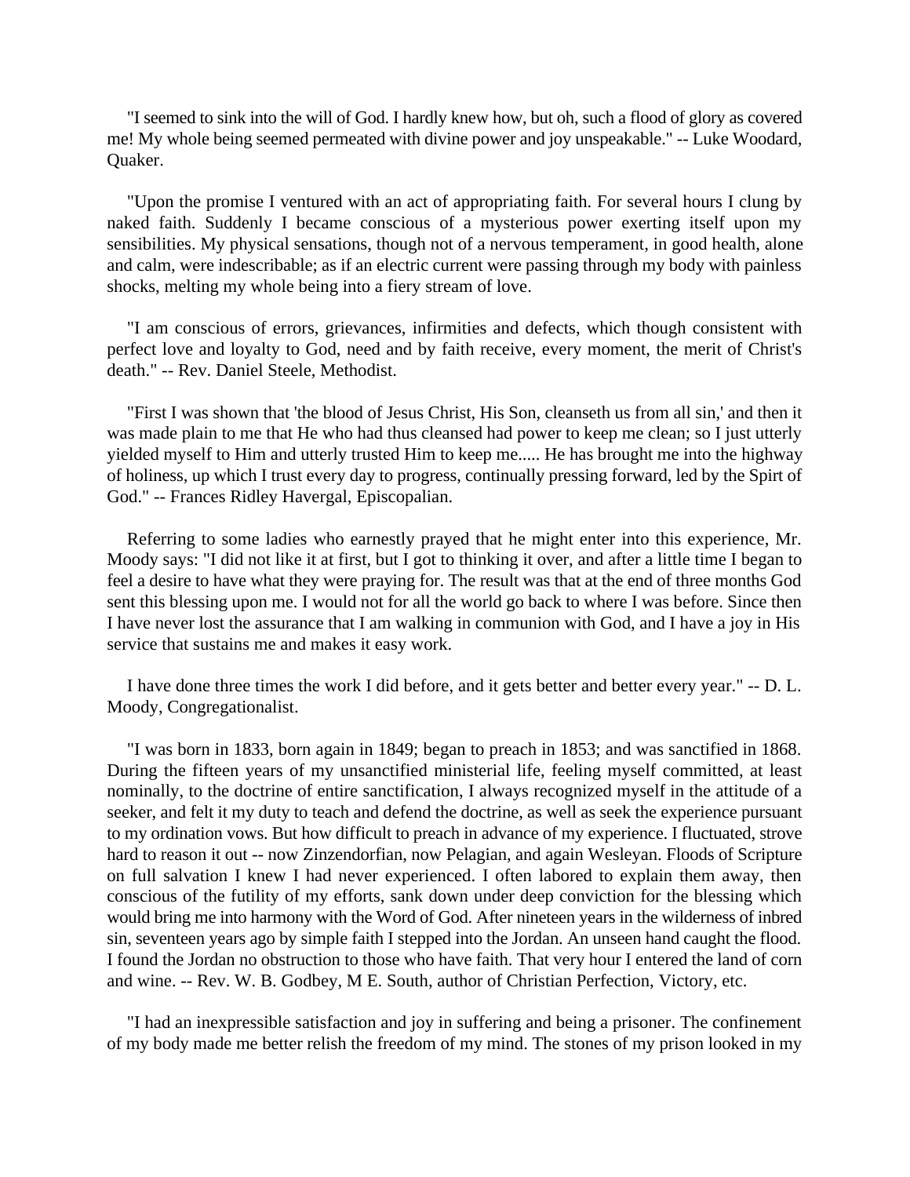"I seemed to sink into the will of God. I hardly knew how, but oh, such a flood of glory as covered me! My whole being seemed permeated with divine power and joy unspeakable." -- Luke Woodard, Quaker.

"Upon the promise I ventured with an act of appropriating faith. For several hours I clung by naked faith. Suddenly I became conscious of a mysterious power exerting itself upon my sensibilities. My physical sensations, though not of a nervous temperament, in good health, alone and calm, were indescribable; as if an electric current were passing through my body with painless shocks, melting my whole being into a fiery stream of love.

"I am conscious of errors, grievances, infirmities and defects, which though consistent with perfect love and loyalty to God, need and by faith receive, every moment, the merit of Christ's death." -- Rev. Daniel Steele, Methodist.

"First I was shown that 'the blood of Jesus Christ, His Son, cleanseth us from all sin,' and then it was made plain to me that He who had thus cleansed had power to keep me clean; so I just utterly yielded myself to Him and utterly trusted Him to keep me..... He has brought me into the highway of holiness, up which I trust every day to progress, continually pressing forward, led by the Spirt of God." -- Frances Ridley Havergal, Episcopalian.

Referring to some ladies who earnestly prayed that he might enter into this experience, Mr. Moody says: "I did not like it at first, but I got to thinking it over, and after a little time I began to feel a desire to have what they were praying for. The result was that at the end of three months God sent this blessing upon me. I would not for all the world go back to where I was before. Since then I have never lost the assurance that I am walking in communion with God, and I have a joy in His service that sustains me and makes it easy work.

I have done three times the work I did before, and it gets better and better every year." -- D. L. Moody, Congregationalist.

"I was born in 1833, born again in 1849; began to preach in 1853; and was sanctified in 1868. During the fifteen years of my unsanctified ministerial life, feeling myself committed, at least nominally, to the doctrine of entire sanctification, I always recognized myself in the attitude of a seeker, and felt it my duty to teach and defend the doctrine, as well as seek the experience pursuant to my ordination vows. But how difficult to preach in advance of my experience. I fluctuated, strove hard to reason it out -- now Zinzendorfian, now Pelagian, and again Wesleyan. Floods of Scripture on full salvation I knew I had never experienced. I often labored to explain them away, then conscious of the futility of my efforts, sank down under deep conviction for the blessing which would bring me into harmony with the Word of God. After nineteen years in the wilderness of inbred sin, seventeen years ago by simple faith I stepped into the Jordan. An unseen hand caught the flood. I found the Jordan no obstruction to those who have faith. That very hour I entered the land of corn and wine. -- Rev. W. B. Godbey, M E. South, author of Christian Perfection, Victory, etc.

"I had an inexpressible satisfaction and joy in suffering and being a prisoner. The confinement of my body made me better relish the freedom of my mind. The stones of my prison looked in my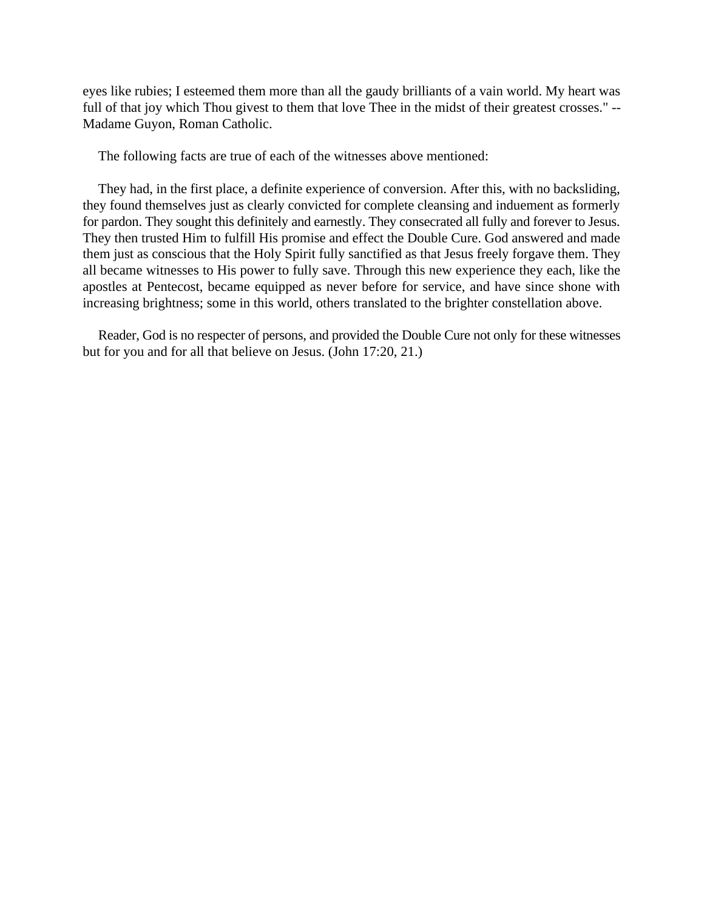eyes like rubies; I esteemed them more than all the gaudy brilliants of a vain world. My heart was full of that joy which Thou givest to them that love Thee in the midst of their greatest crosses." -- Madame Guyon, Roman Catholic.

The following facts are true of each of the witnesses above mentioned:

They had, in the first place, a definite experience of conversion. After this, with no backsliding, they found themselves just as clearly convicted for complete cleansing and induement as formerly for pardon. They sought this definitely and earnestly. They consecrated all fully and forever to Jesus. They then trusted Him to fulfill His promise and effect the Double Cure. God answered and made them just as conscious that the Holy Spirit fully sanctified as that Jesus freely forgave them. They all became witnesses to His power to fully save. Through this new experience they each, like the apostles at Pentecost, became equipped as never before for service, and have since shone with increasing brightness; some in this world, others translated to the brighter constellation above.

Reader, God is no respecter of persons, and provided the Double Cure not only for these witnesses but for you and for all that believe on Jesus. (John 17:20, 21.)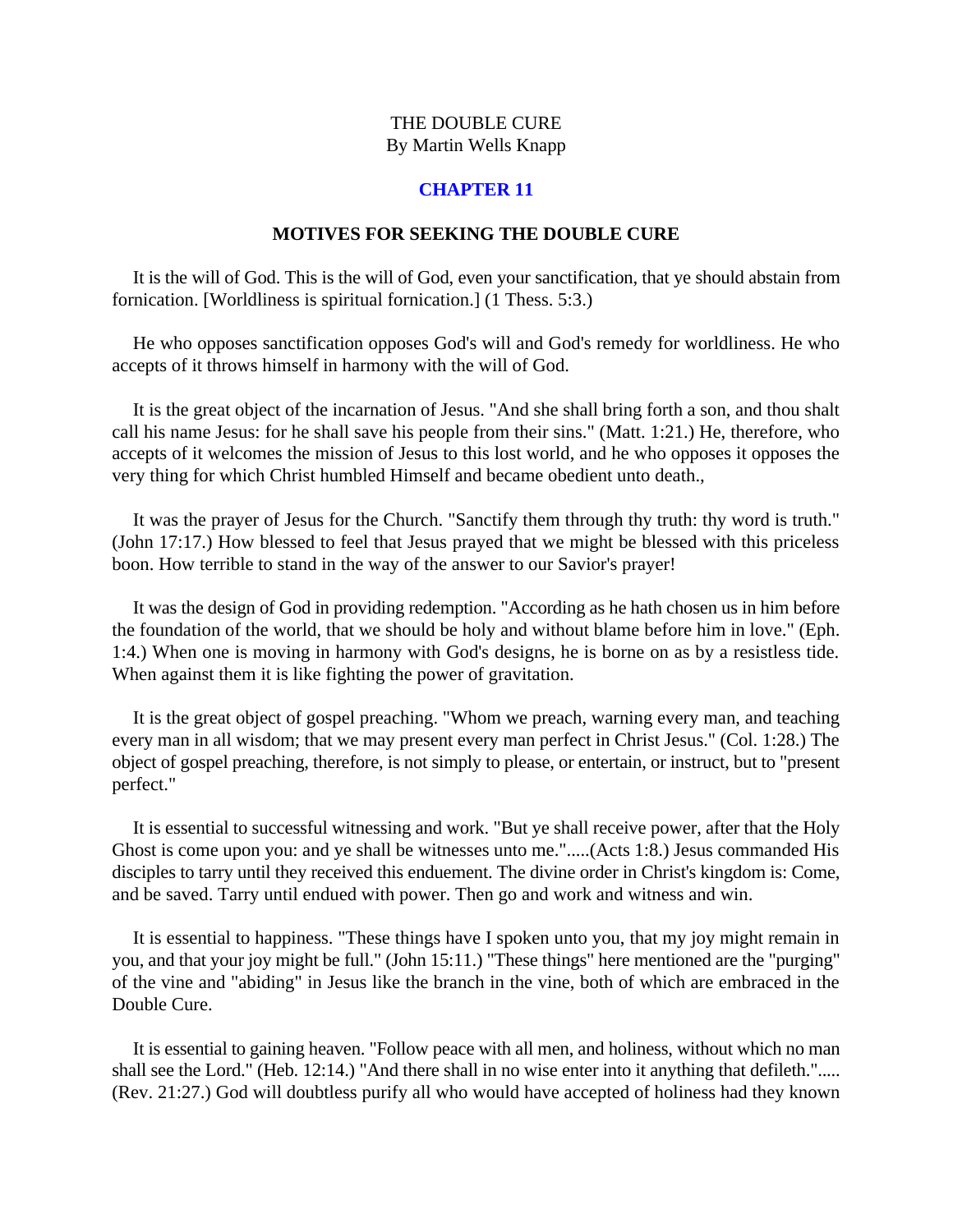THE DOUBLE CURE
By Martin Wells Knapp

## CHAPTER 11

### MOTIVES FOR SEEKING THE DOUBLE CURE

It is the will of God. This is the will of God, even your sanctification, that ye should abstain from fornication. [Worldliness is spiritual fornication.] (1 Thess. 5:3.)

He who opposes sanctification opposes God's will and God's remedy for worldliness. He who accepts of it throws himself in harmony with the will of God.

It is the great object of the incarnation of Jesus. "And she shall bring forth a son, and thou shalt call his name Jesus: for he shall save his people from their sins." (Matt. 1:21.) He, therefore, who accepts of it welcomes the mission of Jesus to this lost world, and he who opposes it opposes the very thing for which Christ humbled Himself and became obedient unto death.,

It was the prayer of Jesus for the Church. "Sanctify them through thy truth: thy word is truth." (John 17:17.) How blessed to feel that Jesus prayed that we might be blessed with this priceless boon. How terrible to stand in the way of the answer to our Savior's prayer!

It was the design of God in providing redemption. "According as he hath chosen us in him before the foundation of the world, that we should be holy and without blame before him in love." (Eph. 1:4.) When one is moving in harmony with God's designs, he is borne on as by a resistless tide. When against them it is like fighting the power of gravitation.

It is the great object of gospel preaching. "Whom we preach, warning every man, and teaching every man in all wisdom; that we may present every man perfect in Christ Jesus." (Col. 1:28.) The object of gospel preaching, therefore, is not simply to please, or entertain, or instruct, but to "present perfect."

It is essential to successful witnessing and work. "But ye shall receive power, after that the Holy Ghost is come upon you: and ye shall be witnesses unto me.".....(Acts 1:8.) Jesus commanded His disciples to tarry until they received this enduement. The divine order in Christ's kingdom is: Come, and be saved. Tarry until endued with power. Then go and work and witness and win.

It is essential to happiness. "These things have I spoken unto you, that my joy might remain in you, and that your joy might be full." (John 15:11.) "These things" here mentioned are the "purging" of the vine and "abiding" in Jesus like the branch in the vine, both of which are embraced in the Double Cure.

It is essential to gaining heaven. "Follow peace with all men, and holiness, without which no man shall see the Lord." (Heb. 12:14.) "And there shall in no wise enter into it anything that defileth.".....(Rev. 21:27.) God will doubtless purify all who would have accepted of holiness had they known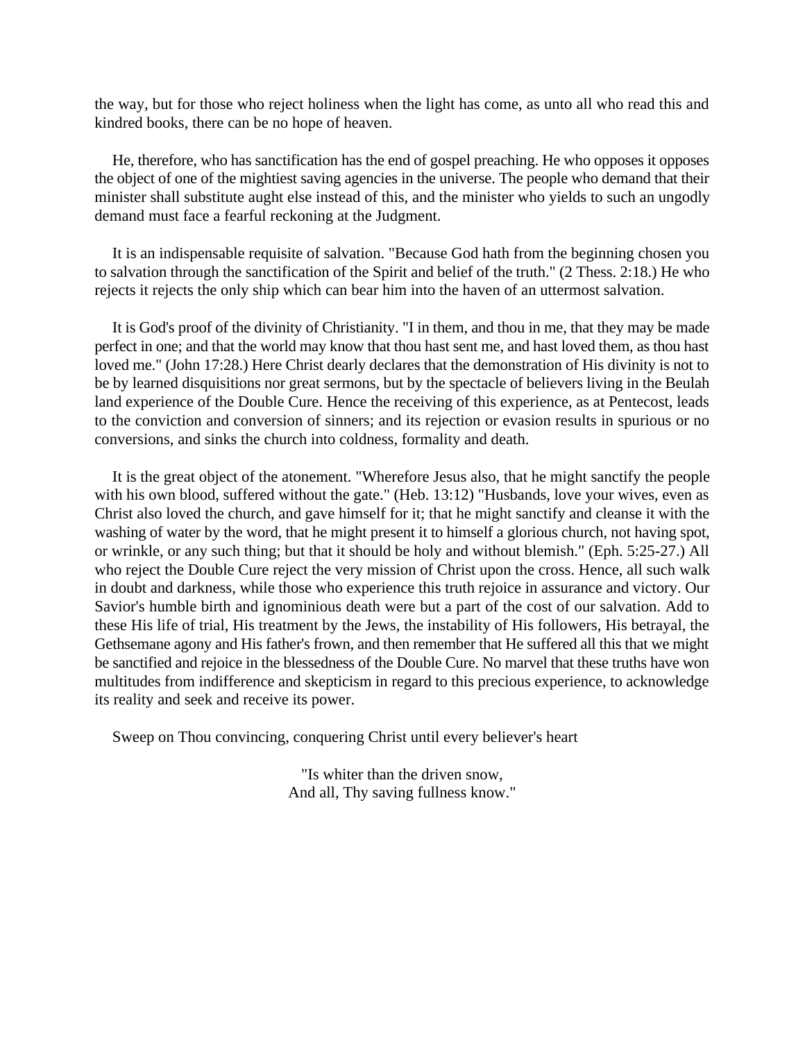the way, but for those who reject holiness when the light has come, as unto all who read this and kindred books, there can be no hope of heaven.

He, therefore, who has sanctification has the end of gospel preaching. He who opposes it opposes the object of one of the mightiest saving agencies in the universe. The people who demand that their minister shall substitute aught else instead of this, and the minister who yields to such an ungodly demand must face a fearful reckoning at the Judgment.

It is an indispensable requisite of salvation. "Because God hath from the beginning chosen you to salvation through the sanctification of the Spirit and belief of the truth." (2 Thess. 2:18.) He who rejects it rejects the only ship which can bear him into the haven of an uttermost salvation.

It is God's proof of the divinity of Christianity. "I in them, and thou in me, that they may be made perfect in one; and that the world may know that thou hast sent me, and hast loved them, as thou hast loved me." (John 17:28.) Here Christ dearly declares that the demonstration of His divinity is not to be by learned disquisitions nor great sermons, but by the spectacle of believers living in the Beulah land experience of the Double Cure. Hence the receiving of this experience, as at Pentecost, leads to the conviction and conversion of sinners; and its rejection or evasion results in spurious or no conversions, and sinks the church into coldness, formality and death.

It is the great object of the atonement. "Wherefore Jesus also, that he might sanctify the people with his own blood, suffered without the gate." (Heb. 13:12) "Husbands, love your wives, even as Christ also loved the church, and gave himself for it; that he might sanctify and cleanse it with the washing of water by the word, that he might present it to himself a glorious church, not having spot, or wrinkle, or any such thing; but that it should be holy and without blemish." (Eph. 5:25-27.) All who reject the Double Cure reject the very mission of Christ upon the cross. Hence, all such walk in doubt and darkness, while those who experience this truth rejoice in assurance and victory. Our Savior's humble birth and ignominious death were but a part of the cost of our salvation. Add to these His life of trial, His treatment by the Jews, the instability of His followers, His betrayal, the Gethsemane agony and His father's frown, and then remember that He suffered all this that we might be sanctified and rejoice in the blessedness of the Double Cure. No marvel that these truths have won multitudes from indifference and skepticism in regard to this precious experience, to acknowledge its reality and seek and receive its power.

Sweep on Thou convincing, conquering Christ until every believer's heart

"Is whiter than the driven snow,  
And all, Thy saving fullness know."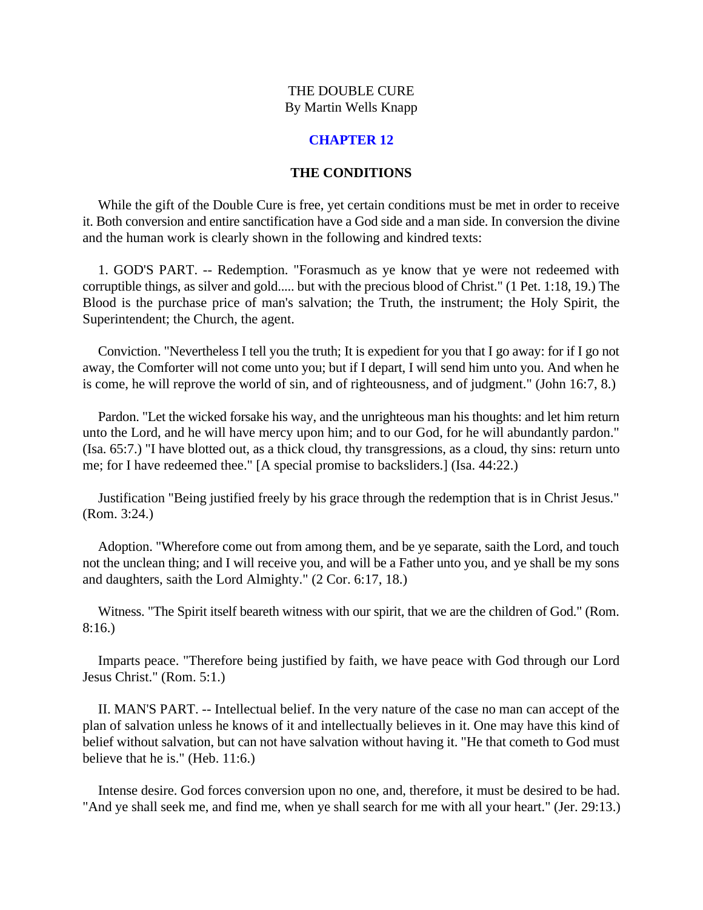THE DOUBLE CURE
By Martin Wells Knapp

## CHAPTER 12

### THE CONDITIONS

While the gift of the Double Cure is free, yet certain conditions must be met in order to receive it. Both conversion and entire sanctification have a God side and a man side. In conversion the divine and the human work is clearly shown in the following and kindred texts:

1. GOD'S PART. -- Redemption. "Forasmuch as ye know that ye were not redeemed with corruptible things, as silver and gold..... but with the precious blood of Christ." (1 Pet. 1:18, 19.) The Blood is the purchase price of man's salvation; the Truth, the instrument; the Holy Spirit, the Superintendent; the Church, the agent.

Conviction. "Nevertheless I tell you the truth; It is expedient for you that I go away: for if I go not away, the Comforter will not come unto you; but if I depart, I will send him unto you. And when he is come, he will reprove the world of sin, and of righteousness, and of judgment." (John 16:7, 8.)

Pardon. "Let the wicked forsake his way, and the unrighteous man his thoughts: and let him return unto the Lord, and he will have mercy upon him; and to our God, for he will abundantly pardon." (Isa. 65:7.) "I have blotted out, as a thick cloud, thy transgressions, as a cloud, thy sins: return unto me; for I have redeemed thee." [A special promise to backsliders.] (Isa. 44:22.)

Justification "Being justified freely by his grace through the redemption that is in Christ Jesus." (Rom. 3:24.)

Adoption. "Wherefore come out from among them, and be ye separate, saith the Lord, and touch not the unclean thing; and I will receive you, and will be a Father unto you, and ye shall be my sons and daughters, saith the Lord Almighty." (2 Cor. 6:17, 18.)

Witness. "The Spirit itself beareth witness with our spirit, that we are the children of God." (Rom. 8:16.)

Imparts peace. "Therefore being justified by faith, we have peace with God through our Lord Jesus Christ." (Rom. 5:1.)

II. MAN'S PART. -- Intellectual belief. In the very nature of the case no man can accept of the plan of salvation unless he knows of it and intellectually believes in it. One may have this kind of belief without salvation, but can not have salvation without having it. "He that cometh to God must believe that he is." (Heb. 11:6.)

Intense desire. God forces conversion upon no one, and, therefore, it must be desired to be had. "And ye shall seek me, and find me, when ye shall search for me with all your heart." (Jer. 29:13.)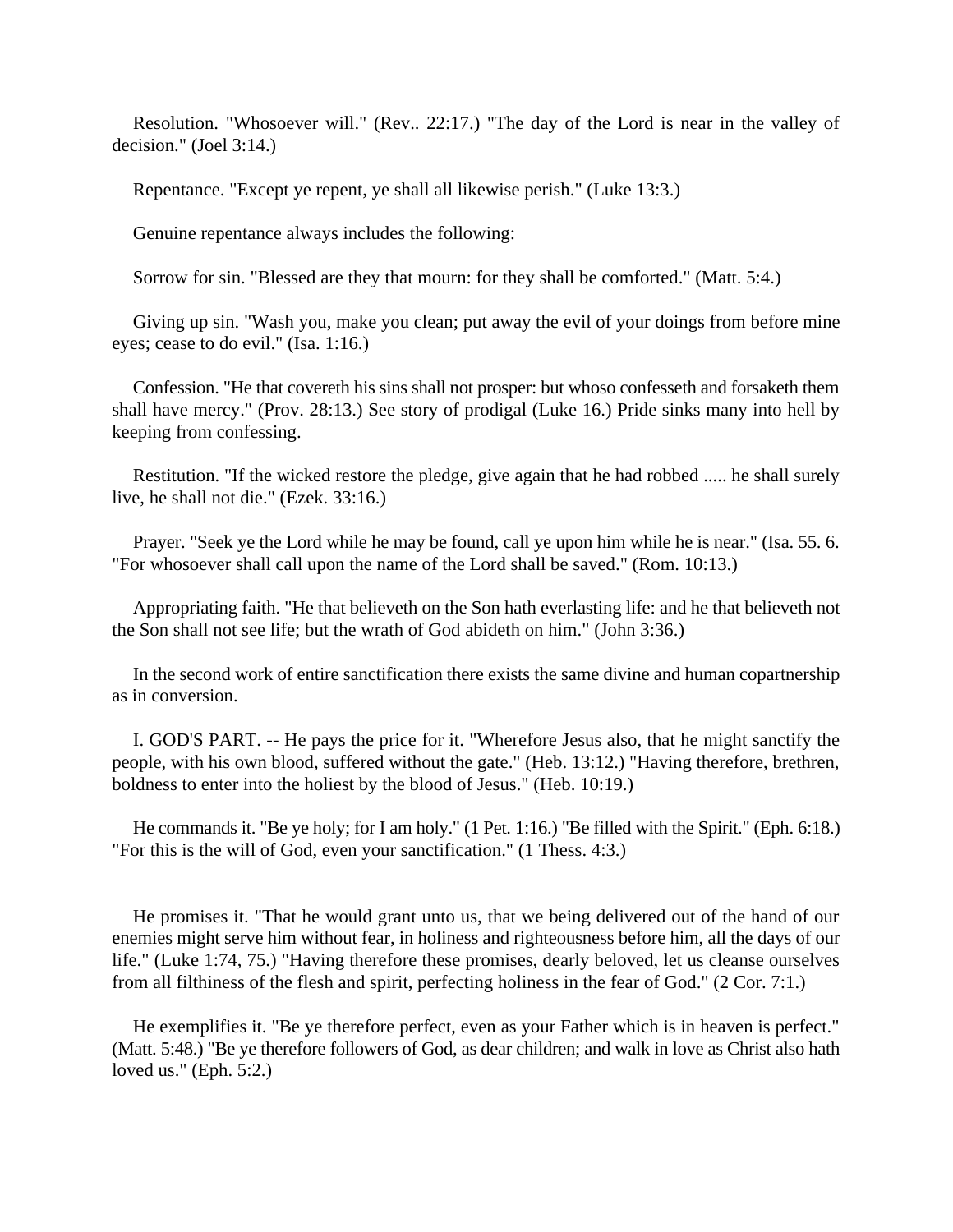Resolution. "Whosoever will." (Rev.. 22:17.) "The day of the Lord is near in the valley of decision." (Joel 3:14.)

Repentance. "Except ye repent, ye shall all likewise perish." (Luke 13:3.)

Genuine repentance always includes the following:

Sorrow for sin. "Blessed are they that mourn: for they shall be comforted." (Matt. 5:4.)

Giving up sin. "Wash you, make you clean; put away the evil of your doings from before mine eyes; cease to do evil." (Isa. 1:16.)

Confession. "He that covereth his sins shall not prosper: but whoso confesseth and forsaketh them shall have mercy." (Prov. 28:13.) See story of prodigal (Luke 16.) Pride sinks many into hell by keeping from confessing.

Restitution. "If the wicked restore the pledge, give again that he had robbed ..... he shall surely live, he shall not die." (Ezek. 33:16.)

Prayer. "Seek ye the Lord while he may be found, call ye upon him while he is near." (Isa. 55. 6. "For whosoever shall call upon the name of the Lord shall be saved." (Rom. 10:13.)

Appropriating faith. "He that believeth on the Son hath everlasting life: and he that believeth not the Son shall not see life; but the wrath of God abideth on him." (John 3:36.)

In the second work of entire sanctification there exists the same divine and human copartnership as in conversion.

I. GOD'S PART. -- He pays the price for it. "Wherefore Jesus also, that he might sanctify the people, with his own blood, suffered without the gate." (Heb. 13:12.) "Having therefore, brethren, boldness to enter into the holiest by the blood of Jesus." (Heb. 10:19.)

He commands it. "Be ye holy; for I am holy." (1 Pet. 1:16.) "Be filled with the Spirit." (Eph. 6:18.) "For this is the will of God, even your sanctification." (1 Thess. 4:3.)

He promises it. "That he would grant unto us, that we being delivered out of the hand of our enemies might serve him without fear, in holiness and righteousness before him, all the days of our life." (Luke 1:74, 75.) "Having therefore these promises, dearly beloved, let us cleanse ourselves from all filthiness of the flesh and spirit, perfecting holiness in the fear of God." (2 Cor. 7:1.)

He exemplifies it. "Be ye therefore perfect, even as your Father which is in heaven is perfect." (Matt. 5:48.) "Be ye therefore followers of God, as dear children; and walk in love as Christ also hath loved us." (Eph. 5:2.)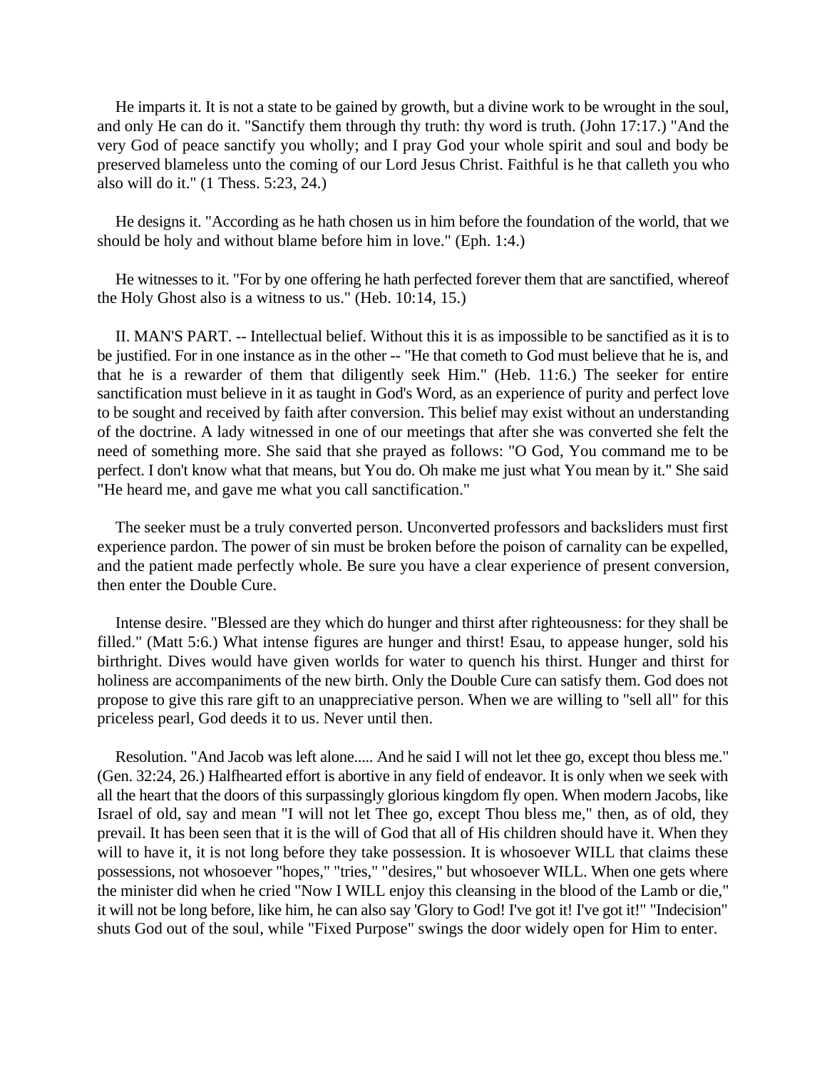He imparts it. It is not a state to be gained by growth, but a divine work to be wrought in the soul, and only He can do it. "Sanctify them through thy truth: thy word is truth. (John 17:17.) "And the very God of peace sanctify you wholly; and I pray God your whole spirit and soul and body be preserved blameless unto the coming of our Lord Jesus Christ. Faithful is he that calleth you who also will do it." (1 Thess. 5:23, 24.)

He designs it. "According as he hath chosen us in him before the foundation of the world, that we should be holy and without blame before him in love." (Eph. 1:4.)

He witnesses to it. "For by one offering he hath perfected forever them that are sanctified, whereof the Holy Ghost also is a witness to us." (Heb. 10:14, 15.)

II. MAN'S PART. -- Intellectual belief. Without this it is as impossible to be sanctified as it is to be justified. For in one instance as in the other -- "He that cometh to God must believe that he is, and that he is a rewarder of them that diligently seek Him." (Heb. 11:6.) The seeker for entire sanctification must believe in it as taught in God's Word, as an experience of purity and perfect love to be sought and received by faith after conversion. This belief may exist without an understanding of the doctrine. A lady witnessed in one of our meetings that after she was converted she felt the need of something more. She said that she prayed as follows: "O God, You command me to be perfect. I don't know what that means, but You do. Oh make me just what You mean by it." She said "He heard me, and gave me what you call sanctification."

The seeker must be a truly converted person. Unconverted professors and backsliders must first experience pardon. The power of sin must be broken before the poison of carnality can be expelled, and the patient made perfectly whole. Be sure you have a clear experience of present conversion, then enter the Double Cure.

Intense desire. "Blessed are they which do hunger and thirst after righteousness: for they shall be filled." (Matt 5:6.) What intense figures are hunger and thirst! Esau, to appease hunger, sold his birthright. Dives would have given worlds for water to quench his thirst. Hunger and thirst for holiness are accompaniments of the new birth. Only the Double Cure can satisfy them. God does not propose to give this rare gift to an unappreciative person. When we are willing to "sell all" for this priceless pearl, God deeds it to us. Never until then.

Resolution. "And Jacob was left alone..... And he said I will not let thee go, except thou bless me." (Gen. 32:24, 26.) Halfhearted effort is abortive in any field of endeavor. It is only when we seek with all the heart that the doors of this surpassingly glorious kingdom fly open. When modern Jacobs, like Israel of old, say and mean "I will not let Thee go, except Thou bless me," then, as of old, they prevail. It has been seen that it is the will of God that all of His children should have it. When they will to have it, it is not long before they take possession. It is whosoever WILL that claims these possessions, not whosoever "hopes," "tries," "desires," but whosoever WILL. When one gets where the minister did when he cried "Now I WILL enjoy this cleansing in the blood of the Lamb or die," it will not be long before, like him, he can also say 'Glory to God! I've got it! I've got it!" "Indecision" shuts God out of the soul, while "Fixed Purpose" swings the door widely open for Him to enter.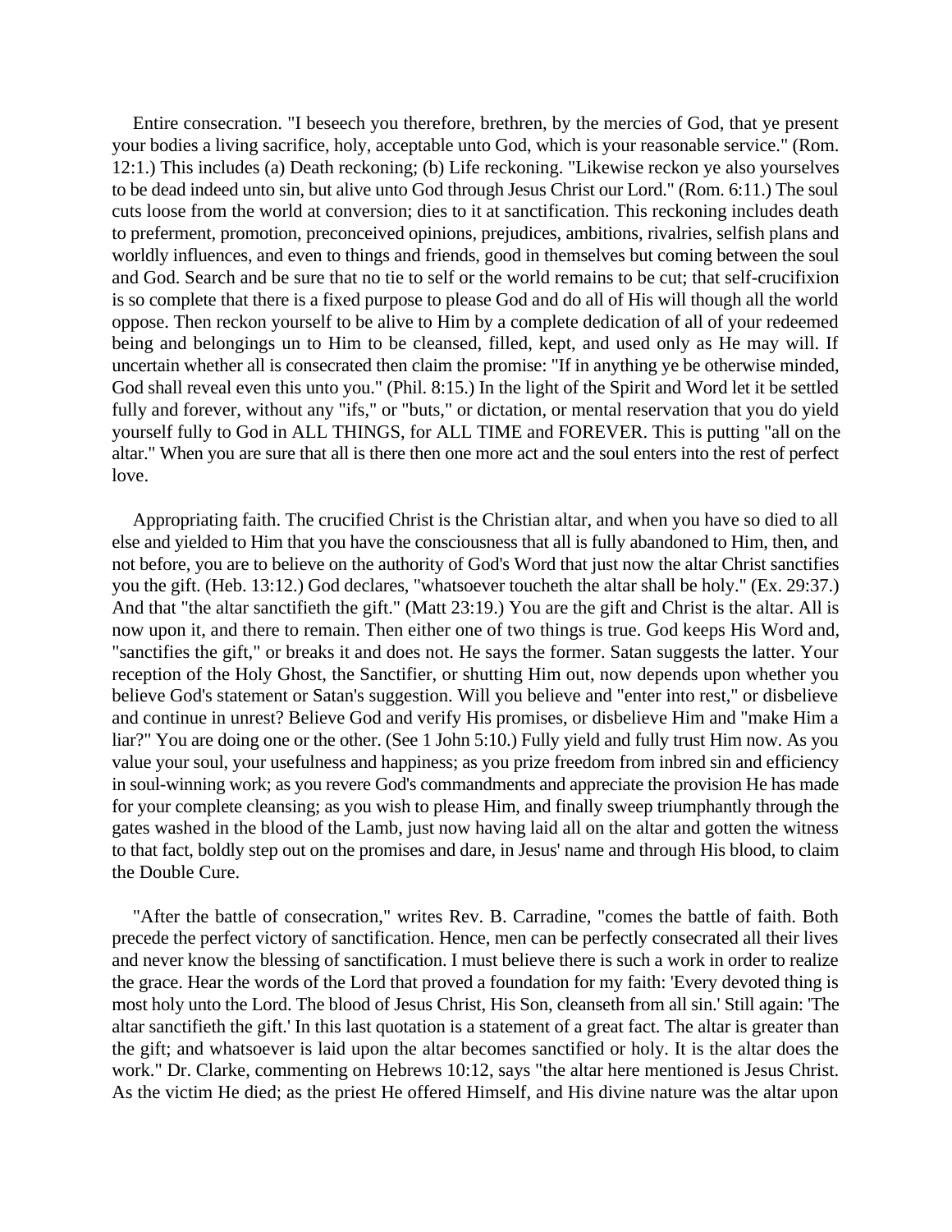Entire consecration. "I beseech you therefore, brethren, by the mercies of God, that ye present your bodies a living sacrifice, holy, acceptable unto God, which is your reasonable service." (Rom. 12:1.) This includes (a) Death reckoning; (b) Life reckoning. "Likewise reckon ye also yourselves to be dead indeed unto sin, but alive unto God through Jesus Christ our Lord." (Rom. 6:11.) The soul cuts loose from the world at conversion; dies to it at sanctification. This reckoning includes death to preferment, promotion, preconceived opinions, prejudices, ambitions, rivalries, selfish plans and worldly influences, and even to things and friends, good in themselves but coming between the soul and God. Search and be sure that no tie to self or the world remains to be cut; that self-crucifixion is so complete that there is a fixed purpose to please God and do all of His will though all the world oppose. Then reckon yourself to be alive to Him by a complete dedication of all of your redeemed being and belongings un to Him to be cleansed, filled, kept, and used only as He may will. If uncertain whether all is consecrated then claim the promise: "If in anything ye be otherwise minded, God shall reveal even this unto you." (Phil. 8:15.) In the light of the Spirit and Word let it be settled fully and forever, without any "ifs," or "buts," or dictation, or mental reservation that you do yield yourself fully to God in ALL THINGS, for ALL TIME and FOREVER. This is putting "all on the altar." When you are sure that all is there then one more act and the soul enters into the rest of perfect love.

Appropriating faith. The crucified Christ is the Christian altar, and when you have so died to all else and yielded to Him that you have the consciousness that all is fully abandoned to Him, then, and not before, you are to believe on the authority of God's Word that just now the altar Christ sanctifies you the gift. (Heb. 13:12.) God declares, "whatsoever toucheth the altar shall be holy." (Ex. 29:37.) And that "the altar sanctifieth the gift." (Matt 23:19.) You are the gift and Christ is the altar. All is now upon it, and there to remain. Then either one of two things is true. God keeps His Word and, "sanctifies the gift," or breaks it and does not. He says the former. Satan suggests the latter. Your reception of the Holy Ghost, the Sanctifier, or shutting Him out, now depends upon whether you believe God's statement or Satan's suggestion. Will you believe and "enter into rest," or disbelieve and continue in unrest? Believe God and verify His promises, or disbelieve Him and "make Him a liar?" You are doing one or the other. (See 1 John 5:10.) Fully yield and fully trust Him now. As you value your soul, your usefulness and happiness; as you prize freedom from inbred sin and efficiency in soul-winning work; as you revere God's commandments and appreciate the provision He has made for your complete cleansing; as you wish to please Him, and finally sweep triumphantly through the gates washed in the blood of the Lamb, just now having laid all on the altar and gotten the witness to that fact, boldly step out on the promises and dare, in Jesus' name and through His blood, to claim the Double Cure.

"After the battle of consecration," writes Rev. B. Carradine, "comes the battle of faith. Both precede the perfect victory of sanctification. Hence, men can be perfectly consecrated all their lives and never know the blessing of sanctification. I must believe there is such a work in order to realize the grace. Hear the words of the Lord that proved a foundation for my faith: 'Every devoted thing is most holy unto the Lord. The blood of Jesus Christ, His Son, cleanseth from all sin.' Still again: 'The altar sanctifieth the gift.' In this last quotation is a statement of a great fact. The altar is greater than the gift; and whatsoever is laid upon the altar becomes sanctified or holy. It is the altar does the work." Dr. Clarke, commenting on Hebrews 10:12, says "the altar here mentioned is Jesus Christ. As the victim He died; as the priest He offered Himself, and His divine nature was the altar upon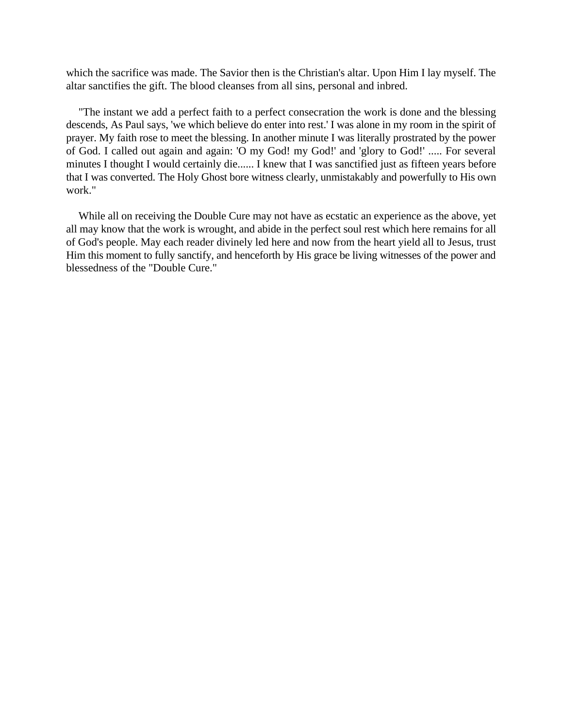which the sacrifice was made. The Savior then is the Christian's altar. Upon Him I lay myself. The altar sanctifies the gift. The blood cleanses from all sins, personal and inbred.

"The instant we add a perfect faith to a perfect consecration the work is done and the blessing descends, As Paul says, 'we which believe do enter into rest.' I was alone in my room in the spirit of prayer. My faith rose to meet the blessing. In another minute I was literally prostrated by the power of God. I called out again and again: 'O my God! my God!' and 'glory to God!' ..... For several minutes I thought I would certainly die...... I knew that I was sanctified just as fifteen years before that I was converted. The Holy Ghost bore witness clearly, unmistakably and powerfully to His own work."

While all on receiving the Double Cure may not have as ecstatic an experience as the above, yet all may know that the work is wrought, and abide in the perfect soul rest which here remains for all of God's people. May each reader divinely led here and now from the heart yield all to Jesus, trust Him this moment to fully sanctify, and henceforth by His grace be living witnesses of the power and blessedness of the "Double Cure."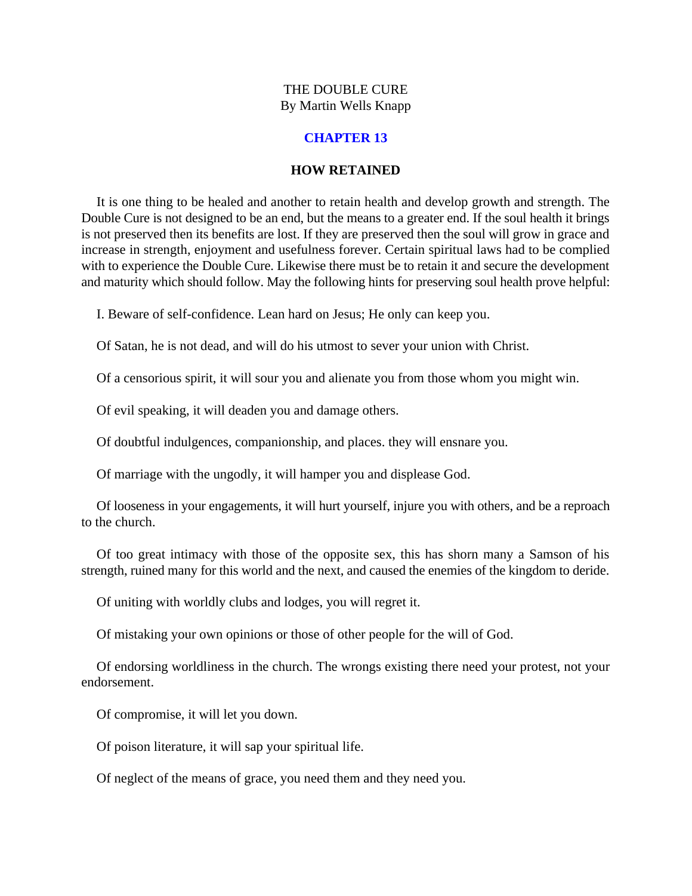THE DOUBLE CURE
By Martin Wells Knapp

## CHAPTER 13

### HOW RETAINED

It is one thing to be healed and another to retain health and develop growth and strength. The Double Cure is not designed to be an end, but the means to a greater end. If the soul health it brings is not preserved then its benefits are lost. If they are preserved then the soul will grow in grace and increase in strength, enjoyment and usefulness forever. Certain spiritual laws had to be complied with to experience the Double Cure. Likewise there must be to retain it and secure the development and maturity which should follow. May the following hints for preserving soul health prove helpful:

I. Beware of self-confidence. Lean hard on Jesus; He only can keep you.

Of Satan, he is not dead, and will do his utmost to sever your union with Christ.

Of a censorious spirit, it will sour you and alienate you from those whom you might win.

Of evil speaking, it will deaden you and damage others.

Of doubtful indulgences, companionship, and places. they will ensnare you.

Of marriage with the ungodly, it will hamper you and displease God.

Of looseness in your engagements, it will hurt yourself, injure you with others, and be a reproach to the church.

Of too great intimacy with those of the opposite sex, this has shorn many a Samson of his strength, ruined many for this world and the next, and caused the enemies of the kingdom to deride.

Of uniting with worldly clubs and lodges, you will regret it.

Of mistaking your own opinions or those of other people for the will of God.

Of endorsing worldliness in the church. The wrongs existing there need your protest, not your endorsement.

Of compromise, it will let you down.

Of poison literature, it will sap your spiritual life.

Of neglect of the means of grace, you need them and they need you.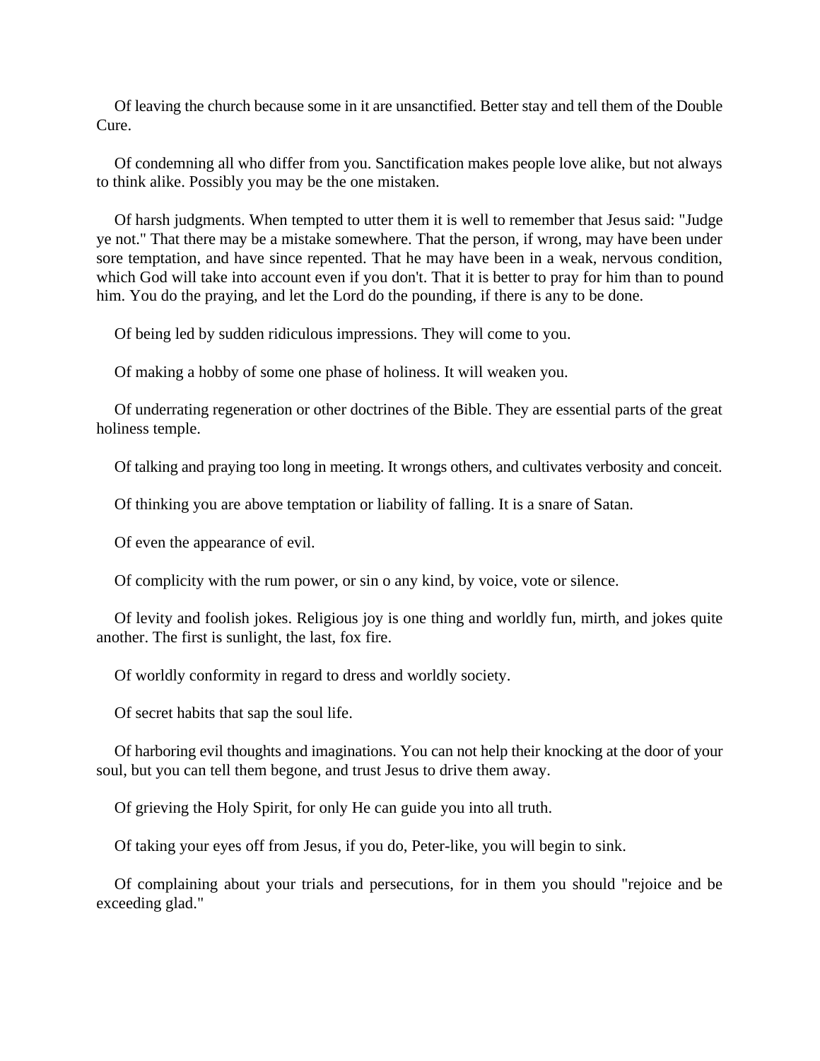Of leaving the church because some in it are unsanctified. Better stay and tell them of the Double Cure.

Of condemning all who differ from you. Sanctification makes people love alike, but not always to think alike. Possibly you may be the one mistaken.

Of harsh judgments. When tempted to utter them it is well to remember that Jesus said: "Judge ye not." That there may be a mistake somewhere. That the person, if wrong, may have been under sore temptation, and have since repented. That he may have been in a weak, nervous condition, which God will take into account even if you don't. That it is better to pray for him than to pound him. You do the praying, and let the Lord do the pounding, if there is any to be done.

Of being led by sudden ridiculous impressions. They will come to you.

Of making a hobby of some one phase of holiness. It will weaken you.

Of underrating regeneration or other doctrines of the Bible. They are essential parts of the great holiness temple.

Of talking and praying too long in meeting. It wrongs others, and cultivates verbosity and conceit.

Of thinking you are above temptation or liability of falling. It is a snare of Satan.

Of even the appearance of evil.

Of complicity with the rum power, or sin o any kind, by voice, vote or silence.

Of levity and foolish jokes. Religious joy is one thing and worldly fun, mirth, and jokes quite another. The first is sunlight, the last, fox fire.

Of worldly conformity in regard to dress and worldly society.

Of secret habits that sap the soul life.

Of harboring evil thoughts and imaginations. You can not help their knocking at the door of your soul, but you can tell them begone, and trust Jesus to drive them away.

Of grieving the Holy Spirit, for only He can guide you into all truth.

Of taking your eyes off from Jesus, if you do, Peter-like, you will begin to sink.

Of complaining about your trials and persecutions, for in them you should "rejoice and be exceeding glad."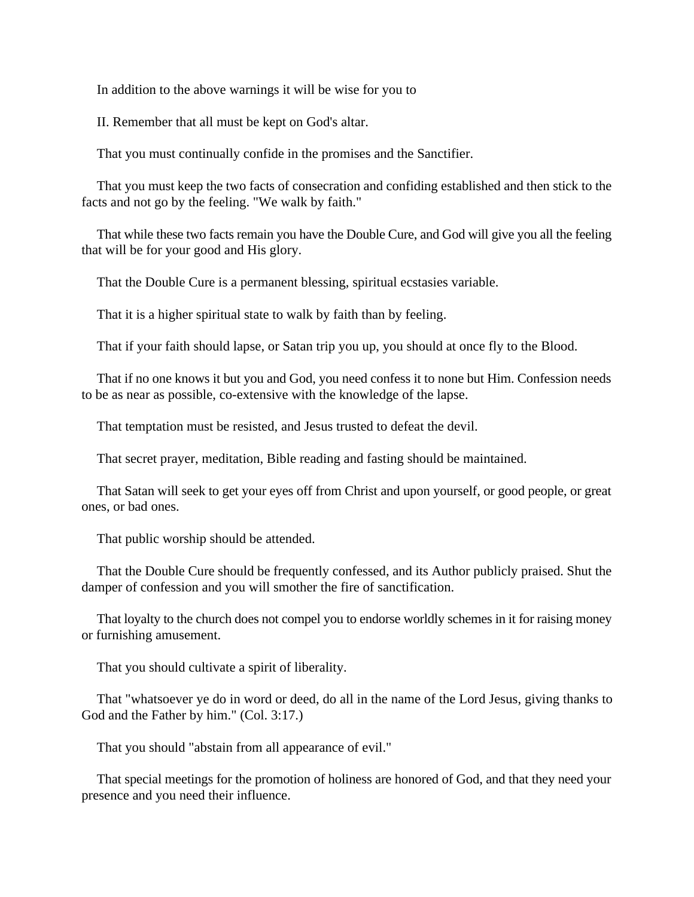In addition to the above warnings it will be wise for you to

II. Remember that all must be kept on God's altar.

That you must continually confide in the promises and the Sanctifier.

That you must keep the two facts of consecration and confiding established and then stick to the facts and not go by the feeling. "We walk by faith."

That while these two facts remain you have the Double Cure, and God will give you all the feeling that will be for your good and His glory.

That the Double Cure is a permanent blessing, spiritual ecstasies variable.

That it is a higher spiritual state to walk by faith than by feeling.

That if your faith should lapse, or Satan trip you up, you should at once fly to the Blood.

That if no one knows it but you and God, you need confess it to none but Him. Confession needs to be as near as possible, co-extensive with the knowledge of the lapse.

That temptation must be resisted, and Jesus trusted to defeat the devil.

That secret prayer, meditation, Bible reading and fasting should be maintained.

That Satan will seek to get your eyes off from Christ and upon yourself, or good people, or great ones, or bad ones.

That public worship should be attended.

That the Double Cure should be frequently confessed, and its Author publicly praised. Shut the damper of confession and you will smother the fire of sanctification.

That loyalty to the church does not compel you to endorse worldly schemes in it for raising money or furnishing amusement.

That you should cultivate a spirit of liberality.

That "whatsoever ye do in word or deed, do all in the name of the Lord Jesus, giving thanks to God and the Father by him." (Col. 3:17.)

That you should "abstain from all appearance of evil."

That special meetings for the promotion of holiness are honored of God, and that they need your presence and you need their influence.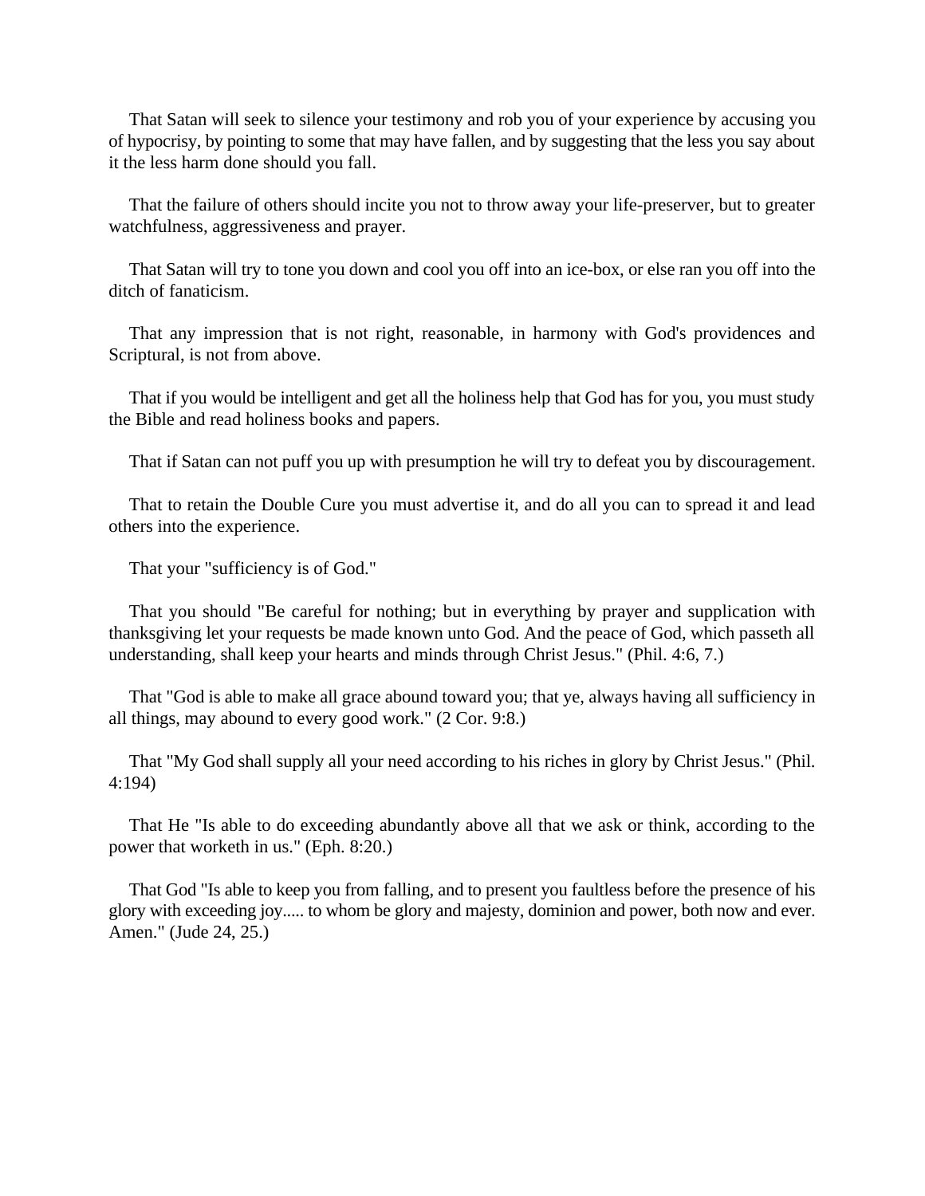That Satan will seek to silence your testimony and rob you of your experience by accusing you of hypocrisy, by pointing to some that may have fallen, and by suggesting that the less you say about it the less harm done should you fall.

That the failure of others should incite you not to throw away your life-preserver, but to greater watchfulness, aggressiveness and prayer.

That Satan will try to tone you down and cool you off into an ice-box, or else ran you off into the ditch of fanaticism.

That any impression that is not right, reasonable, in harmony with God's providences and Scriptural, is not from above.

That if you would be intelligent and get all the holiness help that God has for you, you must study the Bible and read holiness books and papers.

That if Satan can not puff you up with presumption he will try to defeat you by discouragement.

That to retain the Double Cure you must advertise it, and do all you can to spread it and lead others into the experience.

That your "sufficiency is of God."

That you should "Be careful for nothing; but in everything by prayer and supplication with thanksgiving let your requests be made known unto God. And the peace of God, which passeth all understanding, shall keep your hearts and minds through Christ Jesus." (Phil. 4:6, 7.)

That "God is able to make all grace abound toward you; that ye, always having all sufficiency in all things, may abound to every good work." (2 Cor. 9:8.)

That "My God shall supply all your need according to his riches in glory by Christ Jesus." (Phil. 4:194)

That He "Is able to do exceeding abundantly above all that we ask or think, according to the power that worketh in us." (Eph. 8:20.)

That God "Is able to keep you from falling, and to present you faultless before the presence of his glory with exceeding joy..... to whom be glory and majesty, dominion and power, both now and ever. Amen." (Jude 24, 25.)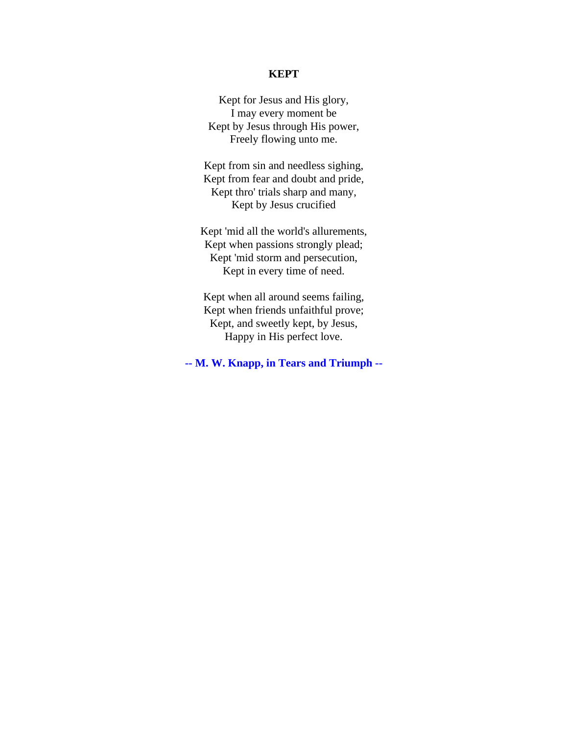## KEPT

Kept for Jesus and His glory,  
I may every moment be  
Kept by Jesus through His power,  
Freely flowing unto me.

Kept from sin and needless sighing,  
Kept from fear and doubt and pride,  
Kept thro' trials sharp and many,  
Kept by Jesus crucified

Kept 'mid all the world's allurements,  
Kept when passions strongly plead;  
Kept 'mid storm and persecution,  
Kept in every time of need.

Kept when all around seems failing,  
Kept when friends unfaithful prove;  
Kept, and sweetly kept, by Jesus,  
Happy in His perfect love.

**-- M. W. Knapp, in Tears and Triumph --**